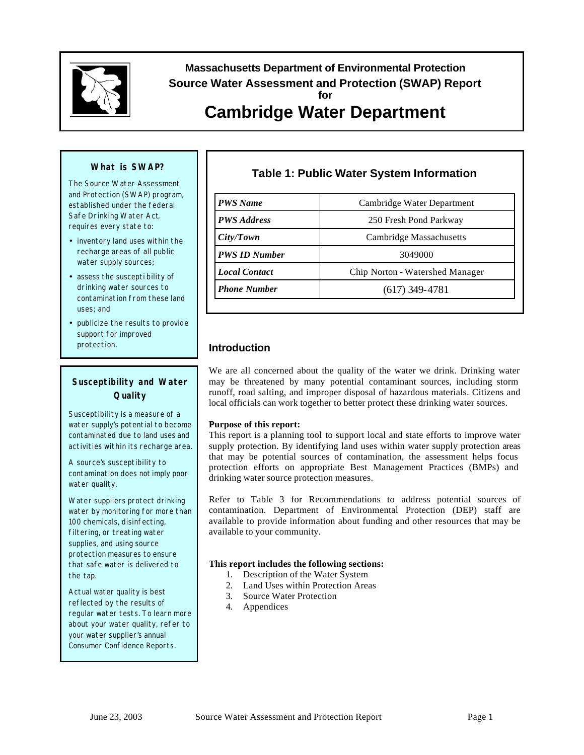**Massachusetts Department of Environmental Protection**

**Source Water Assessment and Protection (SWAP) Report**

**for**

# Cambridge Water Department

### What is SWAP?

The Source Water Assessment and Protection (SWAP) program, established under the federal Safe Drinking Water Act, requires every state to:

- inventory land uses within the recharge areas of all public water supply sources;
- assess the susceptibility of drinking water sources to contamination from these land uses; and
- publicize the results to provide support for improved protection.

### Susceptibility and Water Quality

Susceptibility is a measure of a water supply's potential to become contaminated due to land uses and activities within its recharge area.

A source's susceptibility to contamination does not imply poor water quality.

Water suppliers protect drinking water by monitoring for more than 100 chemicals, disinfecting, filtering, or treating water supplies, and using source protection measures to ensure that safe water is delivered to the tap.

Actual water quality is best reflected by the results of regular water tests. To learn more about your water quality, refer to your water supplier's annual Consumer Confidence Reports.

### Table 1: Public Water System Information

| | |
|---|---|
| ***PWS Name*** | Cambridge Water Department |
| ***PWS Address*** | 250 Fresh Pond Parkway |
| ***City/Town*** | Cambridge Massachusetts |
| ***PWS ID Number*** | 3049000 |
| ***Local Contact*** | Chip Norton - Watershed Manager |
| ***Phone Number*** | (617) 349-4781 |

## Introduction

We are all concerned about the quality of the water we drink. Drinking water may be threatened by many potential contaminant sources, including storm runoff, road salting, and improper disposal of hazardous materials. Citizens and local officials can work together to better protect these drinking water sources.

**Purpose of this report:**

This report is a planning tool to support local and state efforts to improve water supply protection. By identifying land uses within water supply protection areas that may be potential sources of contamination, the assessment helps focus protection efforts on appropriate Best Management Practices (BMPs) and drinking water source protection measures.

Refer to Table 3 for Recommendations to address potential sources of contamination. Department of Environmental Protection (DEP) staff are available to provide information about funding and other resources that may be available to your community.

**This report includes the following sections:**

1. Description of the Water System
2. Land Uses within Protection Areas
3. Source Water Protection
4. Appendices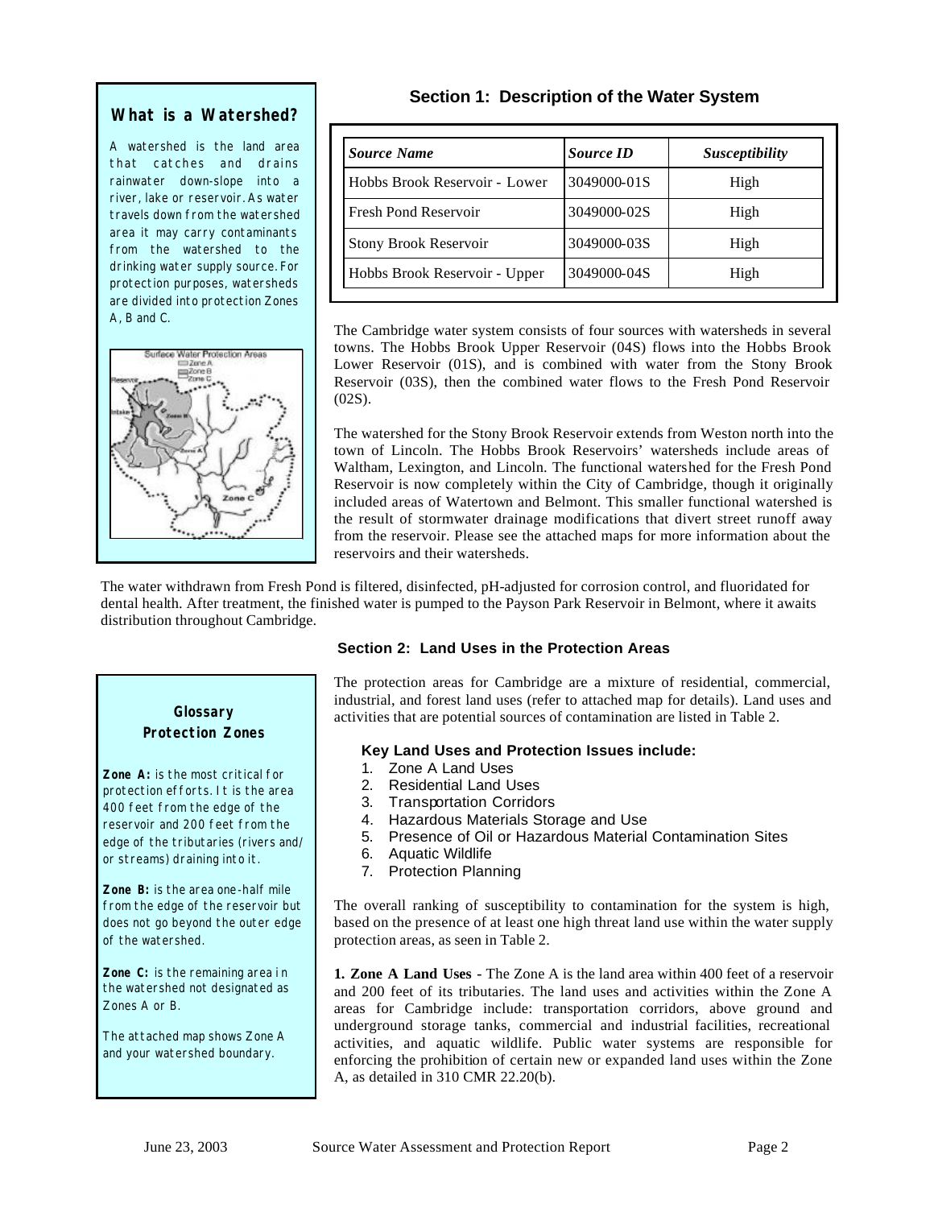### What is a Watershed?

A watershed is the land area that catches and drains rainwater down-slope into a river, lake or reservoir. As water travels down from the watershed area it may carry contaminants from the watershed to the drinking water supply source. For protection purposes, watersheds are divided into protection Zones A, B and C.

## Section 1: Description of the Water System

| *Source Name* | *Source ID* | *Susceptibility* |
|---|---|---|
| Hobbs Brook Reservoir - Lower | 3049000-01S | High |
| Fresh Pond Reservoir | 3049000-02S | High |
| Stony Brook Reservoir | 3049000-03S | High |
| Hobbs Brook Reservoir - Upper | 3049000-04S | High |

The Cambridge water system consists of four sources with watersheds in several towns. The Hobbs Brook Upper Reservoir (04S) flows into the Hobbs Brook Lower Reservoir (01S), and is combined with water from the Stony Brook Reservoir (03S), then the combined water flows to the Fresh Pond Reservoir (02S).

The watershed for the Stony Brook Reservoir extends from Weston north into the town of Lincoln. The Hobbs Brook Reservoirs' watersheds include areas of Waltham, Lexington, and Lincoln. The functional watershed for the Fresh Pond Reservoir is now completely within the City of Cambridge, though it originally included areas of Watertown and Belmont. This smaller functional watershed is the result of stormwater drainage modifications that divert street runoff away from the reservoir. Please see the attached maps for more information about the reservoirs and their watersheds.

The water withdrawn from Fresh Pond is filtered, disinfected, pH-adjusted for corrosion control, and fluoridated for dental health. After treatment, the finished water is pumped to the Payson Park Reservoir in Belmont, where it awaits distribution throughout Cambridge.

## Section 2: Land Uses in the Protection Areas

### Glossary
### Protection Zones

**Zone A:** is the most critical for protection efforts. It is the area 400 feet from the edge of the reservoir and 200 feet from the edge of the tributaries (rivers and/ or streams) draining into it.

**Zone B:** is the area one-half mile from the edge of the reservoir but does not go beyond the outer edge of the watershed.

**Zone C:** is the remaining area in the watershed not designated as Zones A or B.

The attached map shows Zone A and your watershed boundary.

The protection areas for Cambridge are a mixture of residential, commercial, industrial, and forest land uses (refer to attached map for details). Land uses and activities that are potential sources of contamination are listed in Table 2.

**Key Land Uses and Protection Issues include:**

1. Zone A Land Uses
2. Residential Land Uses
3. Transportation Corridors
4. Hazardous Materials Storage and Use
5. Presence of Oil or Hazardous Material Contamination Sites
6. Aquatic Wildlife
7. Protection Planning

The overall ranking of susceptibility to contamination for the system is high, based on the presence of at least one high threat land use within the water supply protection areas, as seen in Table 2.

**1. Zone A Land Uses** - The Zone A is the land area within 400 feet of a reservoir and 200 feet of its tributaries. The land uses and activities within the Zone A areas for Cambridge include: transportation corridors, above ground and underground storage tanks, commercial and industrial facilities, recreational activities, and aquatic wildlife. Public water systems are responsible for enforcing the prohibition of certain new or expanded land uses within the Zone A, as detailed in 310 CMR 22.20(b).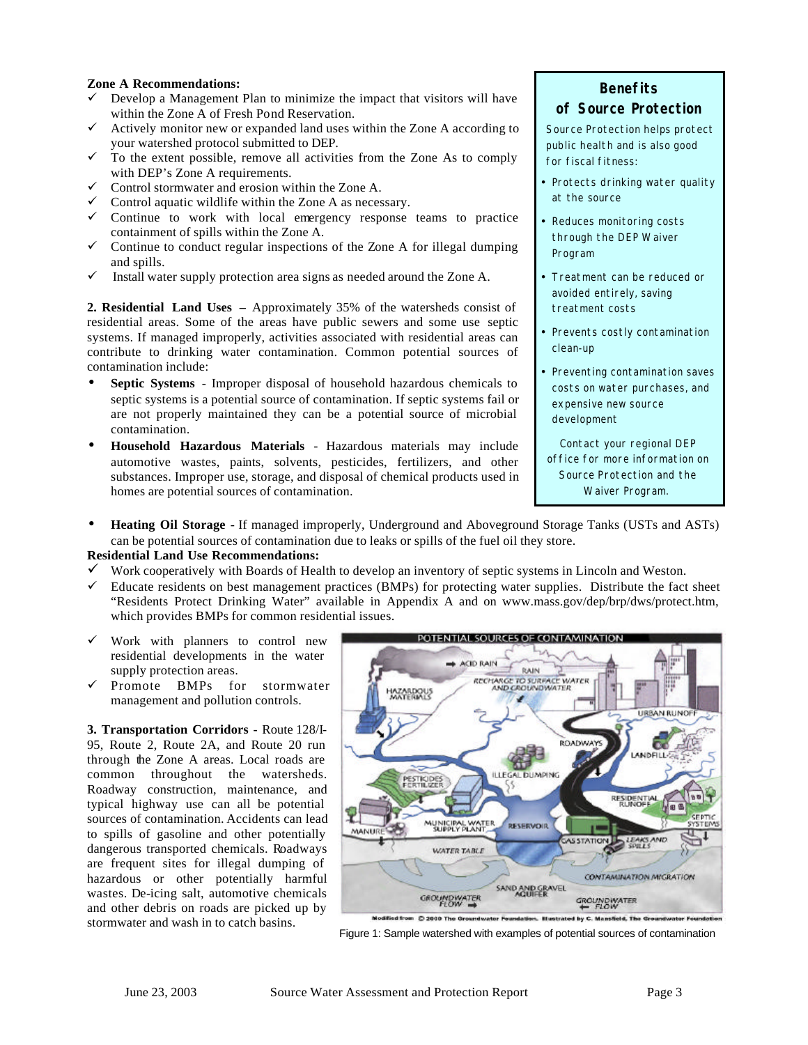**Zone A Recommendations:**

- ✓ Develop a Management Plan to minimize the impact that visitors will have within the Zone A of Fresh Pond Reservation.
- ✓ Actively monitor new or expanded land uses within the Zone A according to your watershed protocol submitted to DEP.
- ✓ To the extent possible, remove all activities from the Zone As to comply with DEP's Zone A requirements.
- ✓ Control stormwater and erosion within the Zone A.
- ✓ Control aquatic wildlife within the Zone A as necessary.
- ✓ Continue to work with local emergency response teams to practice containment of spills within the Zone A.
- ✓ Continue to conduct regular inspections of the Zone A for illegal dumping and spills.
- ✓ Install water supply protection area signs as needed around the Zone A.

**2. Residential Land Uses** – Approximately 35% of the watersheds consist of residential areas. Some of the areas have public sewers and some use septic systems. If managed improperly, activities associated with residential areas can contribute to drinking water contamination. Common potential sources of contamination include:

- **Septic Systems** - Improper disposal of household hazardous chemicals to septic systems is a potential source of contamination. If septic systems fail or are not properly maintained they can be a potential source of microbial contamination.
- **Household Hazardous Materials** - Hazardous materials may include automotive wastes, paints, solvents, pesticides, fertilizers, and other substances. Improper use, storage, and disposal of chemical products used in homes are potential sources of contamination.
- **Heating Oil Storage** - If managed improperly, Underground and Aboveground Storage Tanks (USTs and ASTs) can be potential sources of contamination due to leaks or spills of the fuel oil they store.

**Benefits of Source Protection**

Source Protection helps protect public health and is also good for fiscal fitness:

- Protects drinking water quality at the source
- Reduces monitoring costs through the DEP Waiver Program
- Treatment can be reduced or avoided entirely, saving treatment costs
- Prevents costly contamination clean-up
- Preventing contamination saves costs on water purchases, and expensive new source development

Contact your regional DEP office for more information on Source Protection and the Waiver Program.

**Residential Land Use Recommendations:**

- ✓ Work cooperatively with Boards of Health to develop an inventory of septic systems in Lincoln and Weston.
- ✓ Educate residents on best management practices (BMPs) for protecting water supplies. Distribute the fact sheet "Residents Protect Drinking Water" available in Appendix A and on www.mass.gov/dep/brp/dws/protect.htm, which provides BMPs for common residential issues.
- ✓ Work with planners to control new residential developments in the water supply protection areas.
- ✓ Promote BMPs for stormwater management and pollution controls.

**3. Transportation Corridors** - Route 128/I-95, Route 2, Route 2A, and Route 20 run through the Zone A areas. Local roads are common throughout the watersheds. Roadway construction, maintenance, and typical highway use can all be potential sources of contamination. Accidents can lead to spills of gasoline and other potentially dangerous transported chemicals. Roadways are frequent sites for illegal dumping of hazardous or other potentially harmful wastes. De-icing salt, automotive chemicals and other debris on roads are picked up by stormwater and wash in to catch basins.

Figure 1: Sample watershed with examples of potential sources of contamination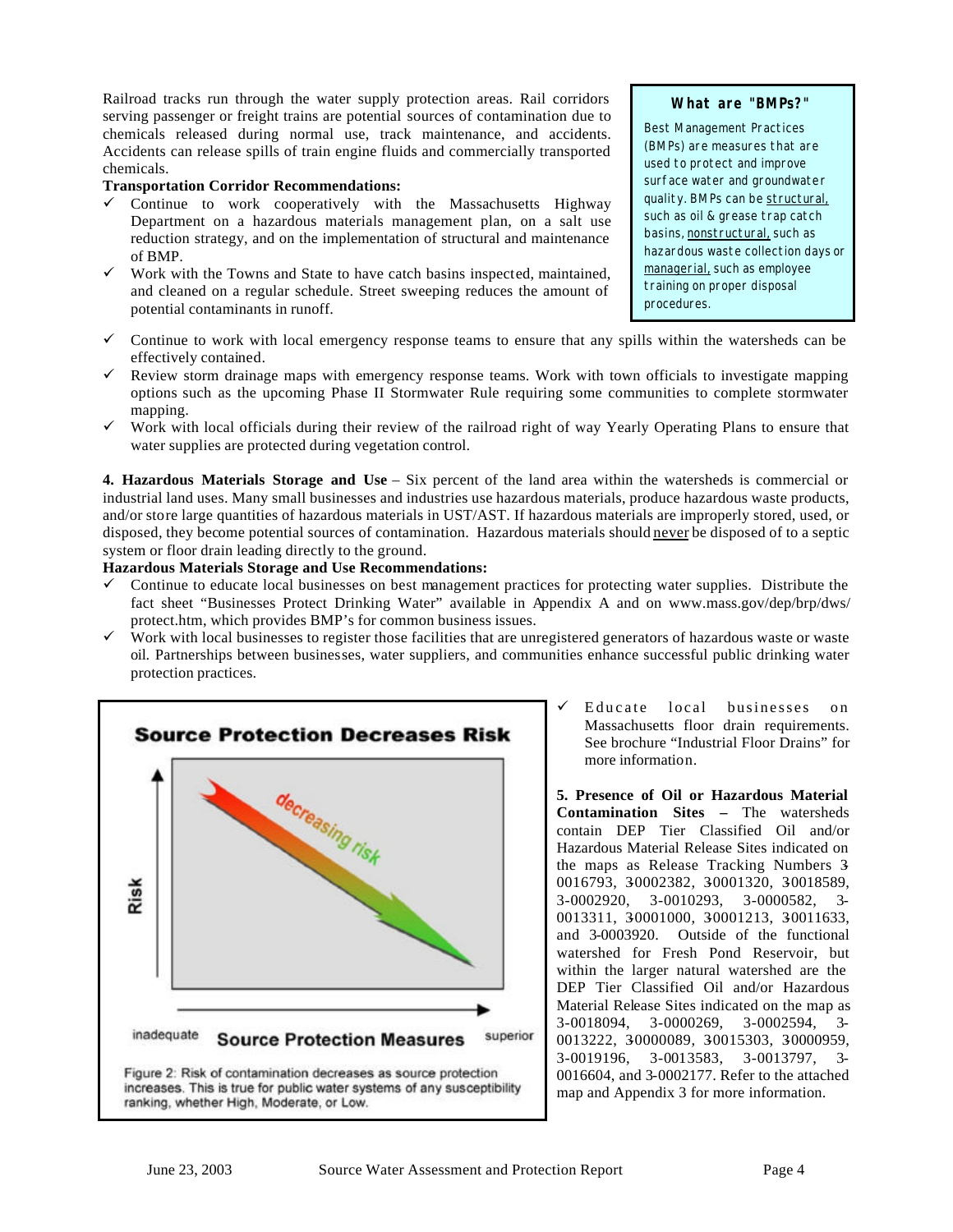Railroad tracks run through the water supply protection areas. Rail corridors serving passenger or freight trains are potential sources of contamination due to chemicals released during normal use, track maintenance, and accidents. Accidents can release spills of train engine fluids and commercially transported chemicals.

**Transportation Corridor Recommendations:**

- ✓ Continue to work cooperatively with the Massachusetts Highway Department on a hazardous materials management plan, on a salt use reduction strategy, and on the implementation of structural and maintenance of BMP.
- ✓ Work with the Towns and State to have catch basins inspected, maintained, and cleaned on a regular schedule. Street sweeping reduces the amount of potential contaminants in runoff.

> **What are "BMPs?"**
>
> Best Management Practices (BMPs) are measures that are used to protect and improve surface water and groundwater quality. BMPs can be structural, such as oil & grease trap catch basins, nonstructural, such as hazardous waste collection days or managerial, such as employee training on proper disposal procedures.

- ✓ Continue to work with local emergency response teams to ensure that any spills within the watersheds can be effectively contained.
- ✓ Review storm drainage maps with emergency response teams. Work with town officials to investigate mapping options such as the upcoming Phase II Stormwater Rule requiring some communities to complete stormwater mapping.
- ✓ Work with local officials during their review of the railroad right of way Yearly Operating Plans to ensure that water supplies are protected during vegetation control.

**4. Hazardous Materials Storage and Use** – Six percent of the land area within the watersheds is commercial or industrial land uses. Many small businesses and industries use hazardous materials, produce hazardous waste products, and/or store large quantities of hazardous materials in UST/AST. If hazardous materials are improperly stored, used, or disposed, they become potential sources of contamination. Hazardous materials should never be disposed of to a septic system or floor drain leading directly to the ground.

**Hazardous Materials Storage and Use Recommendations:**

- ✓ Continue to educate local businesses on best management practices for protecting water supplies. Distribute the fact sheet "Businesses Protect Drinking Water" available in Appendix A and on www.mass.gov/dep/brp/dws/protect.htm, which provides BMP's for common business issues.
- ✓ Work with local businesses to register those facilities that are unregistered generators of hazardous waste or waste oil. Partnerships between businesses, water suppliers, and communities enhance successful public drinking water protection practices.
- ✓ Educate local businesses on Massachusetts floor drain requirements. See brochure "Industrial Floor Drains" for more information.

**Source Protection Decreases Risk**

Figure 2: Risk of contamination decreases as source protection increases. This is true for public water systems of any susceptibility ranking, whether High, Moderate, or Low.

**5. Presence of Oil or Hazardous Material Contamination Sites –** The watersheds contain DEP Tier Classified Oil and/or Hazardous Material Release Sites indicated on the maps as Release Tracking Numbers 3-0016793, 3-0002382, 3-0001320, 3-0018589, 3-0002920, 3-0010293, 3-0000582, 3-0013311, 3-0001000, 3-0001213, 3-0011633, and 3-0003920. Outside of the functional watershed for Fresh Pond Reservoir, but within the larger natural watershed are the DEP Tier Classified Oil and/or Hazardous Material Release Sites indicated on the map as 3-0018094, 3-0000269, 3-0002594, 3-0013222, 3-0000089, 3-0015303, 3-0000959, 3-0019196, 3-0013583, 3-0013797, 3-0016604, and 3-0002177. Refer to the attached map and Appendix 3 for more information.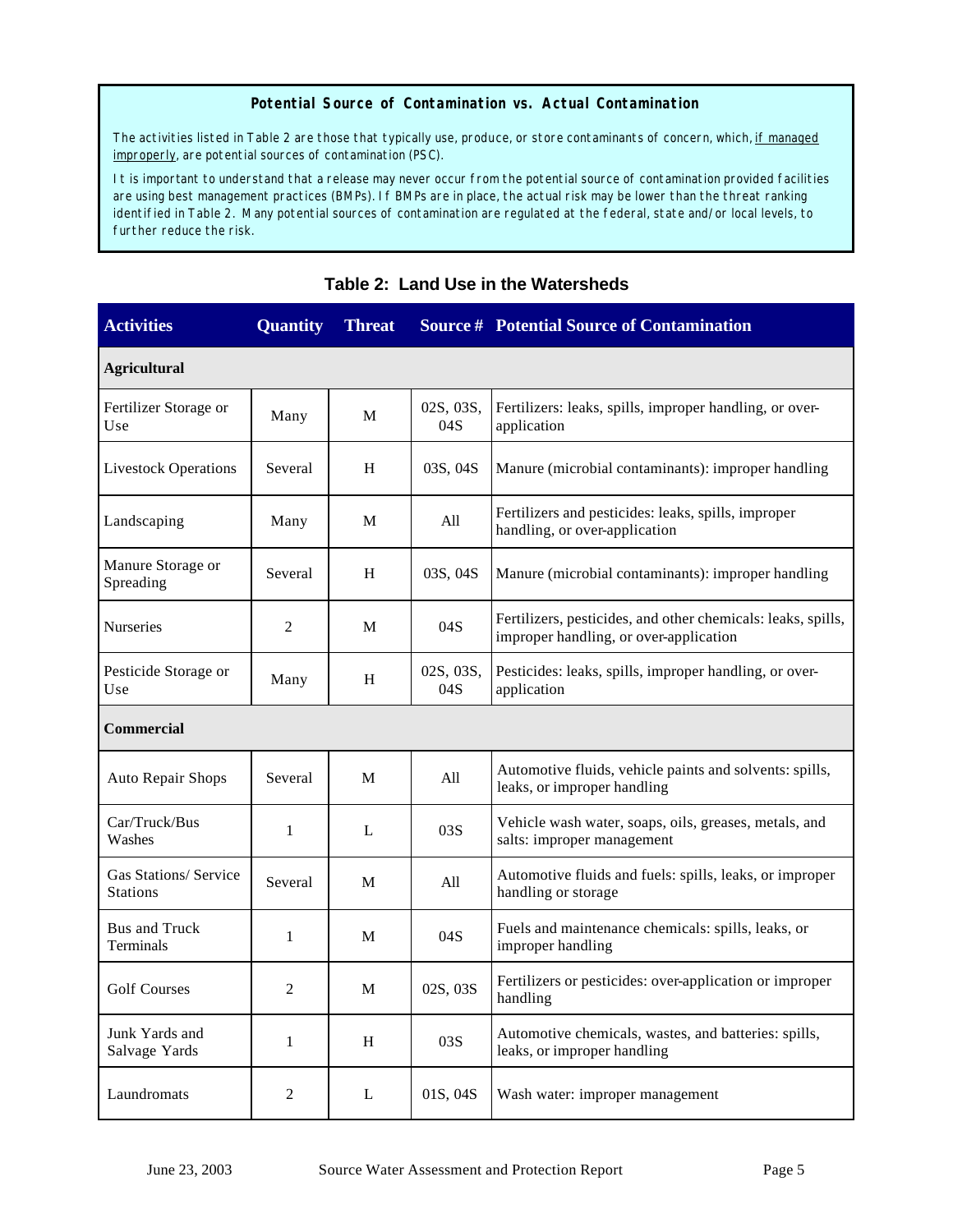**Potential Source of Contamination vs. Actual Contamination**

The activities listed in Table 2 are those that typically use, produce, or store contaminants of concern, which, if managed improperly, are potential sources of contamination (PSC).

It is important to understand that a release may never occur from the potential source of contamination provided facilities are using best management practices (BMPs). If BMPs are in place, the actual risk may be lower than the threat ranking identified in Table 2. Many potential sources of contamination are regulated at the federal, state and/or local levels, to further reduce the risk.

**Table 2: Land Use in the Watersheds**

| Activities | Quantity | Threat | Source # | Potential Source of Contamination |
|---|---|---|---|---|
| **Agricultural** | | | | |
| Fertilizer Storage or Use | Many | M | 02S, 03S, 04S | Fertilizers: leaks, spills, improper handling, or over-application |
| Livestock Operations | Several | H | 03S, 04S | Manure (microbial contaminants): improper handling |
| Landscaping | Many | M | All | Fertilizers and pesticides: leaks, spills, improper handling, or over-application |
| Manure Storage or Spreading | Several | H | 03S, 04S | Manure (microbial contaminants): improper handling |
| Nurseries | 2 | M | 04S | Fertilizers, pesticides, and other chemicals: leaks, spills, improper handling, or over-application |
| Pesticide Storage or Use | Many | H | 02S, 03S, 04S | Pesticides: leaks, spills, improper handling, or over-application |
| **Commercial** | | | | |
| Auto Repair Shops | Several | M | All | Automotive fluids, vehicle paints and solvents: spills, leaks, or improper handling |
| Car/Truck/Bus Washes | 1 | L | 03S | Vehicle wash water, soaps, oils, greases, metals, and salts: improper management |
| Gas Stations/ Service Stations | Several | M | All | Automotive fluids and fuels: spills, leaks, or improper handling or storage |
| Bus and Truck Terminals | 1 | M | 04S | Fuels and maintenance chemicals: spills, leaks, or improper handling |
| Golf Courses | 2 | M | 02S, 03S | Fertilizers or pesticides: over-application or improper handling |
| Junk Yards and Salvage Yards | 1 | H | 03S | Automotive chemicals, wastes, and batteries: spills, leaks, or improper handling |
| Laundromats | 2 | L | 01S, 04S | Wash water: improper management |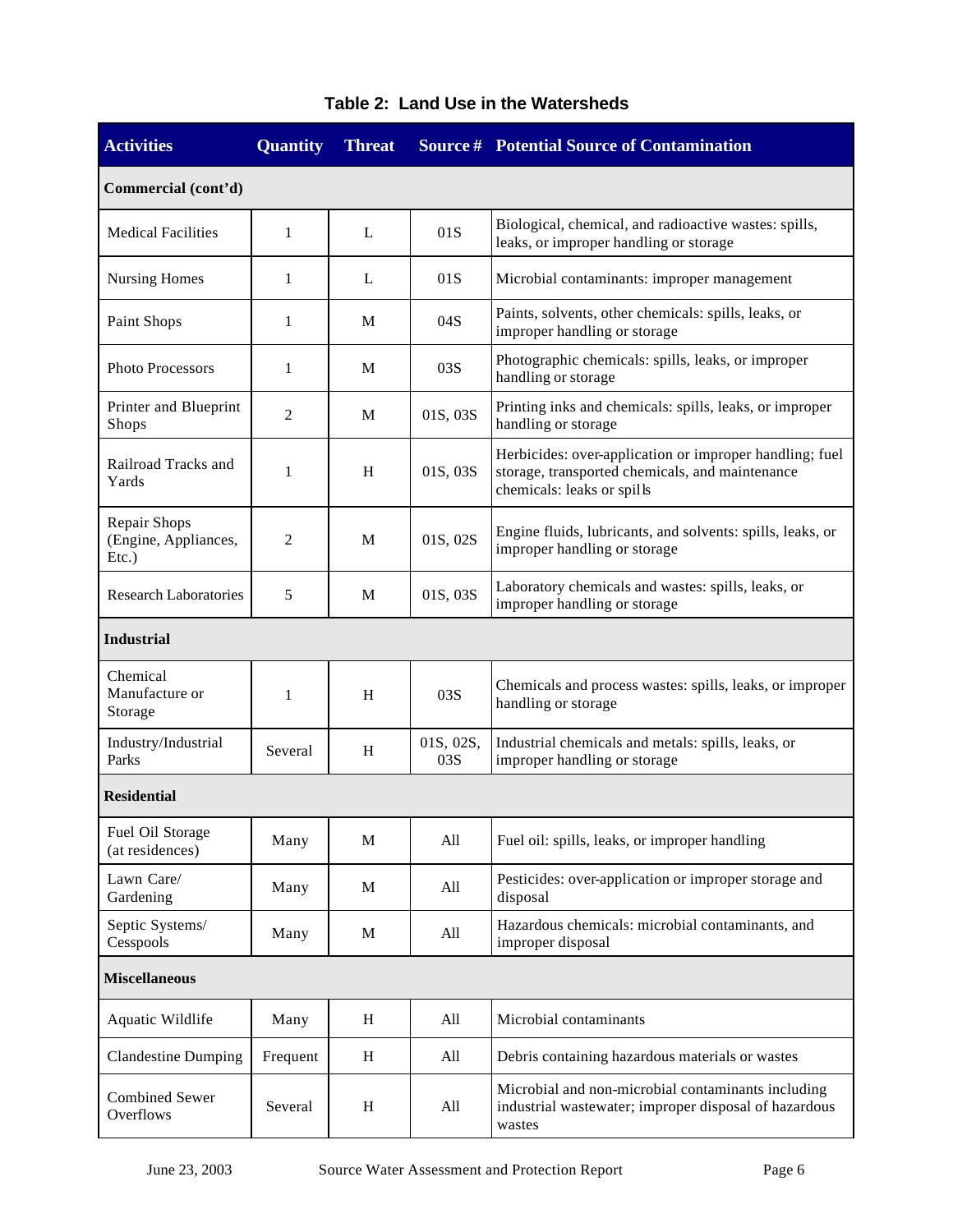### Table 2: Land Use in the Watersheds

| Activities | Quantity | Threat | Source # | Potential Source of Contamination |
|---|---|---|---|---|
| **Commercial (cont'd)** | | | | |
| Medical Facilities | 1 | L | 01S | Biological, chemical, and radioactive wastes: spills, leaks, or improper handling or storage |
| Nursing Homes | 1 | L | 01S | Microbial contaminants: improper management |
| Paint Shops | 1 | M | 04S | Paints, solvents, other chemicals: spills, leaks, or improper handling or storage |
| Photo Processors | 1 | M | 03S | Photographic chemicals: spills, leaks, or improper handling or storage |
| Printer and Blueprint Shops | 2 | M | 01S, 03S | Printing inks and chemicals: spills, leaks, or improper handling or storage |
| Railroad Tracks and Yards | 1 | H | 01S, 03S | Herbicides: over-application or improper handling; fuel storage, transported chemicals, and maintenance chemicals: leaks or spills |
| Repair Shops (Engine, Appliances, Etc.) | 2 | M | 01S, 02S | Engine fluids, lubricants, and solvents: spills, leaks, or improper handling or storage |
| Research Laboratories | 5 | M | 01S, 03S | Laboratory chemicals and wastes: spills, leaks, or improper handling or storage |
| **Industrial** | | | | |
| Chemical Manufacture or Storage | 1 | H | 03S | Chemicals and process wastes: spills, leaks, or improper handling or storage |
| Industry/Industrial Parks | Several | H | 01S, 02S, 03S | Industrial chemicals and metals: spills, leaks, or improper handling or storage |
| **Residential** | | | | |
| Fuel Oil Storage (at residences) | Many | M | All | Fuel oil: spills, leaks, or improper handling |
| Lawn Care/ Gardening | Many | M | All | Pesticides: over-application or improper storage and disposal |
| Septic Systems/ Cesspools | Many | M | All | Hazardous chemicals: microbial contaminants, and improper disposal |
| **Miscellaneous** | | | | |
| Aquatic Wildlife | Many | H | All | Microbial contaminants |
| Clandestine Dumping | Frequent | H | All | Debris containing hazardous materials or wastes |
| Combined Sewer Overflows | Several | H | All | Microbial and non-microbial contaminants including industrial wastewater; improper disposal of hazardous wastes |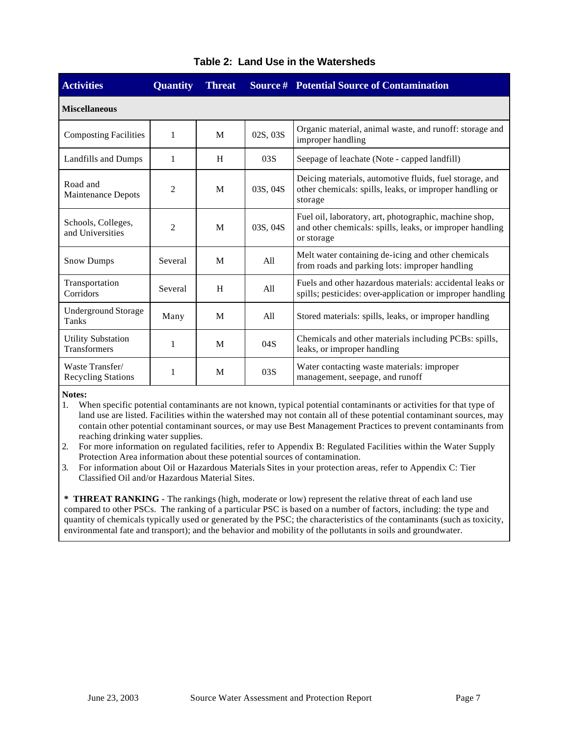## Table 2: Land Use in the Watersheds

| Activities | Quantity | Threat | Source # | Potential Source of Contamination |
|---|---|---|---|---|
| **Miscellaneous** | | | | |
| Composting Facilities | 1 | M | 02S, 03S | Organic material, animal waste, and runoff: storage and improper handling |
| Landfills and Dumps | 1 | H | 03S | Seepage of leachate (Note - capped landfill) |
| Road and Maintenance Depots | 2 | M | 03S, 04S | Deicing materials, automotive fluids, fuel storage, and other chemicals: spills, leaks, or improper handling or storage |
| Schools, Colleges, and Universities | 2 | M | 03S, 04S | Fuel oil, laboratory, art, photographic, machine shop, and other chemicals: spills, leaks, or improper handling or storage |
| Snow Dumps | Several | M | All | Melt water containing de-icing and other chemicals from roads and parking lots: improper handling |
| Transportation Corridors | Several | H | All | Fuels and other hazardous materials: accidental leaks or spills; pesticides: over-application or improper handling |
| Underground Storage Tanks | Many | M | All | Stored materials: spills, leaks, or improper handling |
| Utility Substation Transformers | 1 | M | 04S | Chemicals and other materials including PCBs: spills, leaks, or improper handling |
| Waste Transfer/ Recycling Stations | 1 | M | 03S | Water contacting waste materials: improper management, seepage, and runoff |

**Notes:**

1. When specific potential contaminants are not known, typical potential contaminants or activities for that type of land use are listed. Facilities within the watershed may not contain all of these potential contaminant sources, may contain other potential contaminant sources, or may use Best Management Practices to prevent contaminants from reaching drinking water supplies.
2. For more information on regulated facilities, refer to Appendix B: Regulated Facilities within the Water Supply Protection Area information about these potential sources of contamination.
3. For information about Oil or Hazardous Materials Sites in your protection areas, refer to Appendix C: Tier Classified Oil and/or Hazardous Material Sites.

**\* THREAT RANKING** - The rankings (high, moderate or low) represent the relative threat of each land use compared to other PSCs. The ranking of a particular PSC is based on a number of factors, including: the type and quantity of chemicals typically used or generated by the PSC; the characteristics of the contaminants (such as toxicity, environmental fate and transport); and the behavior and mobility of the pollutants in soils and groundwater.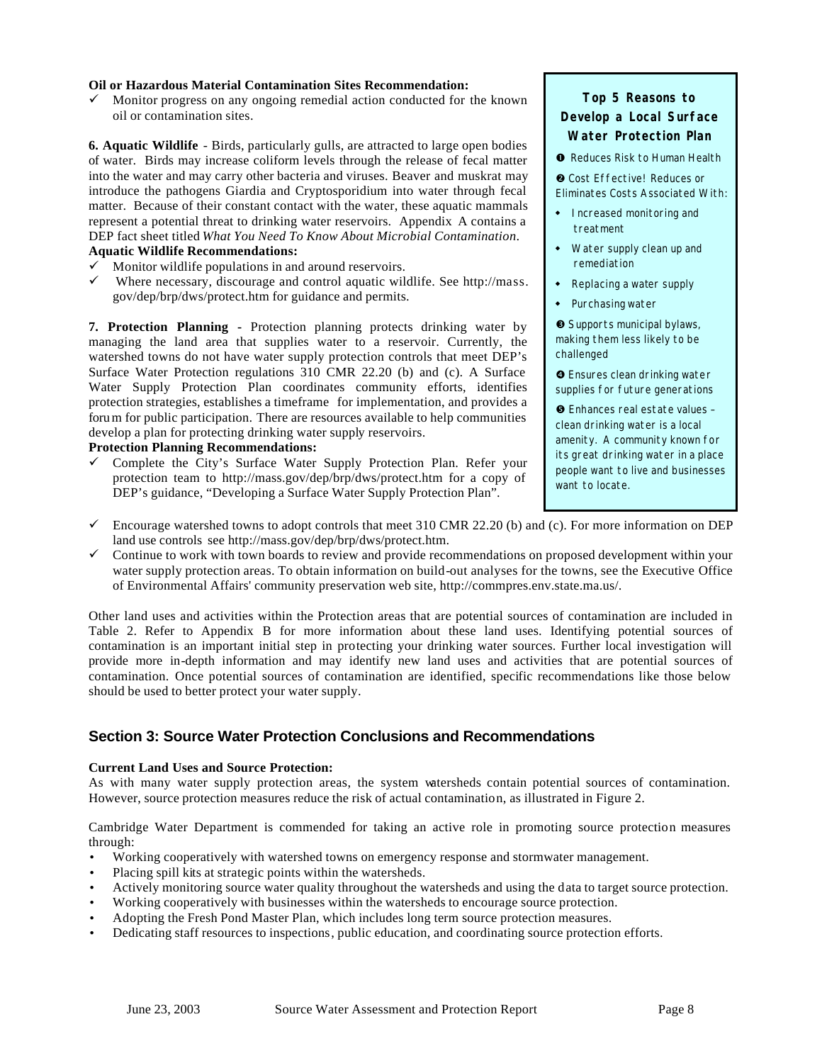**Oil or Hazardous Material Contamination Sites Recommendation:**

- ✓ Monitor progress on any ongoing remedial action conducted for the known oil or contamination sites.

**6. Aquatic Wildlife** - Birds, particularly gulls, are attracted to large open bodies of water. Birds may increase coliform levels through the release of fecal matter into the water and may carry other bacteria and viruses. Beaver and muskrat may introduce the pathogens Giardia and Cryptosporidium into water through fecal matter. Because of their constant contact with the water, these aquatic mammals represent a potential threat to drinking water reservoirs. Appendix A contains a DEP fact sheet titled *What You Need To Know About Microbial Contamination*.

**Aquatic Wildlife Recommendations:**

- ✓ Monitor wildlife populations in and around reservoirs.
- ✓ Where necessary, discourage and control aquatic wildlife. See http://mass.gov/dep/brp/dws/protect.htm for guidance and permits.

**7. Protection Planning** - Protection planning protects drinking water by managing the land area that supplies water to a reservoir. Currently, the watershed towns do not have water supply protection controls that meet DEP's Surface Water Protection regulations 310 CMR 22.20 (b) and (c). A Surface Water Supply Protection Plan coordinates community efforts, identifies protection strategies, establishes a timeframe for implementation, and provides a forum for public participation. There are resources available to help communities develop a plan for protecting drinking water supply reservoirs.

**Protection Planning Recommendations:**

- ✓ Complete the City's Surface Water Supply Protection Plan. Refer your protection team to http://mass.gov/dep/brp/dws/protect.htm for a copy of DEP's guidance, "Developing a Surface Water Supply Protection Plan".
- ✓ Encourage watershed towns to adopt controls that meet 310 CMR 22.20 (b) and (c). For more information on DEP land use controls see http://mass.gov/dep/brp/dws/protect.htm.
- ✓ Continue to work with town boards to review and provide recommendations on proposed development within your water supply protection areas. To obtain information on build-out analyses for the towns, see the Executive Office of Environmental Affairs' community preservation web site, http://commpres.env.state.ma.us/.

**Top 5 Reasons to Develop a Local Surface Water Protection Plan**

❶ Reduces Risk to Human Health

❷ Cost Effective! Reduces or Eliminates Costs Associated With:

- Increased monitoring and treatment
- Water supply clean up and remediation
- Replacing a water supply
- Purchasing water

❸ Supports municipal bylaws, making them less likely to be challenged

❹ Ensures clean drinking water supplies for future generations

❺ Enhances real estate values – clean drinking water is a local amenity. A community known for its great drinking water in a place people want to live and businesses want to locate.

Other land uses and activities within the Protection areas that are potential sources of contamination are included in Table 2. Refer to Appendix B for more information about these land uses. Identifying potential sources of contamination is an important initial step in protecting your drinking water sources. Further local investigation will provide more in-depth information and may identify new land uses and activities that are potential sources of contamination. Once potential sources of contamination are identified, specific recommendations like those below should be used to better protect your water supply.

## Section 3: Source Water Protection Conclusions and Recommendations

**Current Land Uses and Source Protection:**

As with many water supply protection areas, the system watersheds contain potential sources of contamination. However, source protection measures reduce the risk of actual contamination, as illustrated in Figure 2.

Cambridge Water Department is commended for taking an active role in promoting source protection measures through:

- Working cooperatively with watershed towns on emergency response and stormwater management.
- Placing spill kits at strategic points within the watersheds.
- Actively monitoring source water quality throughout the watersheds and using the data to target source protection.
- Working cooperatively with businesses within the watersheds to encourage source protection.
- Adopting the Fresh Pond Master Plan, which includes long term source protection measures.
- Dedicating staff resources to inspections, public education, and coordinating source protection efforts.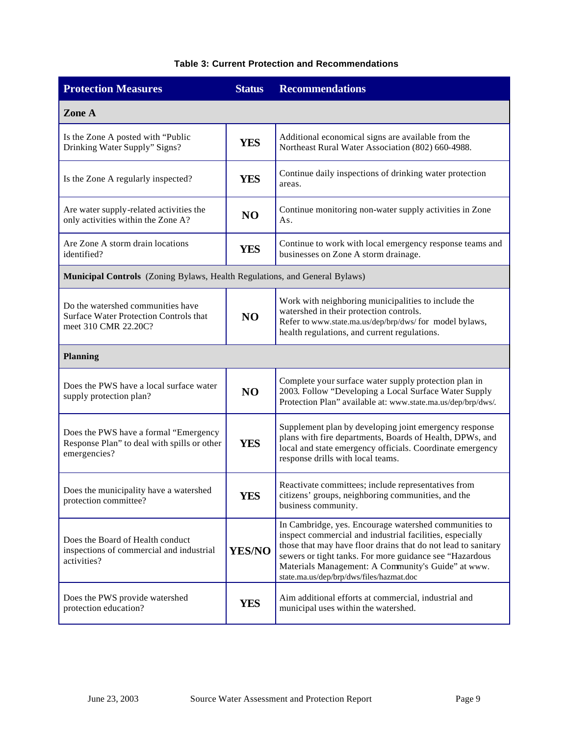**Table 3: Current Protection and Recommendations**

| Protection Measures | Status | Recommendations |
|---|---|---|
| **Zone A** | | |
| Is the Zone A posted with "Public Drinking Water Supply" Signs? | **YES** | Additional economical signs are available from the Northeast Rural Water Association (802) 660-4988. |
| Is the Zone A regularly inspected? | **YES** | Continue daily inspections of drinking water protection areas. |
| Are water supply-related activities the only activities within the Zone A? | **NO** | Continue monitoring non-water supply activities in Zone As. |
| Are Zone A storm drain locations identified? | **YES** | Continue to work with local emergency response teams and businesses on Zone A storm drainage. |
| **Municipal Controls** (Zoning Bylaws, Health Regulations, and General Bylaws) | | |
| Do the watershed communities have Surface Water Protection Controls that meet 310 CMR 22.20C? | **NO** | Work with neighboring municipalities to include the watershed in their protection controls. Refer to www.state.ma.us/dep/brp/dws/ for model bylaws, health regulations, and current regulations. |
| **Planning** | | |
| Does the PWS have a local surface water supply protection plan? | **NO** | Complete your surface water supply protection plan in 2003. Follow "Developing a Local Surface Water Supply Protection Plan" available at: www.state.ma.us/dep/brp/dws/. |
| Does the PWS have a formal "Emergency Response Plan" to deal with spills or other emergencies? | **YES** | Supplement plan by developing joint emergency response plans with fire departments, Boards of Health, DPWs, and local and state emergency officials. Coordinate emergency response drills with local teams. |
| Does the municipality have a watershed protection committee? | **YES** | Reactivate committees; include representatives from citizens' groups, neighboring communities, and the business community. |
| Does the Board of Health conduct inspections of commercial and industrial activities? | **YES/NO** | In Cambridge, yes. Encourage watershed communities to inspect commercial and industrial facilities, especially those that may have floor drains that do not lead to sanitary sewers or tight tanks. For more guidance see "Hazardous Materials Management: A Community's Guide" at www. state.ma.us/dep/brp/dws/files/hazmat.doc |
| Does the PWS provide watershed protection education? | **YES** | Aim additional efforts at commercial, industrial and municipal uses within the watershed. |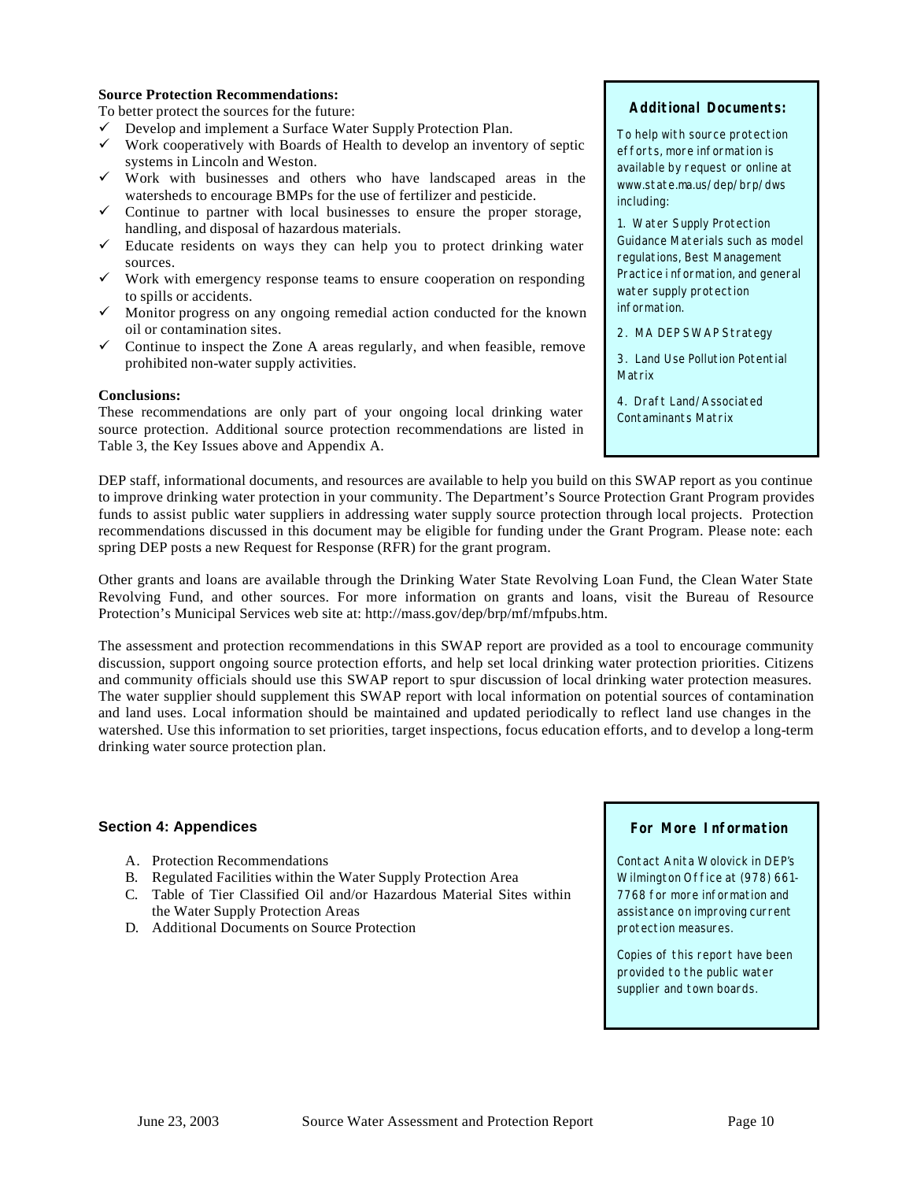**Source Protection Recommendations:**

To better protect the sources for the future:

- ✓ Develop and implement a Surface Water Supply Protection Plan.
- ✓ Work cooperatively with Boards of Health to develop an inventory of septic systems in Lincoln and Weston.
- ✓ Work with businesses and others who have landscaped areas in the watersheds to encourage BMPs for the use of fertilizer and pesticide.
- ✓ Continue to partner with local businesses to ensure the proper storage, handling, and disposal of hazardous materials.
- ✓ Educate residents on ways they can help you to protect drinking water sources.
- ✓ Work with emergency response teams to ensure cooperation on responding to spills or accidents.
- ✓ Monitor progress on any ongoing remedial action conducted for the known oil or contamination sites.
- ✓ Continue to inspect the Zone A areas regularly, and when feasible, remove prohibited non-water supply activities.

**Conclusions:**

These recommendations are only part of your ongoing local drinking water source protection. Additional source protection recommendations are listed in Table 3, the Key Issues above and Appendix A.

**Additional Documents:**

To help with source protection efforts, more information is available by request or online at www.state.ma.us/dep/brp/dws including:

1. Water Supply Protection Guidance Materials such as model regulations, Best Management Practice information, and general water supply protection information.
2. MA DEP SWAP Strategy
3. Land Use Pollution Potential Matrix
4. Draft Land/Associated Contaminants Matrix

DEP staff, informational documents, and resources are available to help you build on this SWAP report as you continue to improve drinking water protection in your community. The Department's Source Protection Grant Program provides funds to assist public water suppliers in addressing water supply source protection through local projects. Protection recommendations discussed in this document may be eligible for funding under the Grant Program. Please note: each spring DEP posts a new Request for Response (RFR) for the grant program.

Other grants and loans are available through the Drinking Water State Revolving Loan Fund, the Clean Water State Revolving Fund, and other sources. For more information on grants and loans, visit the Bureau of Resource Protection's Municipal Services web site at: http://mass.gov/dep/brp/mf/mfpubs.htm.

The assessment and protection recommendations in this SWAP report are provided as a tool to encourage community discussion, support ongoing source protection efforts, and help set local drinking water protection priorities. Citizens and community officials should use this SWAP report to spur discussion of local drinking water protection measures. The water supplier should supplement this SWAP report with local information on potential sources of contamination and land uses. Local information should be maintained and updated periodically to reflect land use changes in the watershed. Use this information to set priorities, target inspections, focus education efforts, and to develop a long-term drinking water source protection plan.

## Section 4: Appendices

A. Protection Recommendations
B. Regulated Facilities within the Water Supply Protection Area
C. Table of Tier Classified Oil and/or Hazardous Material Sites within the Water Supply Protection Areas
D. Additional Documents on Source Protection

**For More Information**

Contact Anita Wolovick in DEP's Wilmington Office at (978) 661-7768 for more information and assistance on improving current protection measures.

Copies of this report have been provided to the public water supplier and town boards.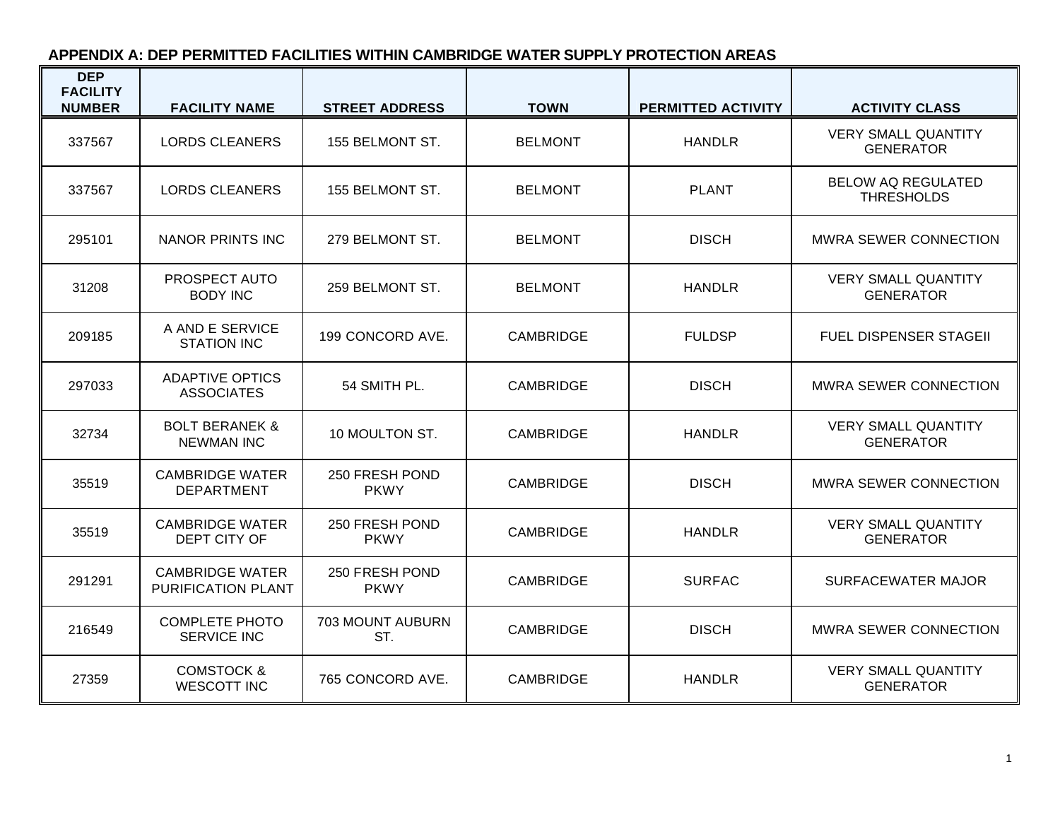## APPENDIX A: DEP PERMITTED FACILITIES WITHIN CAMBRIDGE WATER SUPPLY PROTECTION AREAS

| DEP FACILITY NUMBER | FACILITY NAME | STREET ADDRESS | TOWN | PERMITTED ACTIVITY | ACTIVITY CLASS |
|---|---|---|---|---|---|
| 337567 | LORDS CLEANERS | 155 BELMONT ST. | BELMONT | HANDLR | VERY SMALL QUANTITY GENERATOR |
| 337567 | LORDS CLEANERS | 155 BELMONT ST. | BELMONT | PLANT | BELOW AQ REGULATED THRESHOLDS |
| 295101 | NANOR PRINTS INC | 279 BELMONT ST. | BELMONT | DISCH | MWRA SEWER CONNECTION |
| 31208 | PROSPECT AUTO BODY INC | 259 BELMONT ST. | BELMONT | HANDLR | VERY SMALL QUANTITY GENERATOR |
| 209185 | A AND E SERVICE STATION INC | 199 CONCORD AVE. | CAMBRIDGE | FULDSP | FUEL DISPENSER STAGEII |
| 297033 | ADAPTIVE OPTICS ASSOCIATES | 54 SMITH PL. | CAMBRIDGE | DISCH | MWRA SEWER CONNECTION |
| 32734 | BOLT BERANEK & NEWMAN INC | 10 MOULTON ST. | CAMBRIDGE | HANDLR | VERY SMALL QUANTITY GENERATOR |
| 35519 | CAMBRIDGE WATER DEPARTMENT | 250 FRESH POND PKWY | CAMBRIDGE | DISCH | MWRA SEWER CONNECTION |
| 35519 | CAMBRIDGE WATER DEPT CITY OF | 250 FRESH POND PKWY | CAMBRIDGE | HANDLR | VERY SMALL QUANTITY GENERATOR |
| 291291 | CAMBRIDGE WATER PURIFICATION PLANT | 250 FRESH POND PKWY | CAMBRIDGE | SURFAC | SURFACEWATER MAJOR |
| 216549 | COMPLETE PHOTO SERVICE INC | 703 MOUNT AUBURN ST. | CAMBRIDGE | DISCH | MWRA SEWER CONNECTION |
| 27359 | COMSTOCK & WESCOTT INC | 765 CONCORD AVE. | CAMBRIDGE | HANDLR | VERY SMALL QUANTITY GENERATOR |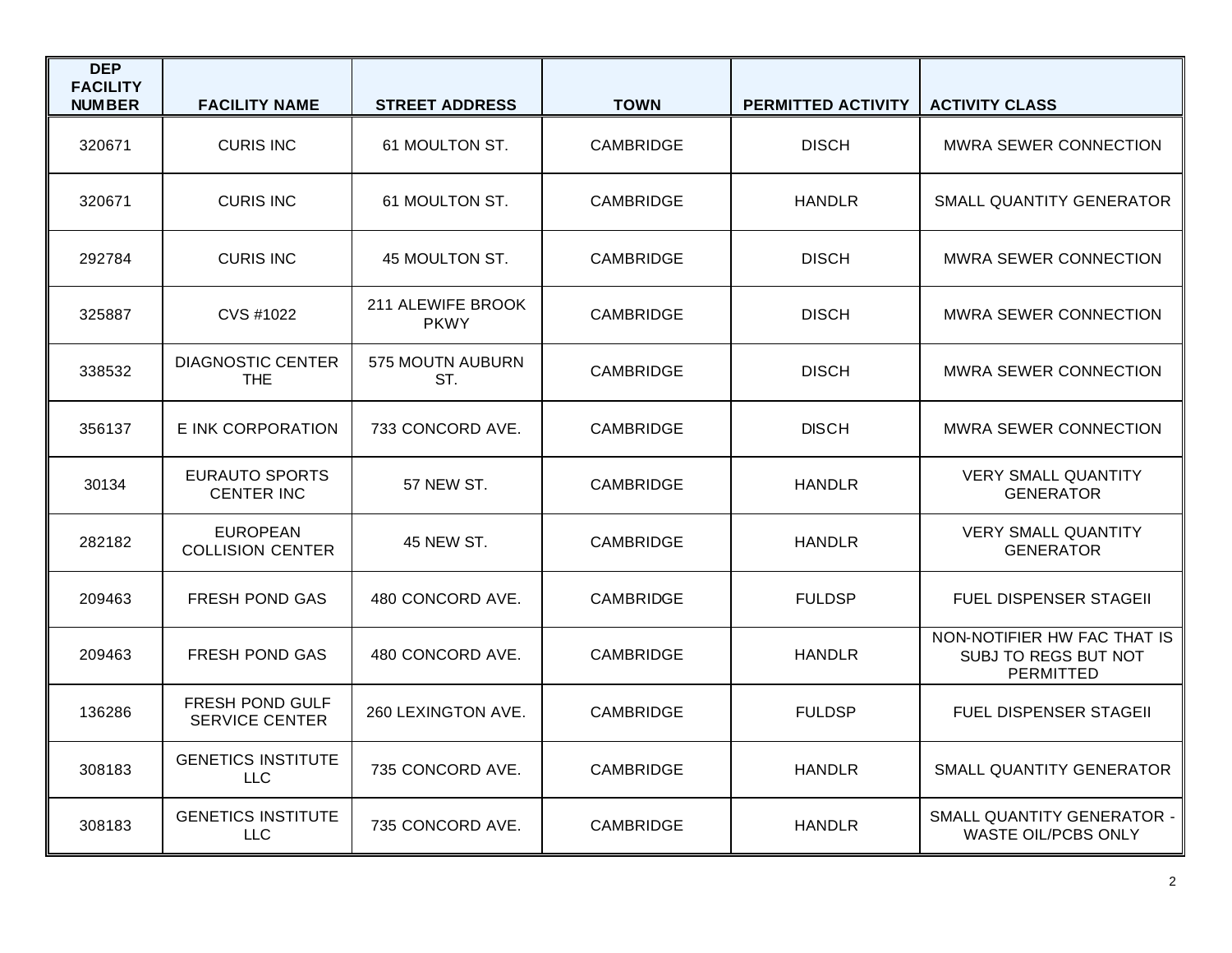| DEP FACILITY NUMBER | FACILITY NAME | STREET ADDRESS | TOWN | PERMITTED ACTIVITY | ACTIVITY CLASS |
|---|---|---|---|---|---|
| 320671 | CURIS INC | 61 MOULTON ST. | CAMBRIDGE | DISCH | MWRA SEWER CONNECTION |
| 320671 | CURIS INC | 61 MOULTON ST. | CAMBRIDGE | HANDLR | SMALL QUANTITY GENERATOR |
| 292784 | CURIS INC | 45 MOULTON ST. | CAMBRIDGE | DISCH | MWRA SEWER CONNECTION |
| 325887 | CVS #1022 | 211 ALEWIFE BROOK PKWY | CAMBRIDGE | DISCH | MWRA SEWER CONNECTION |
| 338532 | DIAGNOSTIC CENTER THE | 575 MOUTN AUBURN ST. | CAMBRIDGE | DISCH | MWRA SEWER CONNECTION |
| 356137 | E INK CORPORATION | 733 CONCORD AVE. | CAMBRIDGE | DISCH | MWRA SEWER CONNECTION |
| 30134 | EURAUTO SPORTS CENTER INC | 57 NEW ST. | CAMBRIDGE | HANDLR | VERY SMALL QUANTITY GENERATOR |
| 282182 | EUROPEAN COLLISION CENTER | 45 NEW ST. | CAMBRIDGE | HANDLR | VERY SMALL QUANTITY GENERATOR |
| 209463 | FRESH POND GAS | 480 CONCORD AVE. | CAMBRIDGE | FULDSP | FUEL DISPENSER STAGEII |
| 209463 | FRESH POND GAS | 480 CONCORD AVE. | CAMBRIDGE | HANDLR | NON-NOTIFIER HW FAC THAT IS SUBJ TO REGS BUT NOT PERMITTED |
| 136286 | FRESH POND GULF SERVICE CENTER | 260 LEXINGTON AVE. | CAMBRIDGE | FULDSP | FUEL DISPENSER STAGEII |
| 308183 | GENETICS INSTITUTE LLC | 735 CONCORD AVE. | CAMBRIDGE | HANDLR | SMALL QUANTITY GENERATOR |
| 308183 | GENETICS INSTITUTE LLC | 735 CONCORD AVE. | CAMBRIDGE | HANDLR | SMALL QUANTITY GENERATOR - WASTE OIL/PCBS ONLY |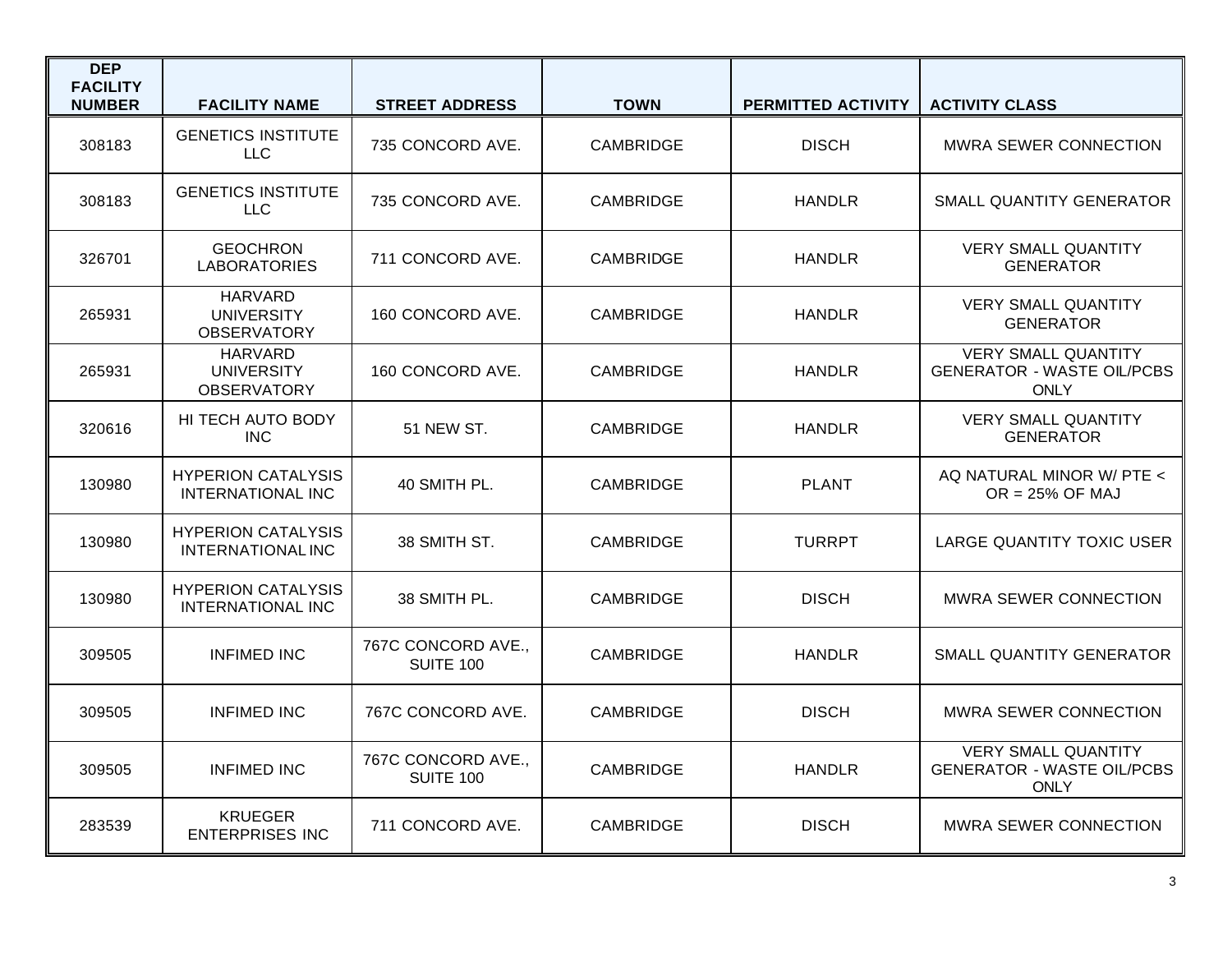| DEP FACILITY NUMBER | FACILITY NAME | STREET ADDRESS | TOWN | PERMITTED ACTIVITY | ACTIVITY CLASS |
|---|---|---|---|---|---|
| 308183 | GENETICS INSTITUTE LLC | 735 CONCORD AVE. | CAMBRIDGE | DISCH | MWRA SEWER CONNECTION |
| 308183 | GENETICS INSTITUTE LLC | 735 CONCORD AVE. | CAMBRIDGE | HANDLR | SMALL QUANTITY GENERATOR |
| 326701 | GEOCHRON LABORATORIES | 711 CONCORD AVE. | CAMBRIDGE | HANDLR | VERY SMALL QUANTITY GENERATOR |
| 265931 | HARVARD UNIVERSITY OBSERVATORY | 160 CONCORD AVE. | CAMBRIDGE | HANDLR | VERY SMALL QUANTITY GENERATOR |
| 265931 | HARVARD UNIVERSITY OBSERVATORY | 160 CONCORD AVE. | CAMBRIDGE | HANDLR | VERY SMALL QUANTITY GENERATOR - WASTE OIL/PCBS ONLY |
| 320616 | HI TECH AUTO BODY INC | 51 NEW ST. | CAMBRIDGE | HANDLR | VERY SMALL QUANTITY GENERATOR |
| 130980 | HYPERION CATALYSIS INTERNATIONAL INC | 40 SMITH PL. | CAMBRIDGE | PLANT | AQ NATURAL MINOR W/ PTE < OR = 25% OF MAJ |
| 130980 | HYPERION CATALYSIS INTERNATIONAL INC | 38 SMITH ST. | CAMBRIDGE | TURRPT | LARGE QUANTITY TOXIC USER |
| 130980 | HYPERION CATALYSIS INTERNATIONAL INC | 38 SMITH PL. | CAMBRIDGE | DISCH | MWRA SEWER CONNECTION |
| 309505 | INFIMED INC | 767C CONCORD AVE., SUITE 100 | CAMBRIDGE | HANDLR | SMALL QUANTITY GENERATOR |
| 309505 | INFIMED INC | 767C CONCORD AVE. | CAMBRIDGE | DISCH | MWRA SEWER CONNECTION |
| 309505 | INFIMED INC | 767C CONCORD AVE., SUITE 100 | CAMBRIDGE | HANDLR | VERY SMALL QUANTITY GENERATOR - WASTE OIL/PCBS ONLY |
| 283539 | KRUEGER ENTERPRISES INC | 711 CONCORD AVE. | CAMBRIDGE | DISCH | MWRA SEWER CONNECTION |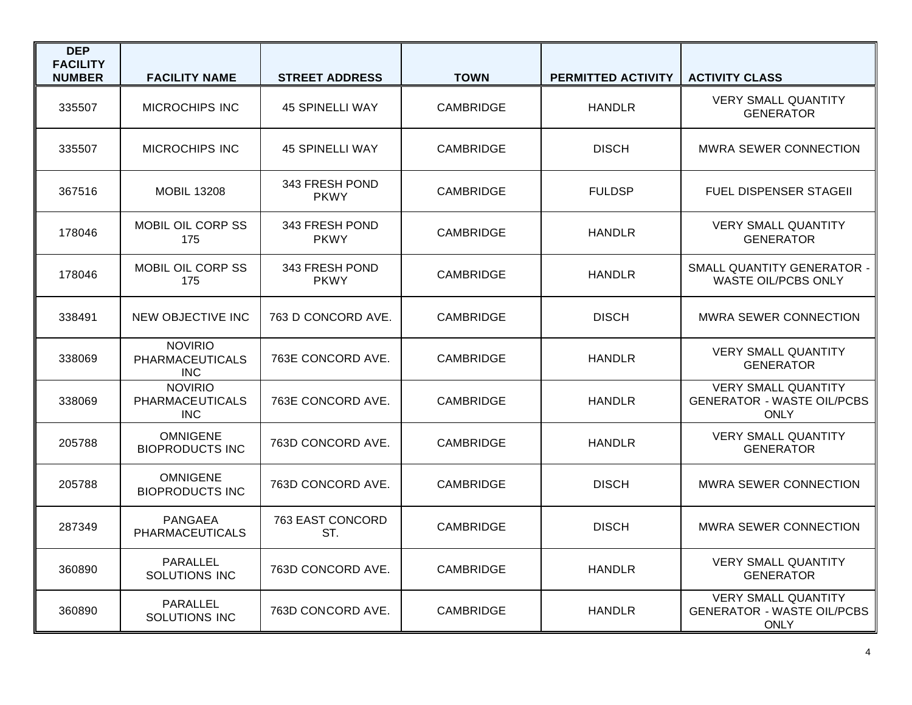| DEP FACILITY NUMBER | FACILITY NAME | STREET ADDRESS | TOWN | PERMITTED ACTIVITY | ACTIVITY CLASS |
|---|---|---|---|---|---|
| 335507 | MICROCHIPS INC | 45 SPINELLI WAY | CAMBRIDGE | HANDLR | VERY SMALL QUANTITY GENERATOR |
| 335507 | MICROCHIPS INC | 45 SPINELLI WAY | CAMBRIDGE | DISCH | MWRA SEWER CONNECTION |
| 367516 | MOBIL 13208 | 343 FRESH POND PKWY | CAMBRIDGE | FULDSP | FUEL DISPENSER STAGEII |
| 178046 | MOBIL OIL CORP SS 175 | 343 FRESH POND PKWY | CAMBRIDGE | HANDLR | VERY SMALL QUANTITY GENERATOR |
| 178046 | MOBIL OIL CORP SS 175 | 343 FRESH POND PKWY | CAMBRIDGE | HANDLR | SMALL QUANTITY GENERATOR - WASTE OIL/PCBS ONLY |
| 338491 | NEW OBJECTIVE INC | 763 D CONCORD AVE. | CAMBRIDGE | DISCH | MWRA SEWER CONNECTION |
| 338069 | NOVIRIO PHARMACEUTICALS INC | 763E CONCORD AVE. | CAMBRIDGE | HANDLR | VERY SMALL QUANTITY GENERATOR |
| 338069 | NOVIRIO PHARMACEUTICALS INC | 763E CONCORD AVE. | CAMBRIDGE | HANDLR | VERY SMALL QUANTITY GENERATOR - WASTE OIL/PCBS ONLY |
| 205788 | OMNIGENE BIOPRODUCTS INC | 763D CONCORD AVE. | CAMBRIDGE | HANDLR | VERY SMALL QUANTITY GENERATOR |
| 205788 | OMNIGENE BIOPRODUCTS INC | 763D CONCORD AVE. | CAMBRIDGE | DISCH | MWRA SEWER CONNECTION |
| 287349 | PANGAEA PHARMACEUTICALS | 763 EAST CONCORD ST. | CAMBRIDGE | DISCH | MWRA SEWER CONNECTION |
| 360890 | PARALLEL SOLUTIONS INC | 763D CONCORD AVE. | CAMBRIDGE | HANDLR | VERY SMALL QUANTITY GENERATOR |
| 360890 | PARALLEL SOLUTIONS INC | 763D CONCORD AVE. | CAMBRIDGE | HANDLR | VERY SMALL QUANTITY GENERATOR - WASTE OIL/PCBS ONLY |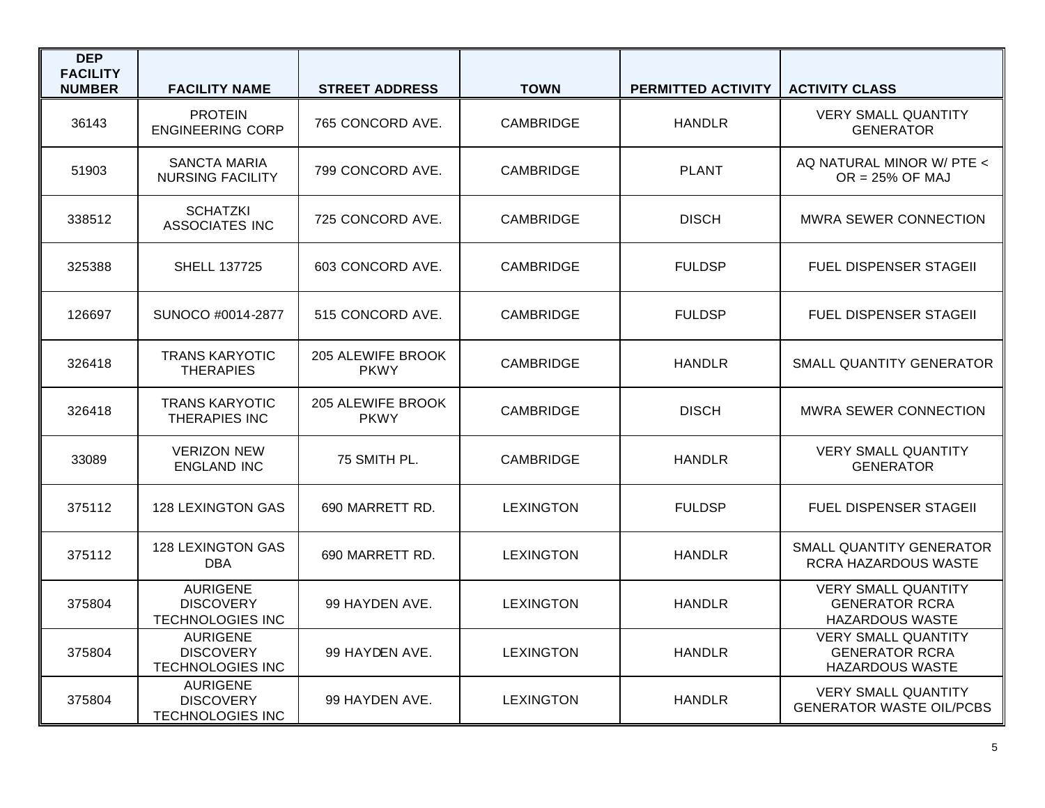| DEP FACILITY NUMBER | FACILITY NAME | STREET ADDRESS | TOWN | PERMITTED ACTIVITY | ACTIVITY CLASS |
|---|---|---|---|---|---|
| 36143 | PROTEIN ENGINEERING CORP | 765 CONCORD AVE. | CAMBRIDGE | HANDLR | VERY SMALL QUANTITY GENERATOR |
| 51903 | SANCTA MARIA NURSING FACILITY | 799 CONCORD AVE. | CAMBRIDGE | PLANT | AQ NATURAL MINOR W/ PTE < OR = 25% OF MAJ |
| 338512 | SCHATZKI ASSOCIATES INC | 725 CONCORD AVE. | CAMBRIDGE | DISCH | MWRA SEWER CONNECTION |
| 325388 | SHELL 137725 | 603 CONCORD AVE. | CAMBRIDGE | FULDSP | FUEL DISPENSER STAGEII |
| 126697 | SUNOCO #0014-2877 | 515 CONCORD AVE. | CAMBRIDGE | FULDSP | FUEL DISPENSER STAGEII |
| 326418 | TRANS KARYOTIC THERAPIES | 205 ALEWIFE BROOK PKWY | CAMBRIDGE | HANDLR | SMALL QUANTITY GENERATOR |
| 326418 | TRANS KARYOTIC THERAPIES INC | 205 ALEWIFE BROOK PKWY | CAMBRIDGE | DISCH | MWRA SEWER CONNECTION |
| 33089 | VERIZON NEW ENGLAND INC | 75 SMITH PL. | CAMBRIDGE | HANDLR | VERY SMALL QUANTITY GENERATOR |
| 375112 | 128 LEXINGTON GAS | 690 MARRETT RD. | LEXINGTON | FULDSP | FUEL DISPENSER STAGEII |
| 375112 | 128 LEXINGTON GAS DBA | 690 MARRETT RD. | LEXINGTON | HANDLR | SMALL QUANTITY GENERATOR RCRA HAZARDOUS WASTE |
| 375804 | AURIGENE DISCOVERY TECHNOLOGIES INC | 99 HAYDEN AVE. | LEXINGTON | HANDLR | VERY SMALL QUANTITY GENERATOR RCRA HAZARDOUS WASTE |
| 375804 | AURIGENE DISCOVERY TECHNOLOGIES INC | 99 HAYDEN AVE. | LEXINGTON | HANDLR | VERY SMALL QUANTITY GENERATOR RCRA HAZARDOUS WASTE |
| 375804 | AURIGENE DISCOVERY TECHNOLOGIES INC | 99 HAYDEN AVE. | LEXINGTON | HANDLR | VERY SMALL QUANTITY GENERATOR WASTE OIL/PCBS |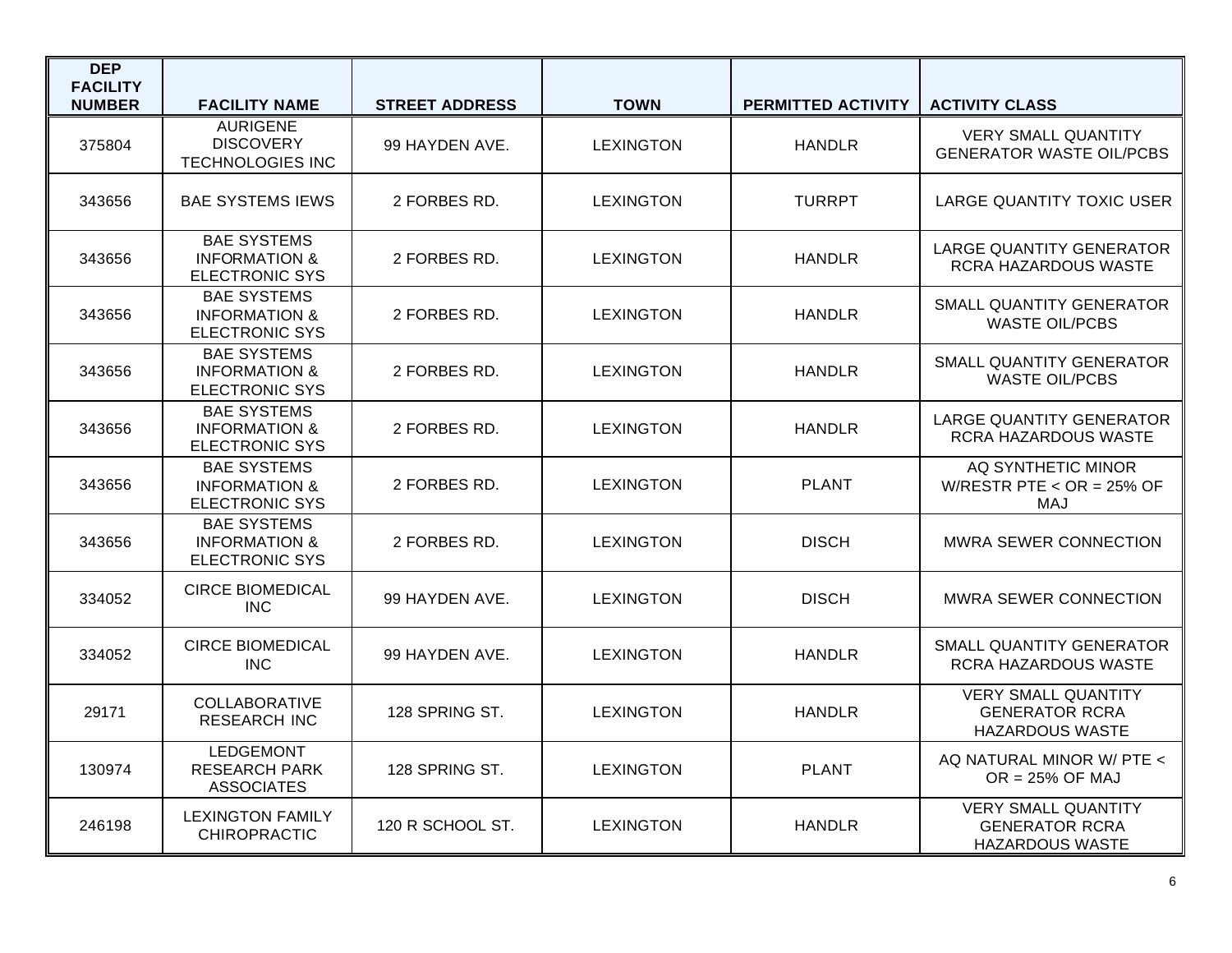| DEP FACILITY NUMBER | FACILITY NAME | STREET ADDRESS | TOWN | PERMITTED ACTIVITY | ACTIVITY CLASS |
|---|---|---|---|---|---|
| 375804 | AURIGENE DISCOVERY TECHNOLOGIES INC | 99 HAYDEN AVE. | LEXINGTON | HANDLR | VERY SMALL QUANTITY GENERATOR WASTE OIL/PCBS |
| 343656 | BAE SYSTEMS IEWS | 2 FORBES RD. | LEXINGTON | TURRPT | LARGE QUANTITY TOXIC USER |
| 343656 | BAE SYSTEMS INFORMATION & ELECTRONIC SYS | 2 FORBES RD. | LEXINGTON | HANDLR | LARGE QUANTITY GENERATOR RCRA HAZARDOUS WASTE |
| 343656 | BAE SYSTEMS INFORMATION & ELECTRONIC SYS | 2 FORBES RD. | LEXINGTON | HANDLR | SMALL QUANTITY GENERATOR WASTE OIL/PCBS |
| 343656 | BAE SYSTEMS INFORMATION & ELECTRONIC SYS | 2 FORBES RD. | LEXINGTON | HANDLR | SMALL QUANTITY GENERATOR WASTE OIL/PCBS |
| 343656 | BAE SYSTEMS INFORMATION & ELECTRONIC SYS | 2 FORBES RD. | LEXINGTON | HANDLR | LARGE QUANTITY GENERATOR RCRA HAZARDOUS WASTE |
| 343656 | BAE SYSTEMS INFORMATION & ELECTRONIC SYS | 2 FORBES RD. | LEXINGTON | PLANT | AQ SYNTHETIC MINOR W/RESTR PTE < OR = 25% OF MAJ |
| 343656 | BAE SYSTEMS INFORMATION & ELECTRONIC SYS | 2 FORBES RD. | LEXINGTON | DISCH | MWRA SEWER CONNECTION |
| 334052 | CIRCE BIOMEDICAL INC | 99 HAYDEN AVE. | LEXINGTON | DISCH | MWRA SEWER CONNECTION |
| 334052 | CIRCE BIOMEDICAL INC | 99 HAYDEN AVE. | LEXINGTON | HANDLR | SMALL QUANTITY GENERATOR RCRA HAZARDOUS WASTE |
| 29171 | COLLABORATIVE RESEARCH INC | 128 SPRING ST. | LEXINGTON | HANDLR | VERY SMALL QUANTITY GENERATOR RCRA HAZARDOUS WASTE |
| 130974 | LEDGEMONT RESEARCH PARK ASSOCIATES | 128 SPRING ST. | LEXINGTON | PLANT | AQ NATURAL MINOR W/ PTE < OR = 25% OF MAJ |
| 246198 | LEXINGTON FAMILY CHIROPRACTIC | 120 R SCHOOL ST. | LEXINGTON | HANDLR | VERY SMALL QUANTITY GENERATOR RCRA HAZARDOUS WASTE |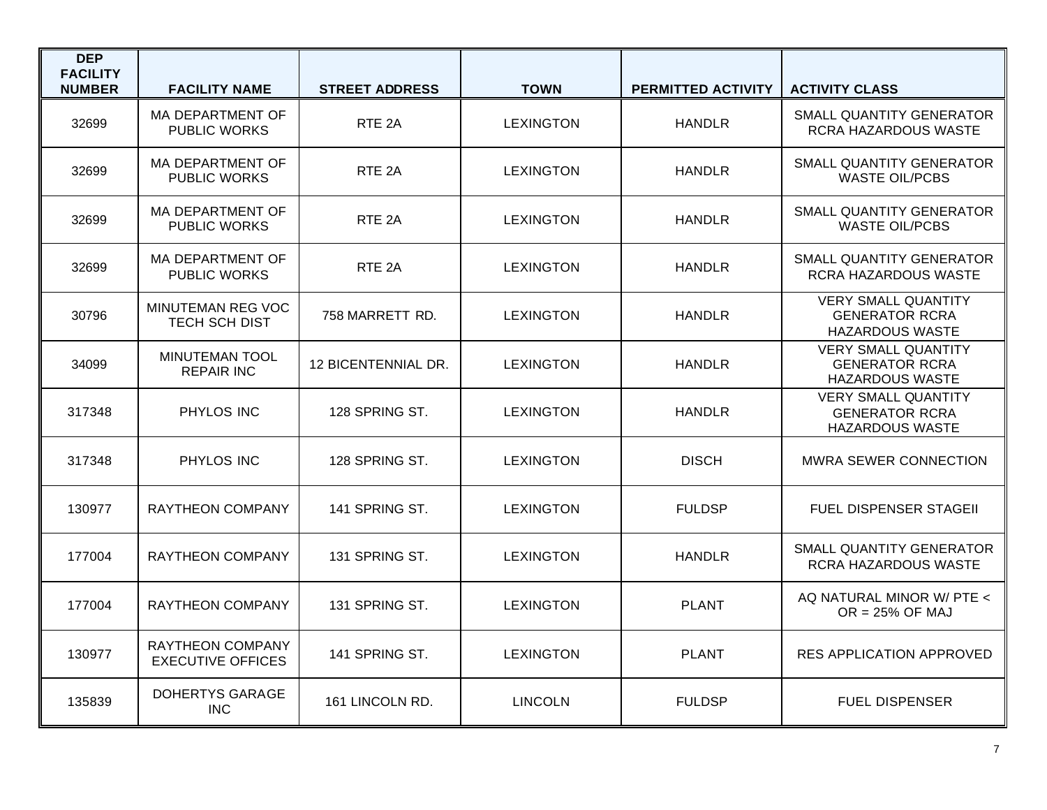| DEP FACILITY NUMBER | FACILITY NAME | STREET ADDRESS | TOWN | PERMITTED ACTIVITY | ACTIVITY CLASS |
|---|---|---|---|---|---|
| 32699 | MA DEPARTMENT OF PUBLIC WORKS | RTE 2A | LEXINGTON | HANDLR | SMALL QUANTITY GENERATOR RCRA HAZARDOUS WASTE |
| 32699 | MA DEPARTMENT OF PUBLIC WORKS | RTE 2A | LEXINGTON | HANDLR | SMALL QUANTITY GENERATOR WASTE OIL/PCBS |
| 32699 | MA DEPARTMENT OF PUBLIC WORKS | RTE 2A | LEXINGTON | HANDLR | SMALL QUANTITY GENERATOR WASTE OIL/PCBS |
| 32699 | MA DEPARTMENT OF PUBLIC WORKS | RTE 2A | LEXINGTON | HANDLR | SMALL QUANTITY GENERATOR RCRA HAZARDOUS WASTE |
| 30796 | MINUTEMAN REG VOC TECH SCH DIST | 758 MARRETT RD. | LEXINGTON | HANDLR | VERY SMALL QUANTITY GENERATOR RCRA HAZARDOUS WASTE |
| 34099 | MINUTEMAN TOOL REPAIR INC | 12 BICENTENNIAL DR. | LEXINGTON | HANDLR | VERY SMALL QUANTITY GENERATOR RCRA HAZARDOUS WASTE |
| 317348 | PHYLOS INC | 128 SPRING ST. | LEXINGTON | HANDLR | VERY SMALL QUANTITY GENERATOR RCRA HAZARDOUS WASTE |
| 317348 | PHYLOS INC | 128 SPRING ST. | LEXINGTON | DISCH | MWRA SEWER CONNECTION |
| 130977 | RAYTHEON COMPANY | 141 SPRING ST. | LEXINGTON | FULDSP | FUEL DISPENSER STAGEII |
| 177004 | RAYTHEON COMPANY | 131 SPRING ST. | LEXINGTON | HANDLR | SMALL QUANTITY GENERATOR RCRA HAZARDOUS WASTE |
| 177004 | RAYTHEON COMPANY | 131 SPRING ST. | LEXINGTON | PLANT | AQ NATURAL MINOR W/ PTE < OR = 25% OF MAJ |
| 130977 | RAYTHEON COMPANY EXECUTIVE OFFICES | 141 SPRING ST. | LEXINGTON | PLANT | RES APPLICATION APPROVED |
| 135839 | DOHERTYS GARAGE INC | 161 LINCOLN RD. | LINCOLN | FULDSP | FUEL DISPENSER |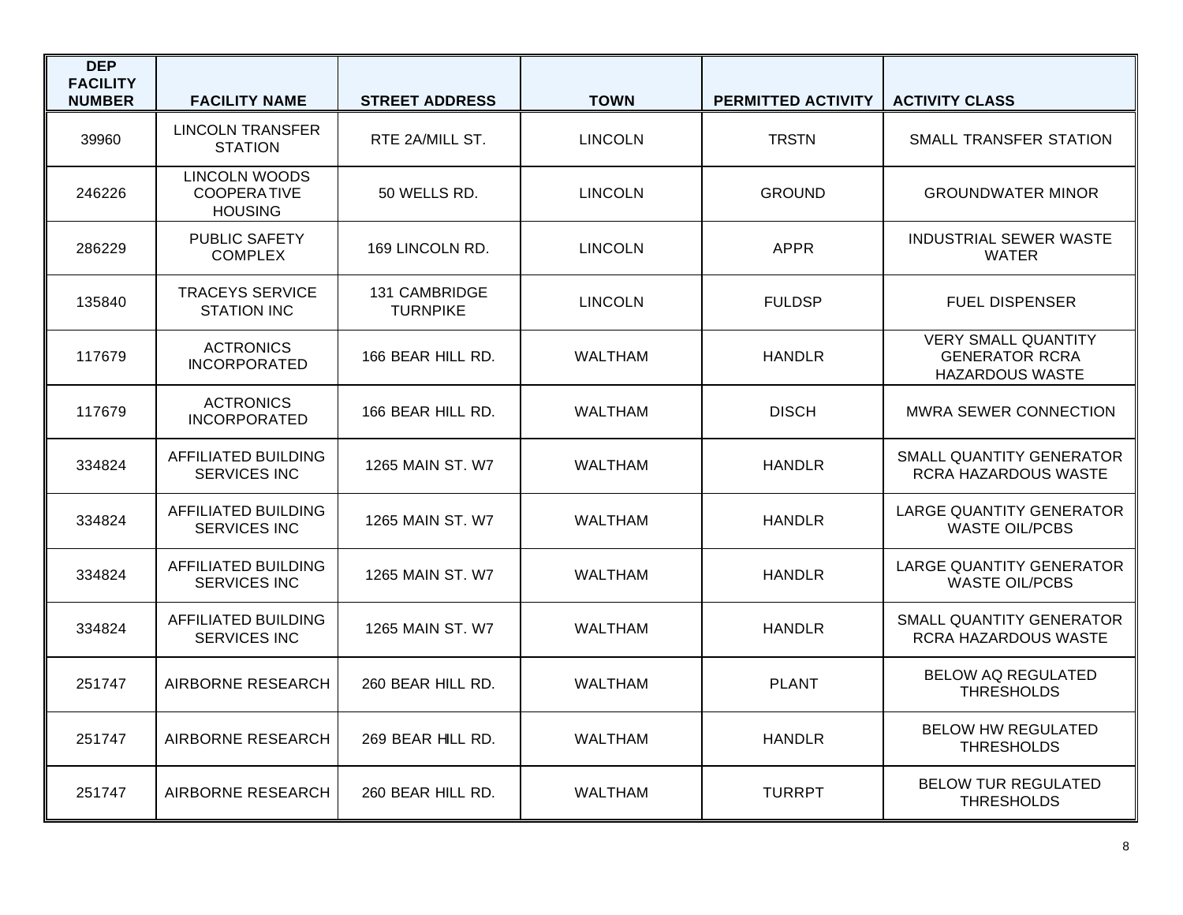| DEP FACILITY NUMBER | FACILITY NAME | STREET ADDRESS | TOWN | PERMITTED ACTIVITY | ACTIVITY CLASS |
|---|---|---|---|---|---|
| 39960 | LINCOLN TRANSFER STATION | RTE 2A/MILL ST. | LINCOLN | TRSTN | SMALL TRANSFER STATION |
| 246226 | LINCOLN WOODS COOPERATIVE HOUSING | 50 WELLS RD. | LINCOLN | GROUND | GROUNDWATER MINOR |
| 286229 | PUBLIC SAFETY COMPLEX | 169 LINCOLN RD. | LINCOLN | APPR | INDUSTRIAL SEWER WASTE WATER |
| 135840 | TRACEYS SERVICE STATION INC | 131 CAMBRIDGE TURNPIKE | LINCOLN | FULDSP | FUEL DISPENSER |
| 117679 | ACTRONICS INCORPORATED | 166 BEAR HILL RD. | WALTHAM | HANDLR | VERY SMALL QUANTITY GENERATOR RCRA HAZARDOUS WASTE |
| 117679 | ACTRONICS INCORPORATED | 166 BEAR HILL RD. | WALTHAM | DISCH | MWRA SEWER CONNECTION |
| 334824 | AFFILIATED BUILDING SERVICES INC | 1265 MAIN ST. W7 | WALTHAM | HANDLR | SMALL QUANTITY GENERATOR RCRA HAZARDOUS WASTE |
| 334824 | AFFILIATED BUILDING SERVICES INC | 1265 MAIN ST. W7 | WALTHAM | HANDLR | LARGE QUANTITY GENERATOR WASTE OIL/PCBS |
| 334824 | AFFILIATED BUILDING SERVICES INC | 1265 MAIN ST. W7 | WALTHAM | HANDLR | LARGE QUANTITY GENERATOR WASTE OIL/PCBS |
| 334824 | AFFILIATED BUILDING SERVICES INC | 1265 MAIN ST. W7 | WALTHAM | HANDLR | SMALL QUANTITY GENERATOR RCRA HAZARDOUS WASTE |
| 251747 | AIRBORNE RESEARCH | 260 BEAR HILL RD. | WALTHAM | PLANT | BELOW AQ REGULATED THRESHOLDS |
| 251747 | AIRBORNE RESEARCH | 269 BEAR HILL RD. | WALTHAM | HANDLR | BELOW HW REGULATED THRESHOLDS |
| 251747 | AIRBORNE RESEARCH | 260 BEAR HILL RD. | WALTHAM | TURRPT | BELOW TUR REGULATED THRESHOLDS |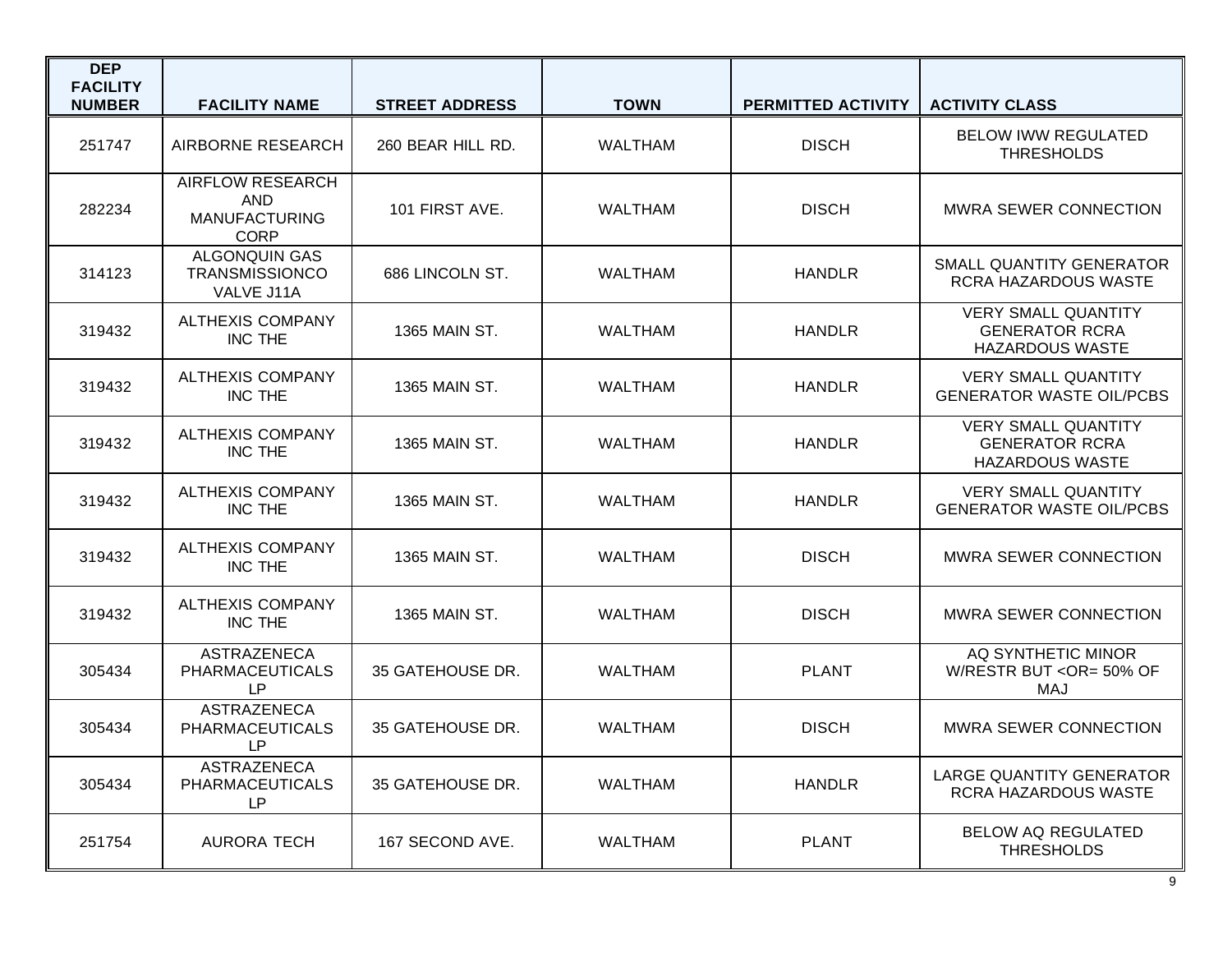| DEP FACILITY NUMBER | FACILITY NAME | STREET ADDRESS | TOWN | PERMITTED ACTIVITY | ACTIVITY CLASS |
|---|---|---|---|---|---|
| 251747 | AIRBORNE RESEARCH | 260 BEAR HILL RD. | WALTHAM | DISCH | BELOW IWW REGULATED THRESHOLDS |
| 282234 | AIRFLOW RESEARCH AND MANUFACTURING CORP | 101 FIRST AVE. | WALTHAM | DISCH | MWRA SEWER CONNECTION |
| 314123 | ALGONQUIN GAS TRANSMISSIONCO VALVE J11A | 686 LINCOLN ST. | WALTHAM | HANDLR | SMALL QUANTITY GENERATOR RCRA HAZARDOUS WASTE |
| 319432 | ALTHEXIS COMPANY INC THE | 1365 MAIN ST. | WALTHAM | HANDLR | VERY SMALL QUANTITY GENERATOR RCRA HAZARDOUS WASTE |
| 319432 | ALTHEXIS COMPANY INC THE | 1365 MAIN ST. | WALTHAM | HANDLR | VERY SMALL QUANTITY GENERATOR WASTE OIL/PCBS |
| 319432 | ALTHEXIS COMPANY INC THE | 1365 MAIN ST. | WALTHAM | HANDLR | VERY SMALL QUANTITY GENERATOR RCRA HAZARDOUS WASTE |
| 319432 | ALTHEXIS COMPANY INC THE | 1365 MAIN ST. | WALTHAM | HANDLR | VERY SMALL QUANTITY GENERATOR WASTE OIL/PCBS |
| 319432 | ALTHEXIS COMPANY INC THE | 1365 MAIN ST. | WALTHAM | DISCH | MWRA SEWER CONNECTION |
| 319432 | ALTHEXIS COMPANY INC THE | 1365 MAIN ST. | WALTHAM | DISCH | MWRA SEWER CONNECTION |
| 305434 | ASTRAZENECA PHARMACEUTICALS LP | 35 GATEHOUSE DR. | WALTHAM | PLANT | AQ SYNTHETIC MINOR W/RESTR BUT <OR= 50% OF MAJ |
| 305434 | ASTRAZENECA PHARMACEUTICALS LP | 35 GATEHOUSE DR. | WALTHAM | DISCH | MWRA SEWER CONNECTION |
| 305434 | ASTRAZENECA PHARMACEUTICALS LP | 35 GATEHOUSE DR. | WALTHAM | HANDLR | LARGE QUANTITY GENERATOR RCRA HAZARDOUS WASTE |
| 251754 | AURORA TECH | 167 SECOND AVE. | WALTHAM | PLANT | BELOW AQ REGULATED THRESHOLDS |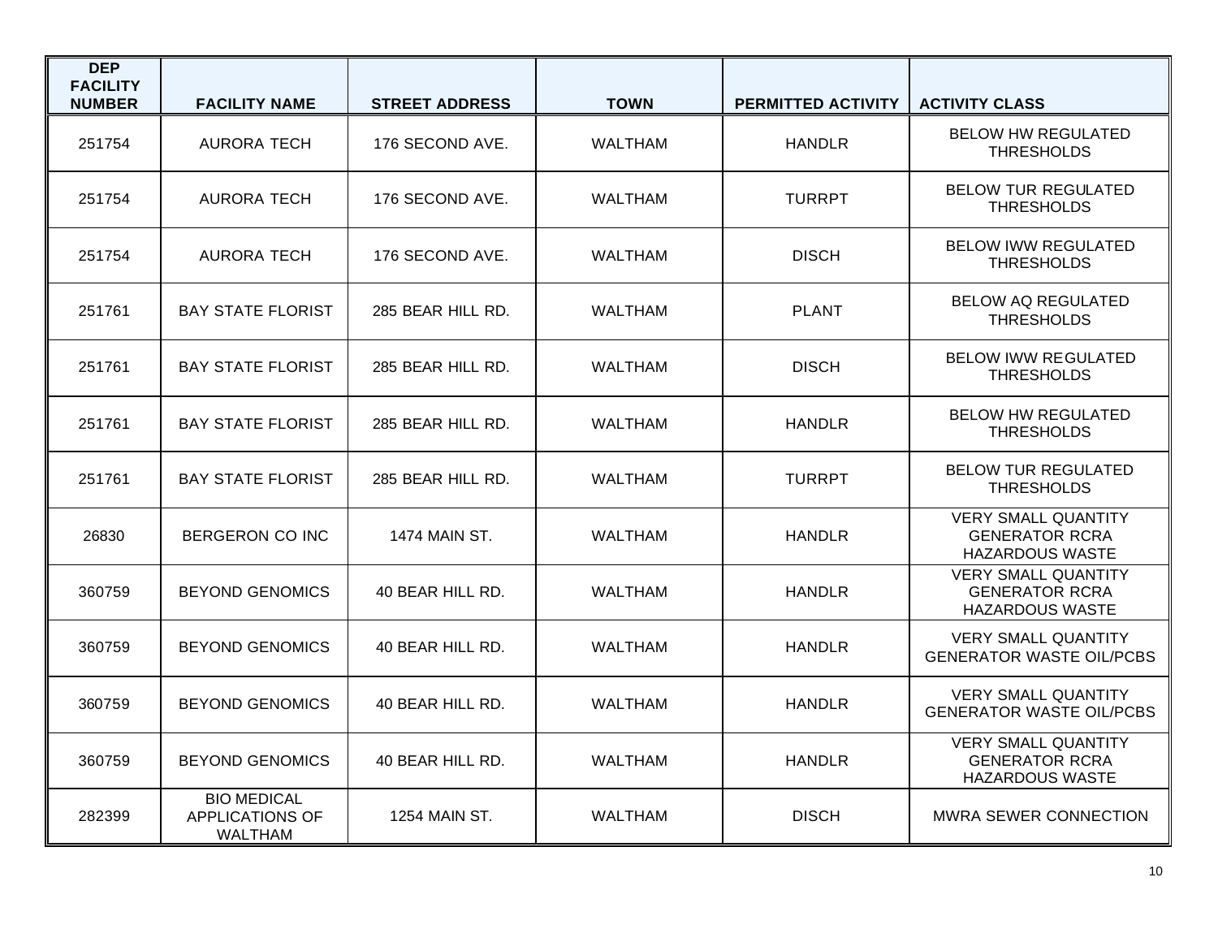| DEP FACILITY NUMBER | FACILITY NAME | STREET ADDRESS | TOWN | PERMITTED ACTIVITY | ACTIVITY CLASS |
|---|---|---|---|---|---|
| 251754 | AURORA TECH | 176 SECOND AVE. | WALTHAM | HANDLR | BELOW HW REGULATED THRESHOLDS |
| 251754 | AURORA TECH | 176 SECOND AVE. | WALTHAM | TURRPT | BELOW TUR REGULATED THRESHOLDS |
| 251754 | AURORA TECH | 176 SECOND AVE. | WALTHAM | DISCH | BELOW IWW REGULATED THRESHOLDS |
| 251761 | BAY STATE FLORIST | 285 BEAR HILL RD. | WALTHAM | PLANT | BELOW AQ REGULATED THRESHOLDS |
| 251761 | BAY STATE FLORIST | 285 BEAR HILL RD. | WALTHAM | DISCH | BELOW IWW REGULATED THRESHOLDS |
| 251761 | BAY STATE FLORIST | 285 BEAR HILL RD. | WALTHAM | HANDLR | BELOW HW REGULATED THRESHOLDS |
| 251761 | BAY STATE FLORIST | 285 BEAR HILL RD. | WALTHAM | TURRPT | BELOW TUR REGULATED THRESHOLDS |
| 26830 | BERGERON CO INC | 1474 MAIN ST. | WALTHAM | HANDLR | VERY SMALL QUANTITY GENERATOR RCRA HAZARDOUS WASTE |
| 360759 | BEYOND GENOMICS | 40 BEAR HILL RD. | WALTHAM | HANDLR | VERY SMALL QUANTITY GENERATOR RCRA HAZARDOUS WASTE |
| 360759 | BEYOND GENOMICS | 40 BEAR HILL RD. | WALTHAM | HANDLR | VERY SMALL QUANTITY GENERATOR WASTE OIL/PCBS |
| 360759 | BEYOND GENOMICS | 40 BEAR HILL RD. | WALTHAM | HANDLR | VERY SMALL QUANTITY GENERATOR WASTE OIL/PCBS |
| 360759 | BEYOND GENOMICS | 40 BEAR HILL RD. | WALTHAM | HANDLR | VERY SMALL QUANTITY GENERATOR RCRA HAZARDOUS WASTE |
| 282399 | BIO MEDICAL APPLICATIONS OF WALTHAM | 1254 MAIN ST. | WALTHAM | DISCH | MWRA SEWER CONNECTION |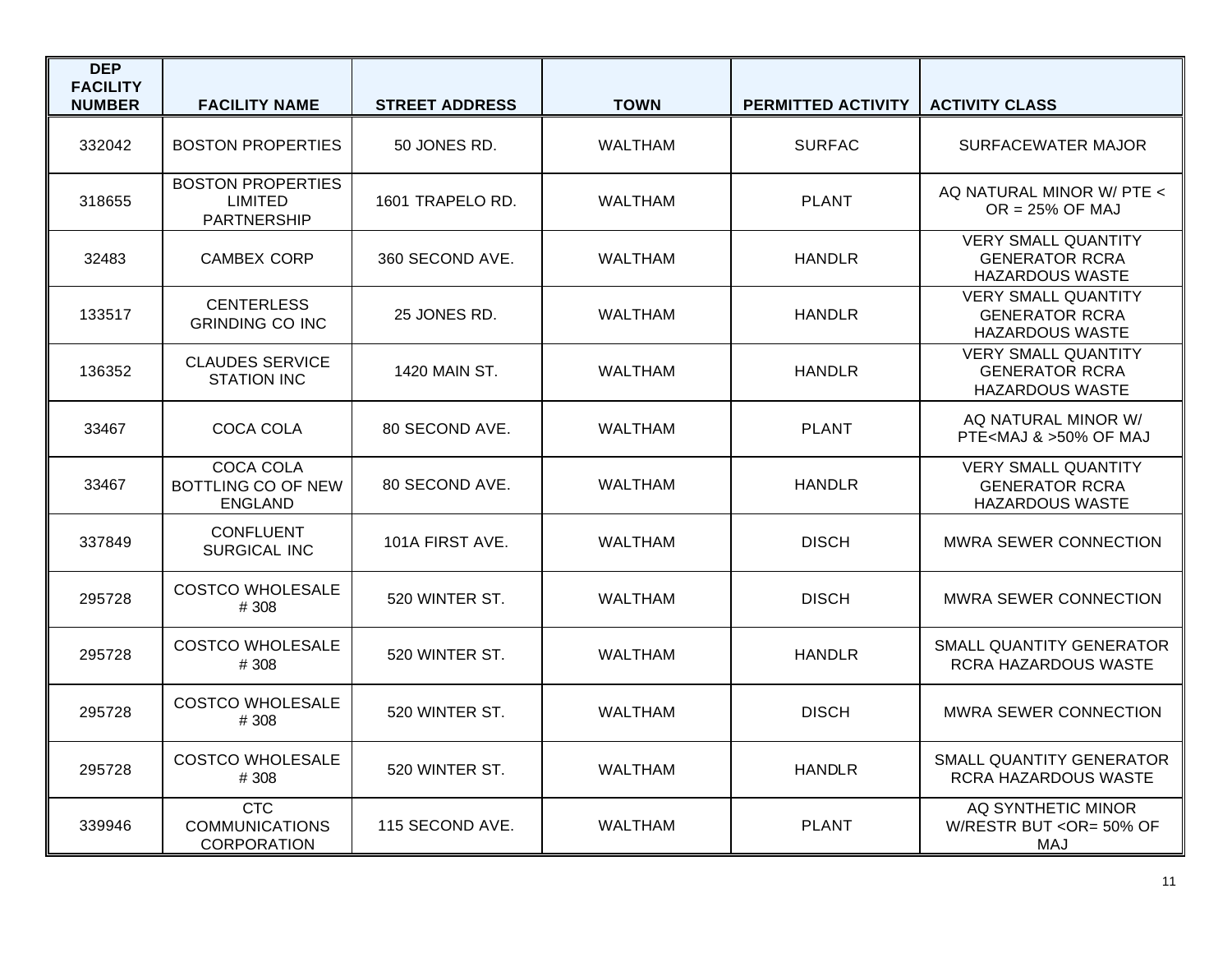| DEP FACILITY NUMBER | FACILITY NAME | STREET ADDRESS | TOWN | PERMITTED ACTIVITY | ACTIVITY CLASS |
|---|---|---|---|---|---|
| 332042 | BOSTON PROPERTIES | 50 JONES RD. | WALTHAM | SURFAC | SURFACEWATER MAJOR |
| 318655 | BOSTON PROPERTIES LIMITED PARTNERSHIP | 1601 TRAPELO RD. | WALTHAM | PLANT | AQ NATURAL MINOR W/ PTE < OR = 25% OF MAJ |
| 32483 | CAMBEX CORP | 360 SECOND AVE. | WALTHAM | HANDLR | VERY SMALL QUANTITY GENERATOR RCRA HAZARDOUS WASTE |
| 133517 | CENTERLESS GRINDING CO INC | 25 JONES RD. | WALTHAM | HANDLR | VERY SMALL QUANTITY GENERATOR RCRA HAZARDOUS WASTE |
| 136352 | CLAUDES SERVICE STATION INC | 1420 MAIN ST. | WALTHAM | HANDLR | VERY SMALL QUANTITY GENERATOR RCRA HAZARDOUS WASTE |
| 33467 | COCA COLA | 80 SECOND AVE. | WALTHAM | PLANT | AQ NATURAL MINOR W/ PTE<MAJ & >50% OF MAJ |
| 33467 | COCA COLA BOTTLING CO OF NEW ENGLAND | 80 SECOND AVE. | WALTHAM | HANDLR | VERY SMALL QUANTITY GENERATOR RCRA HAZARDOUS WASTE |
| 337849 | CONFLUENT SURGICAL INC | 101A FIRST AVE. | WALTHAM | DISCH | MWRA SEWER CONNECTION |
| 295728 | COSTCO WHOLESALE # 308 | 520 WINTER ST. | WALTHAM | DISCH | MWRA SEWER CONNECTION |
| 295728 | COSTCO WHOLESALE # 308 | 520 WINTER ST. | WALTHAM | HANDLR | SMALL QUANTITY GENERATOR RCRA HAZARDOUS WASTE |
| 295728 | COSTCO WHOLESALE # 308 | 520 WINTER ST. | WALTHAM | DISCH | MWRA SEWER CONNECTION |
| 295728 | COSTCO WHOLESALE # 308 | 520 WINTER ST. | WALTHAM | HANDLR | SMALL QUANTITY GENERATOR RCRA HAZARDOUS WASTE |
| 339946 | CTC COMMUNICATIONS CORPORATION | 115 SECOND AVE. | WALTHAM | PLANT | AQ SYNTHETIC MINOR W/RESTR BUT <OR= 50% OF MAJ |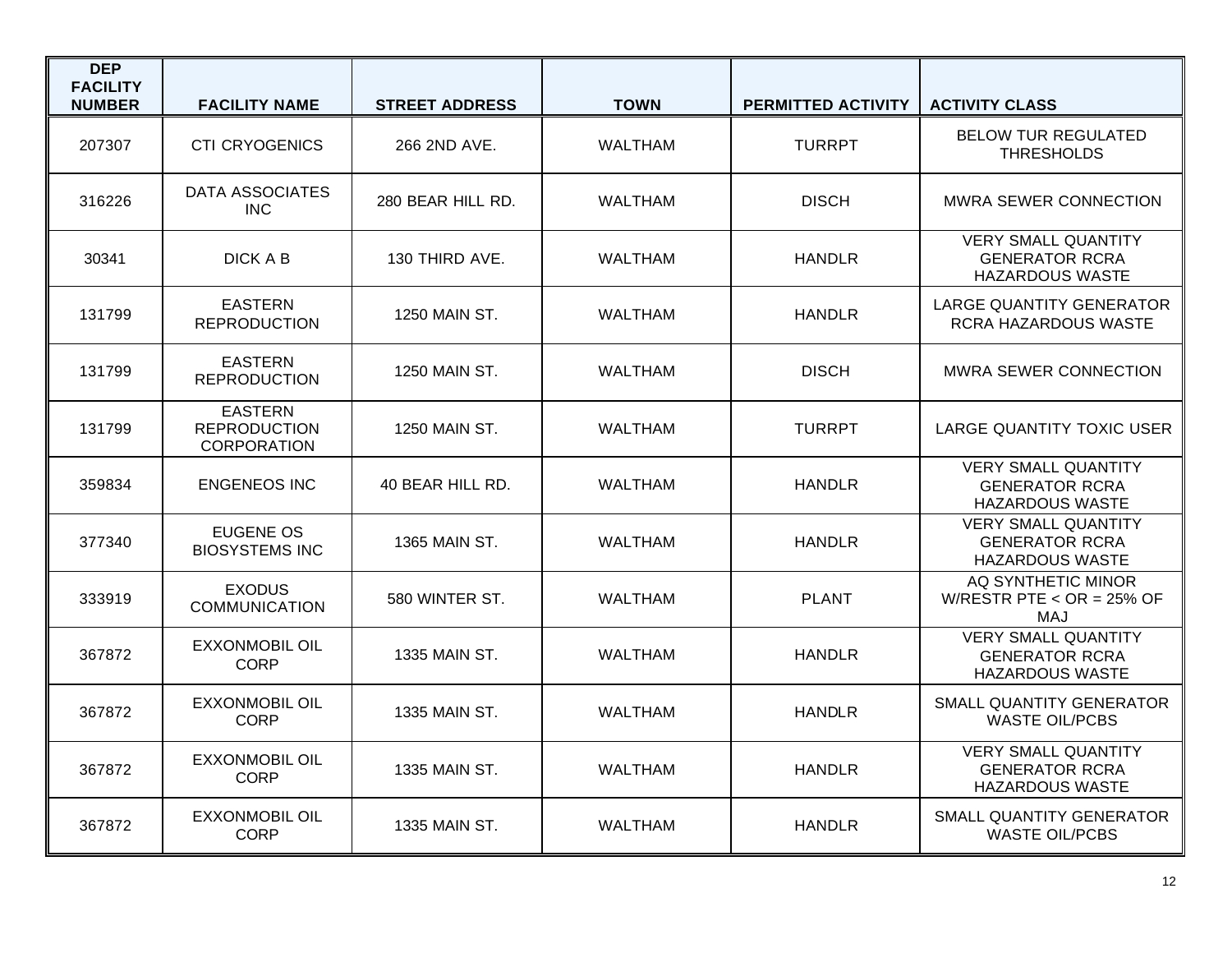| DEP FACILITY NUMBER | FACILITY NAME | STREET ADDRESS | TOWN | PERMITTED ACTIVITY | ACTIVITY CLASS |
|---|---|---|---|---|---|
| 207307 | CTI CRYOGENICS | 266 2ND AVE. | WALTHAM | TURRPT | BELOW TUR REGULATED THRESHOLDS |
| 316226 | DATA ASSOCIATES INC | 280 BEAR HILL RD. | WALTHAM | DISCH | MWRA SEWER CONNECTION |
| 30341 | DICK A B | 130 THIRD AVE. | WALTHAM | HANDLR | VERY SMALL QUANTITY GENERATOR RCRA HAZARDOUS WASTE |
| 131799 | EASTERN REPRODUCTION | 1250 MAIN ST. | WALTHAM | HANDLR | LARGE QUANTITY GENERATOR RCRA HAZARDOUS WASTE |
| 131799 | EASTERN REPRODUCTION | 1250 MAIN ST. | WALTHAM | DISCH | MWRA SEWER CONNECTION |
| 131799 | EASTERN REPRODUCTION CORPORATION | 1250 MAIN ST. | WALTHAM | TURRPT | LARGE QUANTITY TOXIC USER |
| 359834 | ENGENEOS INC | 40 BEAR HILL RD. | WALTHAM | HANDLR | VERY SMALL QUANTITY GENERATOR RCRA HAZARDOUS WASTE |
| 377340 | EUGENE OS BIOSYSTEMS INC | 1365 MAIN ST. | WALTHAM | HANDLR | VERY SMALL QUANTITY GENERATOR RCRA HAZARDOUS WASTE |
| 333919 | EXODUS COMMUNICATION | 580 WINTER ST. | WALTHAM | PLANT | AQ SYNTHETIC MINOR W/RESTR PTE < OR = 25% OF MAJ |
| 367872 | EXXONMOBIL OIL CORP | 1335 MAIN ST. | WALTHAM | HANDLR | VERY SMALL QUANTITY GENERATOR RCRA HAZARDOUS WASTE |
| 367872 | EXXONMOBIL OIL CORP | 1335 MAIN ST. | WALTHAM | HANDLR | SMALL QUANTITY GENERATOR WASTE OIL/PCBS |
| 367872 | EXXONMOBIL OIL CORP | 1335 MAIN ST. | WALTHAM | HANDLR | VERY SMALL QUANTITY GENERATOR RCRA HAZARDOUS WASTE |
| 367872 | EXXONMOBIL OIL CORP | 1335 MAIN ST. | WALTHAM | HANDLR | SMALL QUANTITY GENERATOR WASTE OIL/PCBS |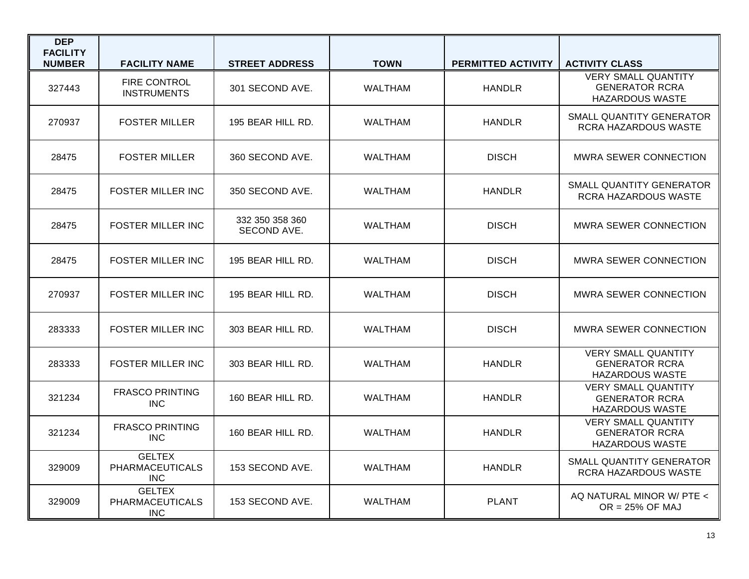| DEP FACILITY NUMBER | FACILITY NAME | STREET ADDRESS | TOWN | PERMITTED ACTIVITY | ACTIVITY CLASS |
|---|---|---|---|---|---|
| 327443 | FIRE CONTROL INSTRUMENTS | 301 SECOND AVE. | WALTHAM | HANDLR | VERY SMALL QUANTITY GENERATOR RCRA HAZARDOUS WASTE |
| 270937 | FOSTER MILLER | 195 BEAR HILL RD. | WALTHAM | HANDLR | SMALL QUANTITY GENERATOR RCRA HAZARDOUS WASTE |
| 28475 | FOSTER MILLER | 360 SECOND AVE. | WALTHAM | DISCH | MWRA SEWER CONNECTION |
| 28475 | FOSTER MILLER INC | 350 SECOND AVE. | WALTHAM | HANDLR | SMALL QUANTITY GENERATOR RCRA HAZARDOUS WASTE |
| 28475 | FOSTER MILLER INC | 332 350 358 360 SECOND AVE. | WALTHAM | DISCH | MWRA SEWER CONNECTION |
| 28475 | FOSTER MILLER INC | 195 BEAR HILL RD. | WALTHAM | DISCH | MWRA SEWER CONNECTION |
| 270937 | FOSTER MILLER INC | 195 BEAR HILL RD. | WALTHAM | DISCH | MWRA SEWER CONNECTION |
| 283333 | FOSTER MILLER INC | 303 BEAR HILL RD. | WALTHAM | DISCH | MWRA SEWER CONNECTION |
| 283333 | FOSTER MILLER INC | 303 BEAR HILL RD. | WALTHAM | HANDLR | VERY SMALL QUANTITY GENERATOR RCRA HAZARDOUS WASTE |
| 321234 | FRASCO PRINTING INC | 160 BEAR HILL RD. | WALTHAM | HANDLR | VERY SMALL QUANTITY GENERATOR RCRA HAZARDOUS WASTE |
| 321234 | FRASCO PRINTING INC | 160 BEAR HILL RD. | WALTHAM | HANDLR | VERY SMALL QUANTITY GENERATOR RCRA HAZARDOUS WASTE |
| 329009 | GELTEX PHARMACEUTICALS INC | 153 SECOND AVE. | WALTHAM | HANDLR | SMALL QUANTITY GENERATOR RCRA HAZARDOUS WASTE |
| 329009 | GELTEX PHARMACEUTICALS INC | 153 SECOND AVE. | WALTHAM | PLANT | AQ NATURAL MINOR W/ PTE < OR = 25% OF MAJ |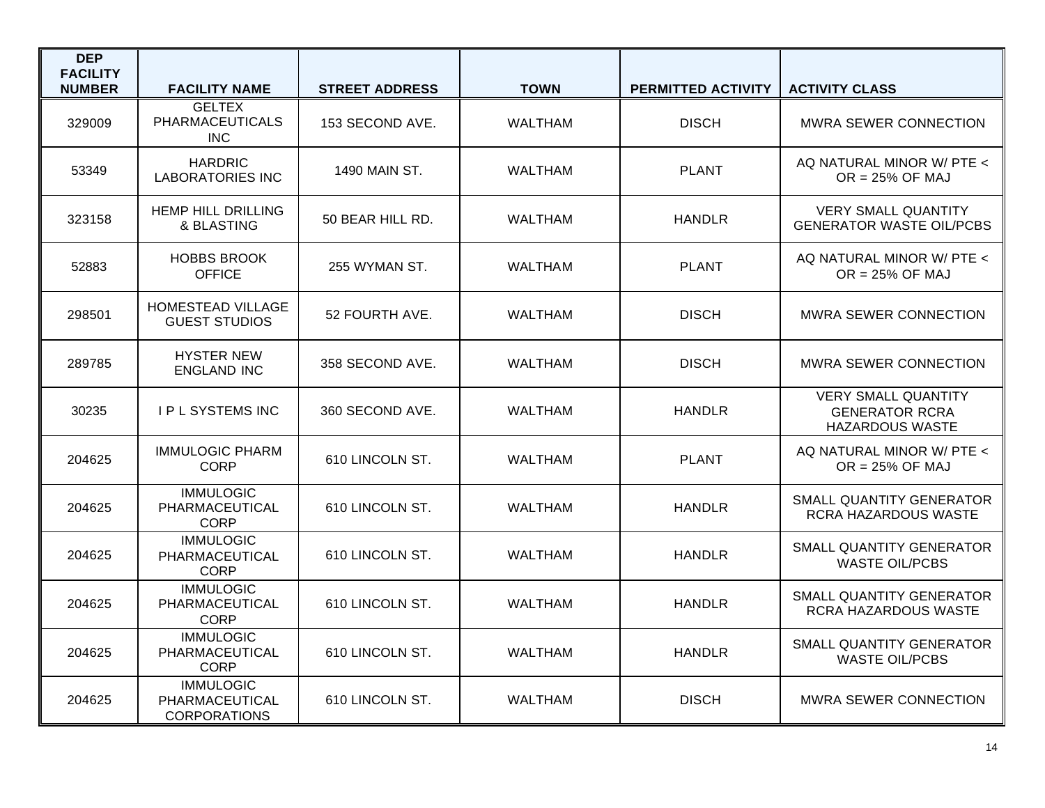| DEP FACILITY NUMBER | FACILITY NAME | STREET ADDRESS | TOWN | PERMITTED ACTIVITY | ACTIVITY CLASS |
|---|---|---|---|---|---|
| 329009 | GELTEX PHARMACEUTICALS INC | 153 SECOND AVE. | WALTHAM | DISCH | MWRA SEWER CONNECTION |
| 53349 | HARDRIC LABORATORIES INC | 1490 MAIN ST. | WALTHAM | PLANT | AQ NATURAL MINOR W/ PTE < OR = 25% OF MAJ |
| 323158 | HEMP HILL DRILLING & BLASTING | 50 BEAR HILL RD. | WALTHAM | HANDLR | VERY SMALL QUANTITY GENERATOR WASTE OIL/PCBS |
| 52883 | HOBBS BROOK OFFICE | 255 WYMAN ST. | WALTHAM | PLANT | AQ NATURAL MINOR W/ PTE < OR = 25% OF MAJ |
| 298501 | HOMESTEAD VILLAGE GUEST STUDIOS | 52 FOURTH AVE. | WALTHAM | DISCH | MWRA SEWER CONNECTION |
| 289785 | HYSTER NEW ENGLAND INC | 358 SECOND AVE. | WALTHAM | DISCH | MWRA SEWER CONNECTION |
| 30235 | I P L SYSTEMS INC | 360 SECOND AVE. | WALTHAM | HANDLR | VERY SMALL QUANTITY GENERATOR RCRA HAZARDOUS WASTE |
| 204625 | IMMULOGIC PHARM CORP | 610 LINCOLN ST. | WALTHAM | PLANT | AQ NATURAL MINOR W/ PTE < OR = 25% OF MAJ |
| 204625 | IMMULOGIC PHARMACEUTICAL CORP | 610 LINCOLN ST. | WALTHAM | HANDLR | SMALL QUANTITY GENERATOR RCRA HAZARDOUS WASTE |
| 204625 | IMMULOGIC PHARMACEUTICAL CORP | 610 LINCOLN ST. | WALTHAM | HANDLR | SMALL QUANTITY GENERATOR WASTE OIL/PCBS |
| 204625 | IMMULOGIC PHARMACEUTICAL CORP | 610 LINCOLN ST. | WALTHAM | HANDLR | SMALL QUANTITY GENERATOR RCRA HAZARDOUS WASTE |
| 204625 | IMMULOGIC PHARMACEUTICAL CORP | 610 LINCOLN ST. | WALTHAM | HANDLR | SMALL QUANTITY GENERATOR WASTE OIL/PCBS |
| 204625 | IMMULOGIC PHARMACEUTICAL CORPORATIONS | 610 LINCOLN ST. | WALTHAM | DISCH | MWRA SEWER CONNECTION |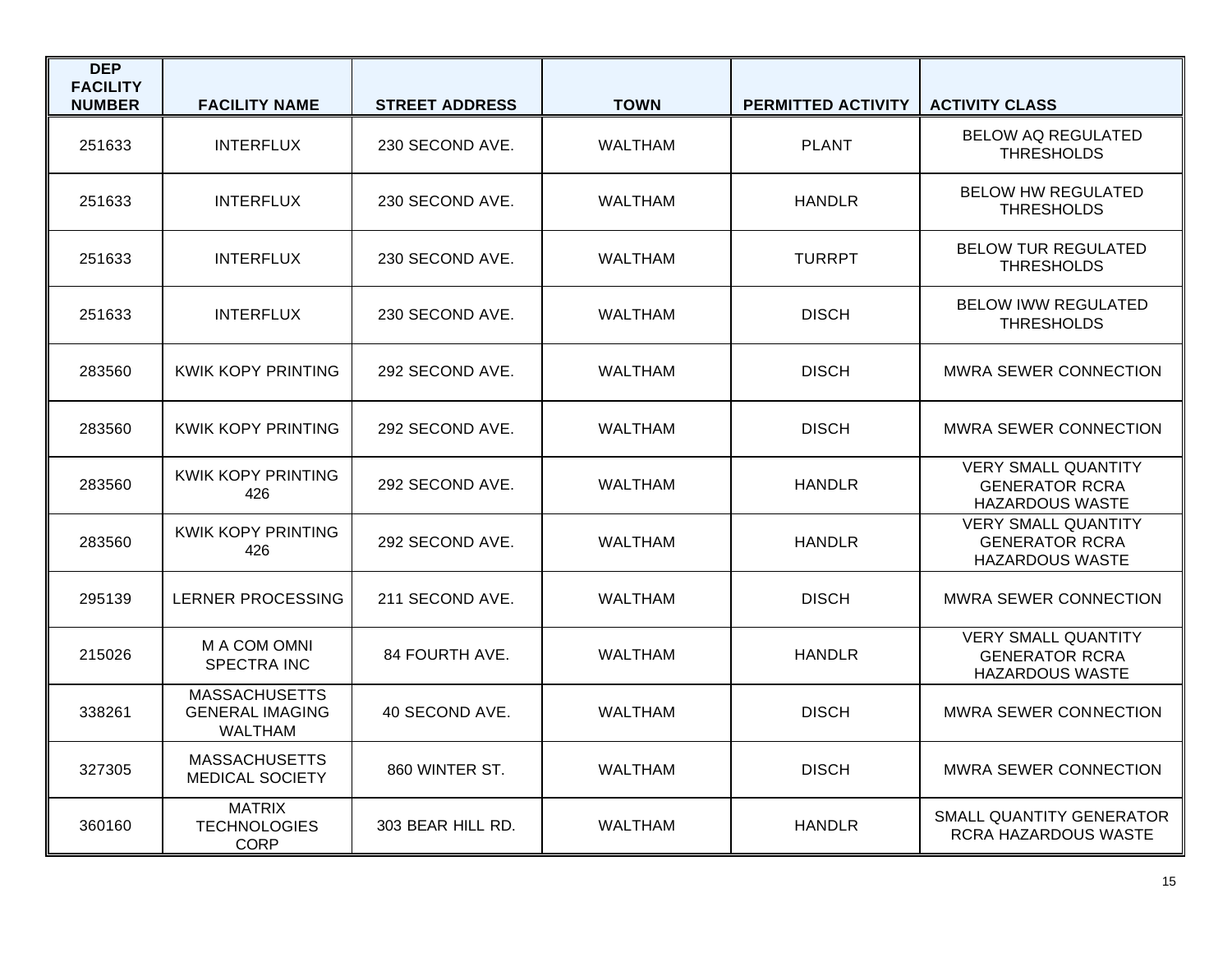| DEP FACILITY NUMBER | FACILITY NAME | STREET ADDRESS | TOWN | PERMITTED ACTIVITY | ACTIVITY CLASS |
|---|---|---|---|---|---|
| 251633 | INTERFLUX | 230 SECOND AVE. | WALTHAM | PLANT | BELOW AQ REGULATED THRESHOLDS |
| 251633 | INTERFLUX | 230 SECOND AVE. | WALTHAM | HANDLR | BELOW HW REGULATED THRESHOLDS |
| 251633 | INTERFLUX | 230 SECOND AVE. | WALTHAM | TURRPT | BELOW TUR REGULATED THRESHOLDS |
| 251633 | INTERFLUX | 230 SECOND AVE. | WALTHAM | DISCH | BELOW IWW REGULATED THRESHOLDS |
| 283560 | KWIK KOPY PRINTING | 292 SECOND AVE. | WALTHAM | DISCH | MWRA SEWER CONNECTION |
| 283560 | KWIK KOPY PRINTING | 292 SECOND AVE. | WALTHAM | DISCH | MWRA SEWER CONNECTION |
| 283560 | KWIK KOPY PRINTING 426 | 292 SECOND AVE. | WALTHAM | HANDLR | VERY SMALL QUANTITY GENERATOR RCRA HAZARDOUS WASTE |
| 283560 | KWIK KOPY PRINTING 426 | 292 SECOND AVE. | WALTHAM | HANDLR | VERY SMALL QUANTITY GENERATOR RCRA HAZARDOUS WASTE |
| 295139 | LERNER PROCESSING | 211 SECOND AVE. | WALTHAM | DISCH | MWRA SEWER CONNECTION |
| 215026 | M A COM OMNI SPECTRA INC | 84 FOURTH AVE. | WALTHAM | HANDLR | VERY SMALL QUANTITY GENERATOR RCRA HAZARDOUS WASTE |
| 338261 | MASSACHUSETTS GENERAL IMAGING WALTHAM | 40 SECOND AVE. | WALTHAM | DISCH | MWRA SEWER CONNECTION |
| 327305 | MASSACHUSETTS MEDICAL SOCIETY | 860 WINTER ST. | WALTHAM | DISCH | MWRA SEWER CONNECTION |
| 360160 | MATRIX TECHNOLOGIES CORP | 303 BEAR HILL RD. | WALTHAM | HANDLR | SMALL QUANTITY GENERATOR RCRA HAZARDOUS WASTE |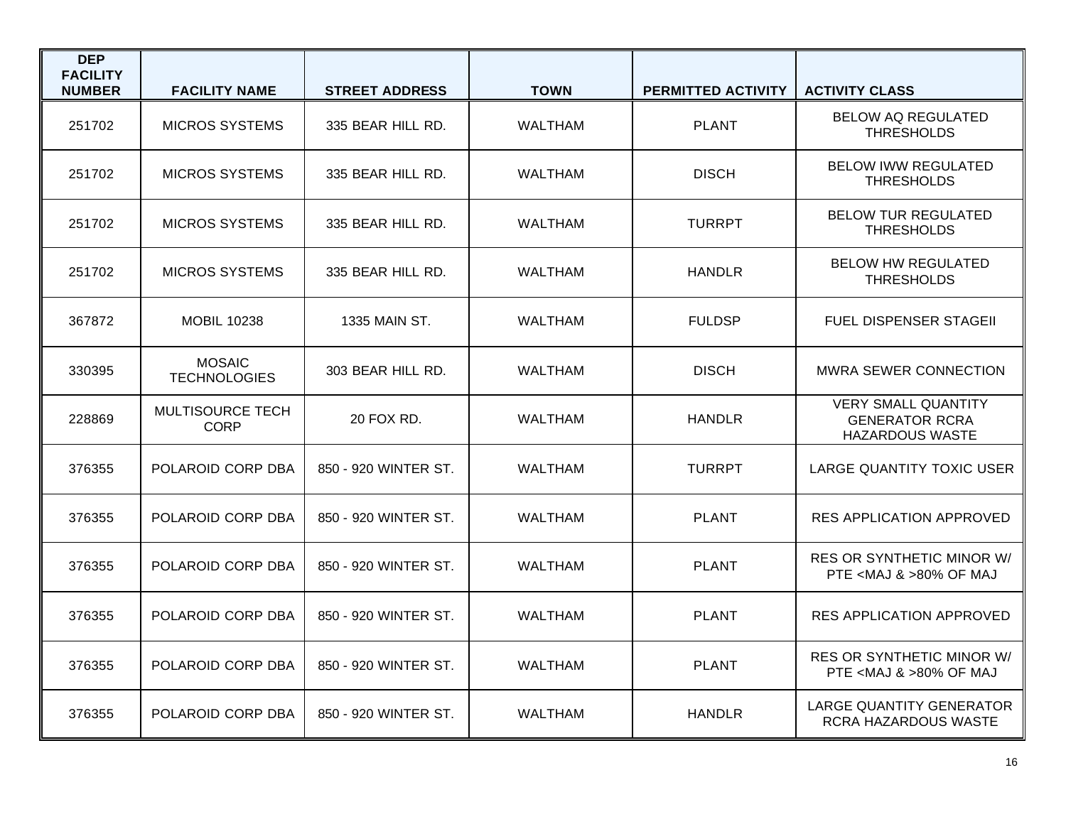| DEP FACILITY NUMBER | FACILITY NAME | STREET ADDRESS | TOWN | PERMITTED ACTIVITY | ACTIVITY CLASS |
|---|---|---|---|---|---|
| 251702 | MICROS SYSTEMS | 335 BEAR HILL RD. | WALTHAM | PLANT | BELOW AQ REGULATED THRESHOLDS |
| 251702 | MICROS SYSTEMS | 335 BEAR HILL RD. | WALTHAM | DISCH | BELOW IWW REGULATED THRESHOLDS |
| 251702 | MICROS SYSTEMS | 335 BEAR HILL RD. | WALTHAM | TURRPT | BELOW TUR REGULATED THRESHOLDS |
| 251702 | MICROS SYSTEMS | 335 BEAR HILL RD. | WALTHAM | HANDLR | BELOW HW REGULATED THRESHOLDS |
| 367872 | MOBIL 10238 | 1335 MAIN ST. | WALTHAM | FULDSP | FUEL DISPENSER STAGEII |
| 330395 | MOSAIC TECHNOLOGIES | 303 BEAR HILL RD. | WALTHAM | DISCH | MWRA SEWER CONNECTION |
| 228869 | MULTISOURCE TECH CORP | 20 FOX RD. | WALTHAM | HANDLR | VERY SMALL QUANTITY GENERATOR RCRA HAZARDOUS WASTE |
| 376355 | POLAROID CORP DBA | 850 - 920 WINTER ST. | WALTHAM | TURRPT | LARGE QUANTITY TOXIC USER |
| 376355 | POLAROID CORP DBA | 850 - 920 WINTER ST. | WALTHAM | PLANT | RES APPLICATION APPROVED |
| 376355 | POLAROID CORP DBA | 850 - 920 WINTER ST. | WALTHAM | PLANT | RES OR SYNTHETIC MINOR W/ PTE <MAJ & >80% OF MAJ |
| 376355 | POLAROID CORP DBA | 850 - 920 WINTER ST. | WALTHAM | PLANT | RES APPLICATION APPROVED |
| 376355 | POLAROID CORP DBA | 850 - 920 WINTER ST. | WALTHAM | PLANT | RES OR SYNTHETIC MINOR W/ PTE <MAJ & >80% OF MAJ |
| 376355 | POLAROID CORP DBA | 850 - 920 WINTER ST. | WALTHAM | HANDLR | LARGE QUANTITY GENERATOR RCRA HAZARDOUS WASTE |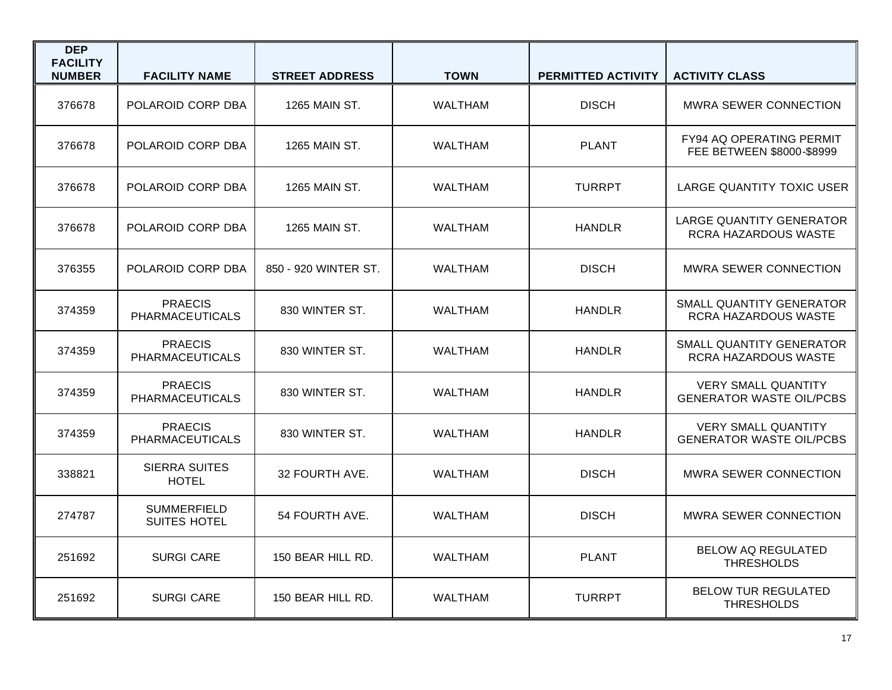| DEP FACILITY NUMBER | FACILITY NAME | STREET ADDRESS | TOWN | PERMITTED ACTIVITY | ACTIVITY CLASS |
|---|---|---|---|---|---|
| 376678 | POLAROID CORP DBA | 1265 MAIN ST. | WALTHAM | DISCH | MWRA SEWER CONNECTION |
| 376678 | POLAROID CORP DBA | 1265 MAIN ST. | WALTHAM | PLANT | FY94 AQ OPERATING PERMIT FEE BETWEEN $8000-$8999 |
| 376678 | POLAROID CORP DBA | 1265 MAIN ST. | WALTHAM | TURRPT | LARGE QUANTITY TOXIC USER |
| 376678 | POLAROID CORP DBA | 1265 MAIN ST. | WALTHAM | HANDLR | LARGE QUANTITY GENERATOR RCRA HAZARDOUS WASTE |
| 376355 | POLAROID CORP DBA | 850 - 920 WINTER ST. | WALTHAM | DISCH | MWRA SEWER CONNECTION |
| 374359 | PRAECIS PHARMACEUTICALS | 830 WINTER ST. | WALTHAM | HANDLR | SMALL QUANTITY GENERATOR RCRA HAZARDOUS WASTE |
| 374359 | PRAECIS PHARMACEUTICALS | 830 WINTER ST. | WALTHAM | HANDLR | SMALL QUANTITY GENERATOR RCRA HAZARDOUS WASTE |
| 374359 | PRAECIS PHARMACEUTICALS | 830 WINTER ST. | WALTHAM | HANDLR | VERY SMALL QUANTITY GENERATOR WASTE OIL/PCBS |
| 374359 | PRAECIS PHARMACEUTICALS | 830 WINTER ST. | WALTHAM | HANDLR | VERY SMALL QUANTITY GENERATOR WASTE OIL/PCBS |
| 338821 | SIERRA SUITES HOTEL | 32 FOURTH AVE. | WALTHAM | DISCH | MWRA SEWER CONNECTION |
| 274787 | SUMMERFIELD SUITES HOTEL | 54 FOURTH AVE. | WALTHAM | DISCH | MWRA SEWER CONNECTION |
| 251692 | SURGI CARE | 150 BEAR HILL RD. | WALTHAM | PLANT | BELOW AQ REGULATED THRESHOLDS |
| 251692 | SURGI CARE | 150 BEAR HILL RD. | WALTHAM | TURRPT | BELOW TUR REGULATED THRESHOLDS |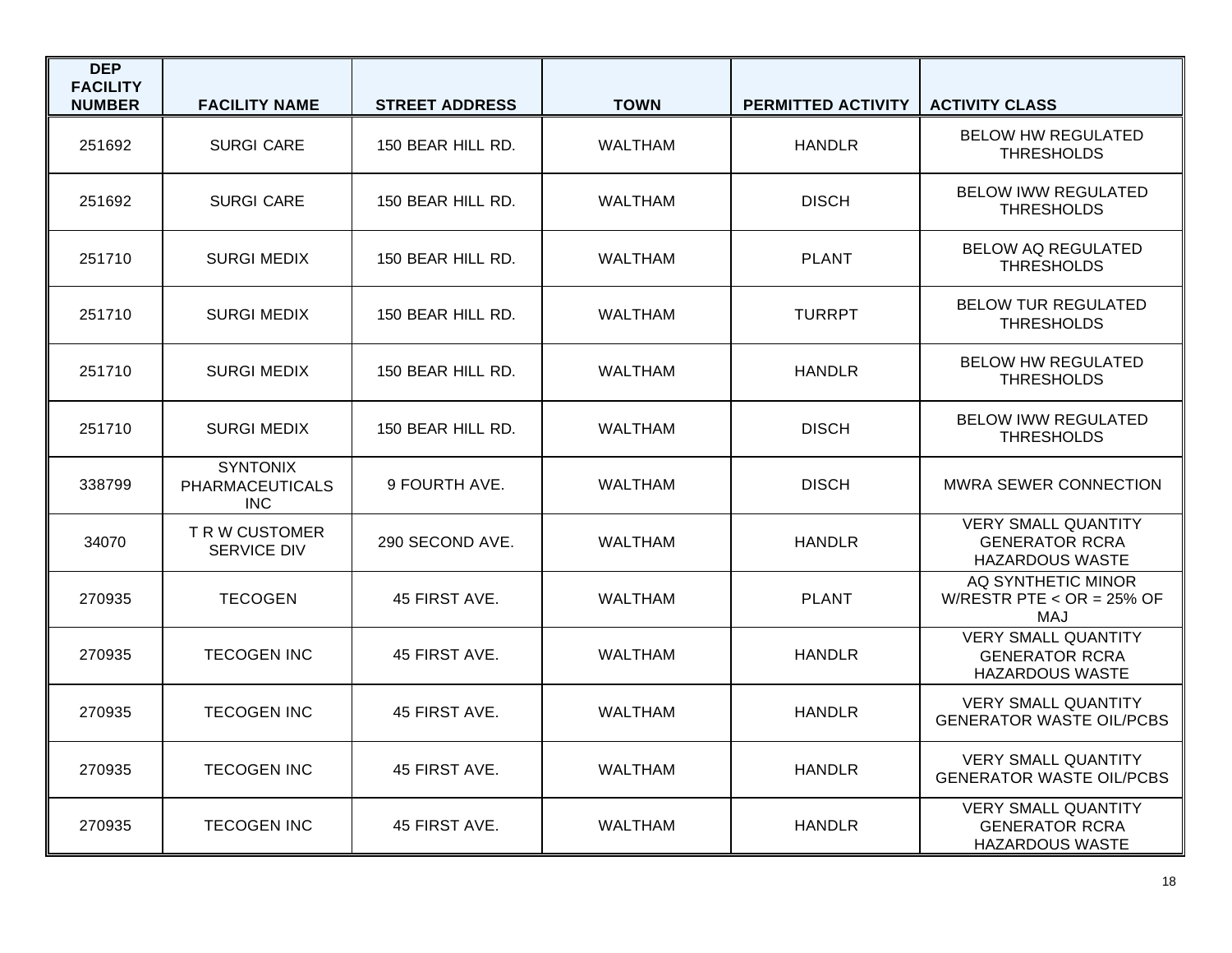| DEP FACILITY NUMBER | FACILITY NAME | STREET ADDRESS | TOWN | PERMITTED ACTIVITY | ACTIVITY CLASS |
|---|---|---|---|---|---|
| 251692 | SURGI CARE | 150 BEAR HILL RD. | WALTHAM | HANDLR | BELOW HW REGULATED THRESHOLDS |
| 251692 | SURGI CARE | 150 BEAR HILL RD. | WALTHAM | DISCH | BELOW IWW REGULATED THRESHOLDS |
| 251710 | SURGI MEDIX | 150 BEAR HILL RD. | WALTHAM | PLANT | BELOW AQ REGULATED THRESHOLDS |
| 251710 | SURGI MEDIX | 150 BEAR HILL RD. | WALTHAM | TURRPT | BELOW TUR REGULATED THRESHOLDS |
| 251710 | SURGI MEDIX | 150 BEAR HILL RD. | WALTHAM | HANDLR | BELOW HW REGULATED THRESHOLDS |
| 251710 | SURGI MEDIX | 150 BEAR HILL RD. | WALTHAM | DISCH | BELOW IWW REGULATED THRESHOLDS |
| 338799 | SYNTONIX PHARMACEUTICALS INC | 9 FOURTH AVE. | WALTHAM | DISCH | MWRA SEWER CONNECTION |
| 34070 | T R W CUSTOMER SERVICE DIV | 290 SECOND AVE. | WALTHAM | HANDLR | VERY SMALL QUANTITY GENERATOR RCRA HAZARDOUS WASTE |
| 270935 | TECOGEN | 45 FIRST AVE. | WALTHAM | PLANT | AQ SYNTHETIC MINOR W/RESTR PTE < OR = 25% OF MAJ |
| 270935 | TECOGEN INC | 45 FIRST AVE. | WALTHAM | HANDLR | VERY SMALL QUANTITY GENERATOR RCRA HAZARDOUS WASTE |
| 270935 | TECOGEN INC | 45 FIRST AVE. | WALTHAM | HANDLR | VERY SMALL QUANTITY GENERATOR WASTE OIL/PCBS |
| 270935 | TECOGEN INC | 45 FIRST AVE. | WALTHAM | HANDLR | VERY SMALL QUANTITY GENERATOR WASTE OIL/PCBS |
| 270935 | TECOGEN INC | 45 FIRST AVE. | WALTHAM | HANDLR | VERY SMALL QUANTITY GENERATOR RCRA HAZARDOUS WASTE |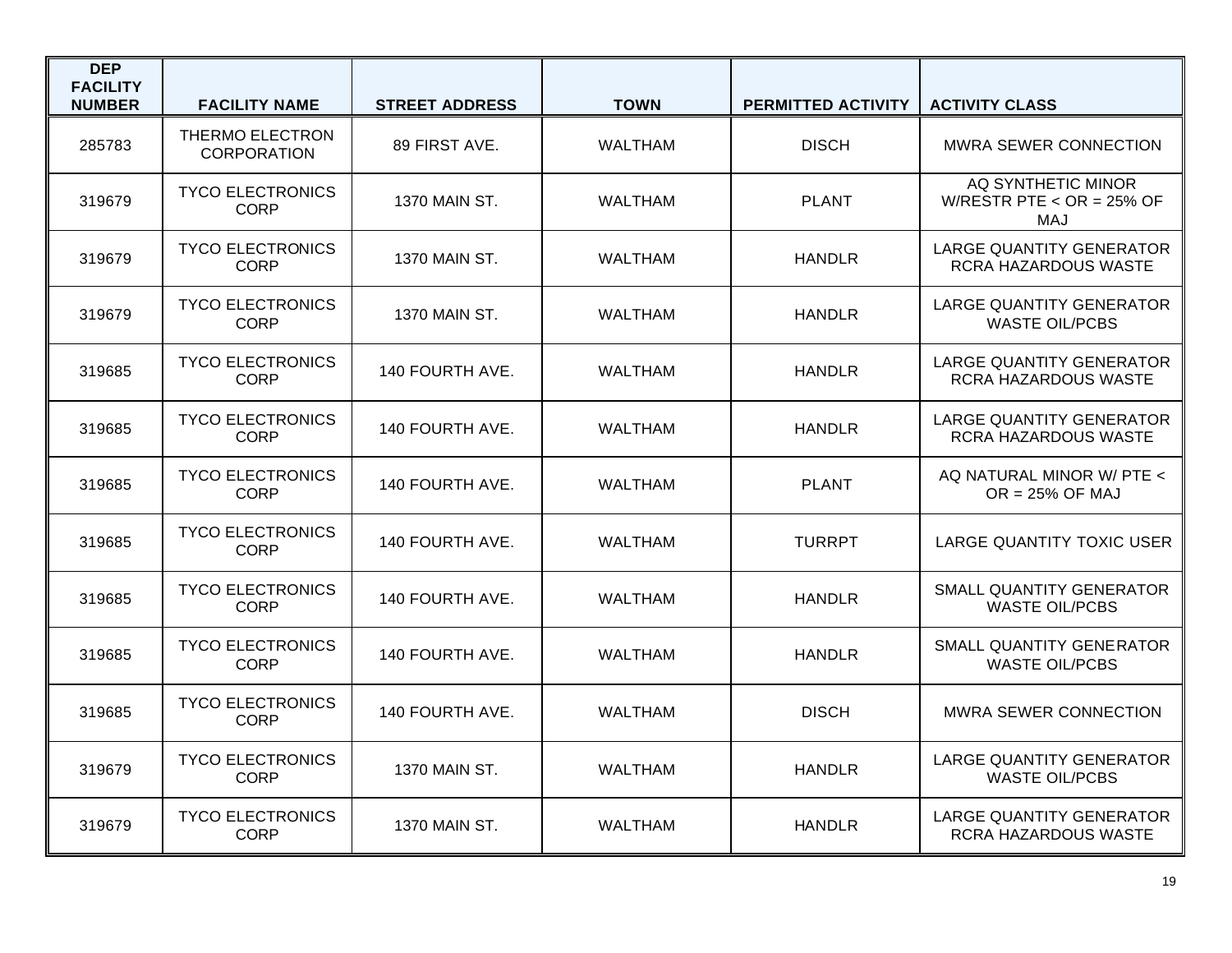| DEP FACILITY NUMBER | FACILITY NAME | STREET ADDRESS | TOWN | PERMITTED ACTIVITY | ACTIVITY CLASS |
|---|---|---|---|---|---|
| 285783 | THERMO ELECTRON CORPORATION | 89 FIRST AVE. | WALTHAM | DISCH | MWRA SEWER CONNECTION |
| 319679 | TYCO ELECTRONICS CORP | 1370 MAIN ST. | WALTHAM | PLANT | AQ SYNTHETIC MINOR W/RESTR PTE < OR = 25% OF MAJ |
| 319679 | TYCO ELECTRONICS CORP | 1370 MAIN ST. | WALTHAM | HANDLR | LARGE QUANTITY GENERATOR RCRA HAZARDOUS WASTE |
| 319679 | TYCO ELECTRONICS CORP | 1370 MAIN ST. | WALTHAM | HANDLR | LARGE QUANTITY GENERATOR WASTE OIL/PCBS |
| 319685 | TYCO ELECTRONICS CORP | 140 FOURTH AVE. | WALTHAM | HANDLR | LARGE QUANTITY GENERATOR RCRA HAZARDOUS WASTE |
| 319685 | TYCO ELECTRONICS CORP | 140 FOURTH AVE. | WALTHAM | HANDLR | LARGE QUANTITY GENERATOR RCRA HAZARDOUS WASTE |
| 319685 | TYCO ELECTRONICS CORP | 140 FOURTH AVE. | WALTHAM | PLANT | AQ NATURAL MINOR W/ PTE < OR = 25% OF MAJ |
| 319685 | TYCO ELECTRONICS CORP | 140 FOURTH AVE. | WALTHAM | TURRPT | LARGE QUANTITY TOXIC USER |
| 319685 | TYCO ELECTRONICS CORP | 140 FOURTH AVE. | WALTHAM | HANDLR | SMALL QUANTITY GENERATOR WASTE OIL/PCBS |
| 319685 | TYCO ELECTRONICS CORP | 140 FOURTH AVE. | WALTHAM | HANDLR | SMALL QUANTITY GENERATOR WASTE OIL/PCBS |
| 319685 | TYCO ELECTRONICS CORP | 140 FOURTH AVE. | WALTHAM | DISCH | MWRA SEWER CONNECTION |
| 319679 | TYCO ELECTRONICS CORP | 1370 MAIN ST. | WALTHAM | HANDLR | LARGE QUANTITY GENERATOR WASTE OIL/PCBS |
| 319679 | TYCO ELECTRONICS CORP | 1370 MAIN ST. | WALTHAM | HANDLR | LARGE QUANTITY GENERATOR RCRA HAZARDOUS WASTE |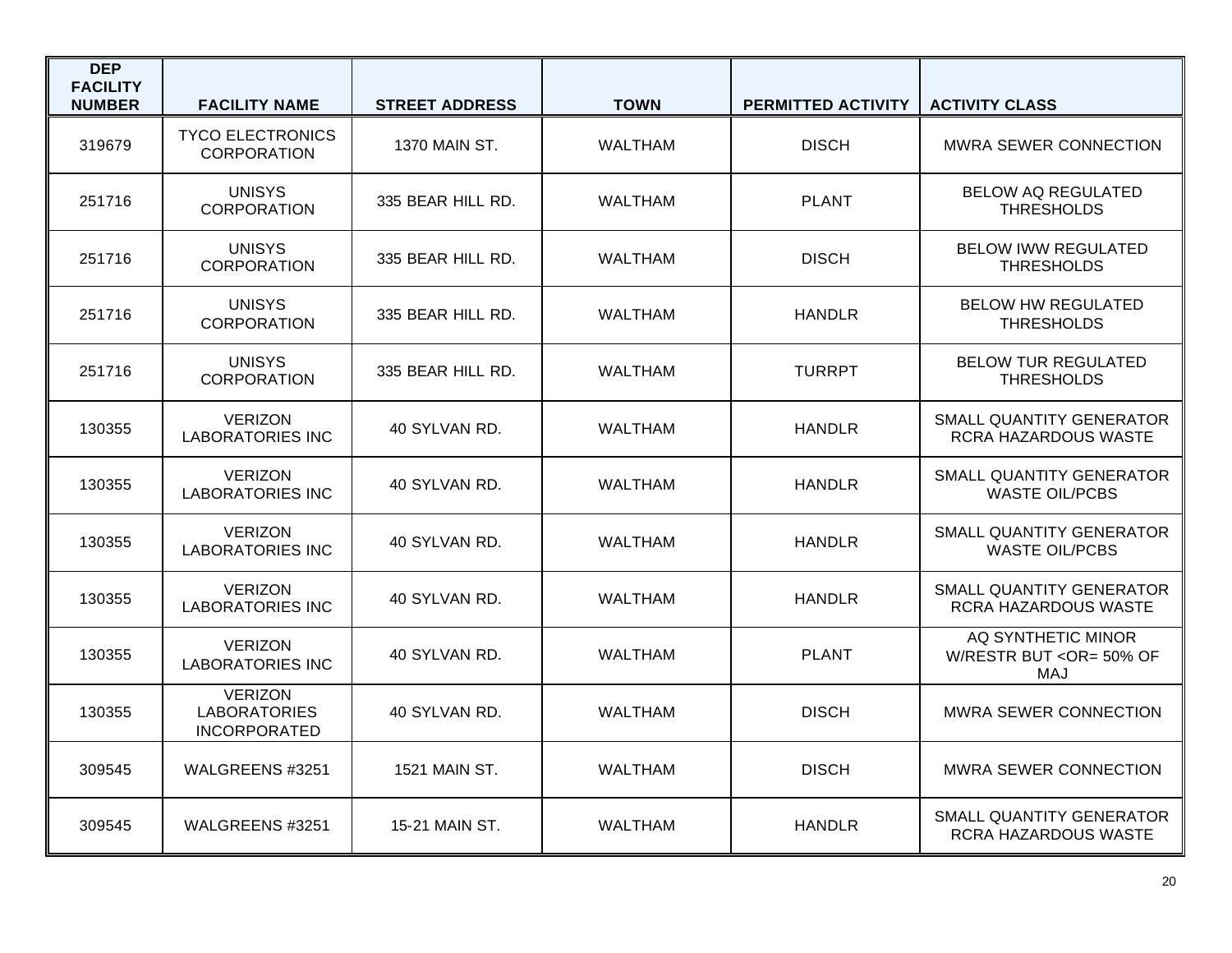| DEP FACILITY NUMBER | FACILITY NAME | STREET ADDRESS | TOWN | PERMITTED ACTIVITY | ACTIVITY CLASS |
|---|---|---|---|---|---|
| 319679 | TYCO ELECTRONICS CORPORATION | 1370 MAIN ST. | WALTHAM | DISCH | MWRA SEWER CONNECTION |
| 251716 | UNISYS CORPORATION | 335 BEAR HILL RD. | WALTHAM | PLANT | BELOW AQ REGULATED THRESHOLDS |
| 251716 | UNISYS CORPORATION | 335 BEAR HILL RD. | WALTHAM | DISCH | BELOW IWW REGULATED THRESHOLDS |
| 251716 | UNISYS CORPORATION | 335 BEAR HILL RD. | WALTHAM | HANDLR | BELOW HW REGULATED THRESHOLDS |
| 251716 | UNISYS CORPORATION | 335 BEAR HILL RD. | WALTHAM | TURRPT | BELOW TUR REGULATED THRESHOLDS |
| 130355 | VERIZON LABORATORIES INC | 40 SYLVAN RD. | WALTHAM | HANDLR | SMALL QUANTITY GENERATOR RCRA HAZARDOUS WASTE |
| 130355 | VERIZON LABORATORIES INC | 40 SYLVAN RD. | WALTHAM | HANDLR | SMALL QUANTITY GENERATOR WASTE OIL/PCBS |
| 130355 | VERIZON LABORATORIES INC | 40 SYLVAN RD. | WALTHAM | HANDLR | SMALL QUANTITY GENERATOR WASTE OIL/PCBS |
| 130355 | VERIZON LABORATORIES INC | 40 SYLVAN RD. | WALTHAM | HANDLR | SMALL QUANTITY GENERATOR RCRA HAZARDOUS WASTE |
| 130355 | VERIZON LABORATORIES INC | 40 SYLVAN RD. | WALTHAM | PLANT | AQ SYNTHETIC MINOR W/RESTR BUT <OR= 50% OF MAJ |
| 130355 | VERIZON LABORATORIES INCORPORATED | 40 SYLVAN RD. | WALTHAM | DISCH | MWRA SEWER CONNECTION |
| 309545 | WALGREENS #3251 | 1521 MAIN ST. | WALTHAM | DISCH | MWRA SEWER CONNECTION |
| 309545 | WALGREENS #3251 | 15-21 MAIN ST. | WALTHAM | HANDLR | SMALL QUANTITY GENERATOR RCRA HAZARDOUS WASTE |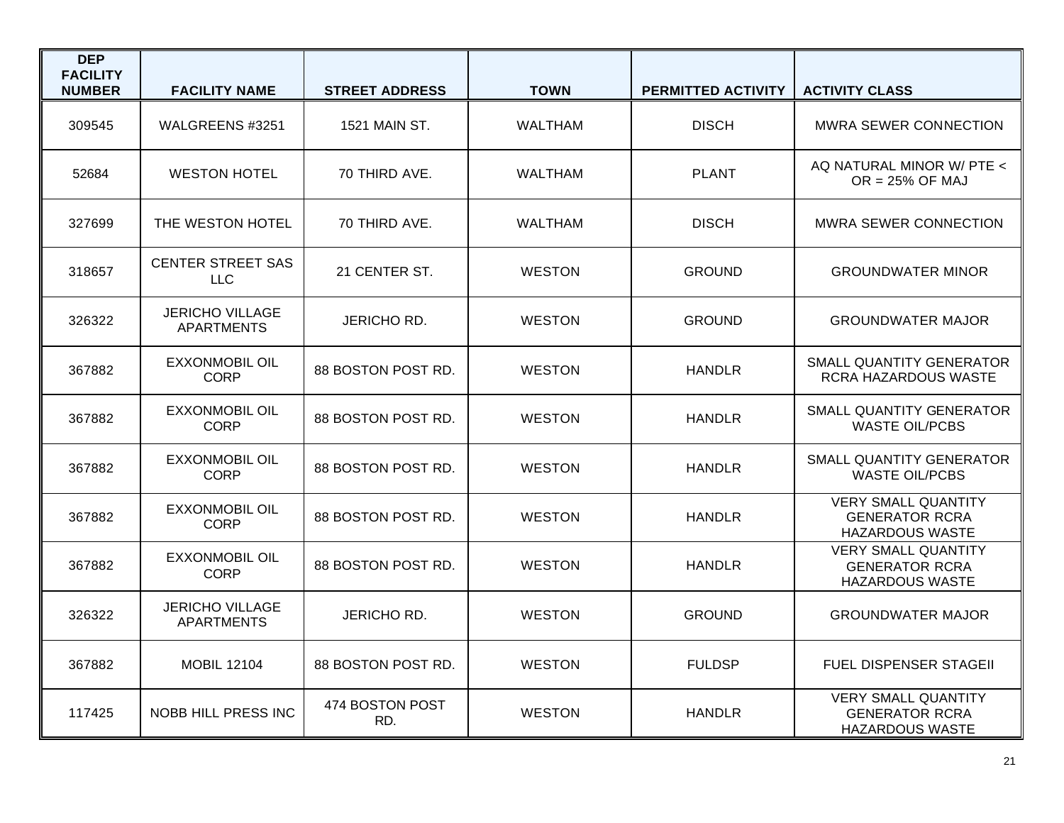| DEP FACILITY NUMBER | FACILITY NAME | STREET ADDRESS | TOWN | PERMITTED ACTIVITY | ACTIVITY CLASS |
|---|---|---|---|---|---|
| 309545 | WALGREENS #3251 | 1521 MAIN ST. | WALTHAM | DISCH | MWRA SEWER CONNECTION |
| 52684 | WESTON HOTEL | 70 THIRD AVE. | WALTHAM | PLANT | AQ NATURAL MINOR W/ PTE < OR = 25% OF MAJ |
| 327699 | THE WESTON HOTEL | 70 THIRD AVE. | WALTHAM | DISCH | MWRA SEWER CONNECTION |
| 318657 | CENTER STREET SAS LLC | 21 CENTER ST. | WESTON | GROUND | GROUNDWATER MINOR |
| 326322 | JERICHO VILLAGE APARTMENTS | JERICHO RD. | WESTON | GROUND | GROUNDWATER MAJOR |
| 367882 | EXXONMOBIL OIL CORP | 88 BOSTON POST RD. | WESTON | HANDLR | SMALL QUANTITY GENERATOR RCRA HAZARDOUS WASTE |
| 367882 | EXXONMOBIL OIL CORP | 88 BOSTON POST RD. | WESTON | HANDLR | SMALL QUANTITY GENERATOR WASTE OIL/PCBS |
| 367882 | EXXONMOBIL OIL CORP | 88 BOSTON POST RD. | WESTON | HANDLR | SMALL QUANTITY GENERATOR WASTE OIL/PCBS |
| 367882 | EXXONMOBIL OIL CORP | 88 BOSTON POST RD. | WESTON | HANDLR | VERY SMALL QUANTITY GENERATOR RCRA HAZARDOUS WASTE |
| 367882 | EXXONMOBIL OIL CORP | 88 BOSTON POST RD. | WESTON | HANDLR | VERY SMALL QUANTITY GENERATOR RCRA HAZARDOUS WASTE |
| 326322 | JERICHO VILLAGE APARTMENTS | JERICHO RD. | WESTON | GROUND | GROUNDWATER MAJOR |
| 367882 | MOBIL 12104 | 88 BOSTON POST RD. | WESTON | FULDSP | FUEL DISPENSER STAGEII |
| 117425 | NOBB HILL PRESS INC | 474 BOSTON POST RD. | WESTON | HANDLR | VERY SMALL QUANTITY GENERATOR RCRA HAZARDOUS WASTE |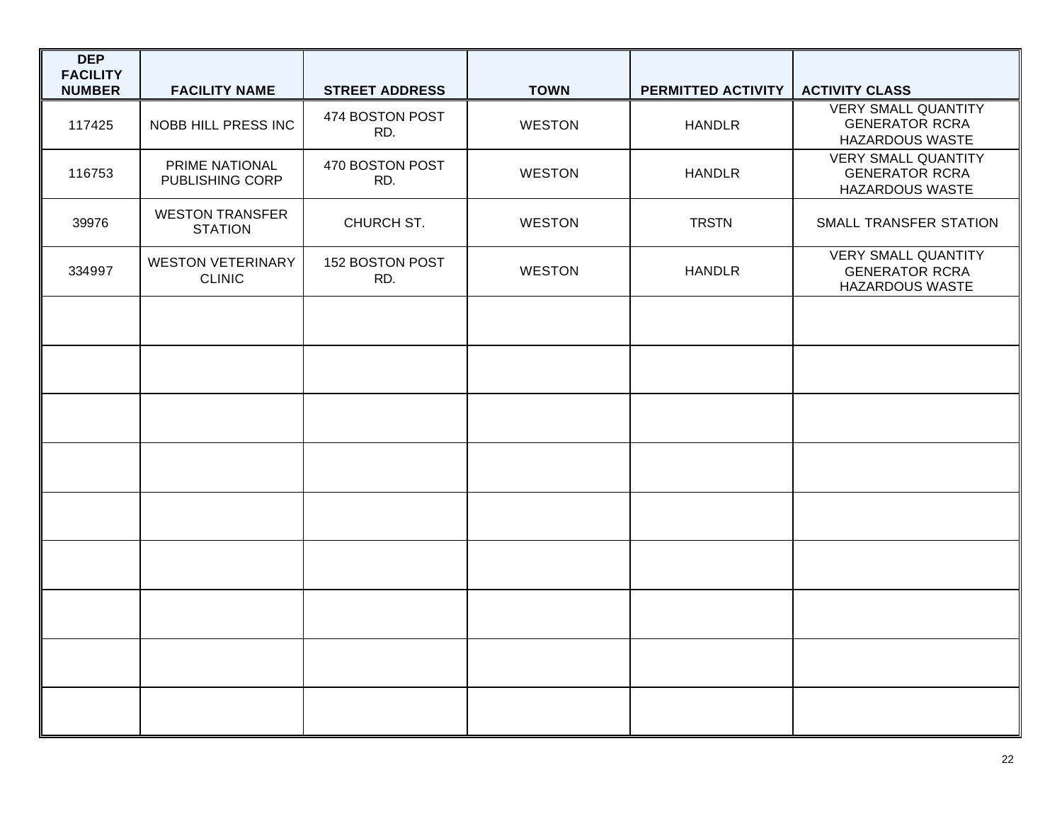| DEP FACILITY NUMBER | FACILITY NAME | STREET ADDRESS | TOWN | PERMITTED ACTIVITY | ACTIVITY CLASS |
|---|---|---|---|---|---|
| 117425 | NOBB HILL PRESS INC | 474 BOSTON POST RD. | WESTON | HANDLR | VERY SMALL QUANTITY GENERATOR RCRA HAZARDOUS WASTE |
| 116753 | PRIME NATIONAL PUBLISHING CORP | 470 BOSTON POST RD. | WESTON | HANDLR | VERY SMALL QUANTITY GENERATOR RCRA HAZARDOUS WASTE |
| 39976 | WESTON TRANSFER STATION | CHURCH ST. | WESTON | TRSTN | SMALL TRANSFER STATION |
| 334997 | WESTON VETERINARY CLINIC | 152 BOSTON POST RD. | WESTON | HANDLR | VERY SMALL QUANTITY GENERATOR RCRA HAZARDOUS WASTE |
| | | | | | |
| | | | | | |
| | | | | | |
| | | | | | |
| | | | | | |
| | | | | | |
| | | | | | |
| | | | | | |
| | | | | | |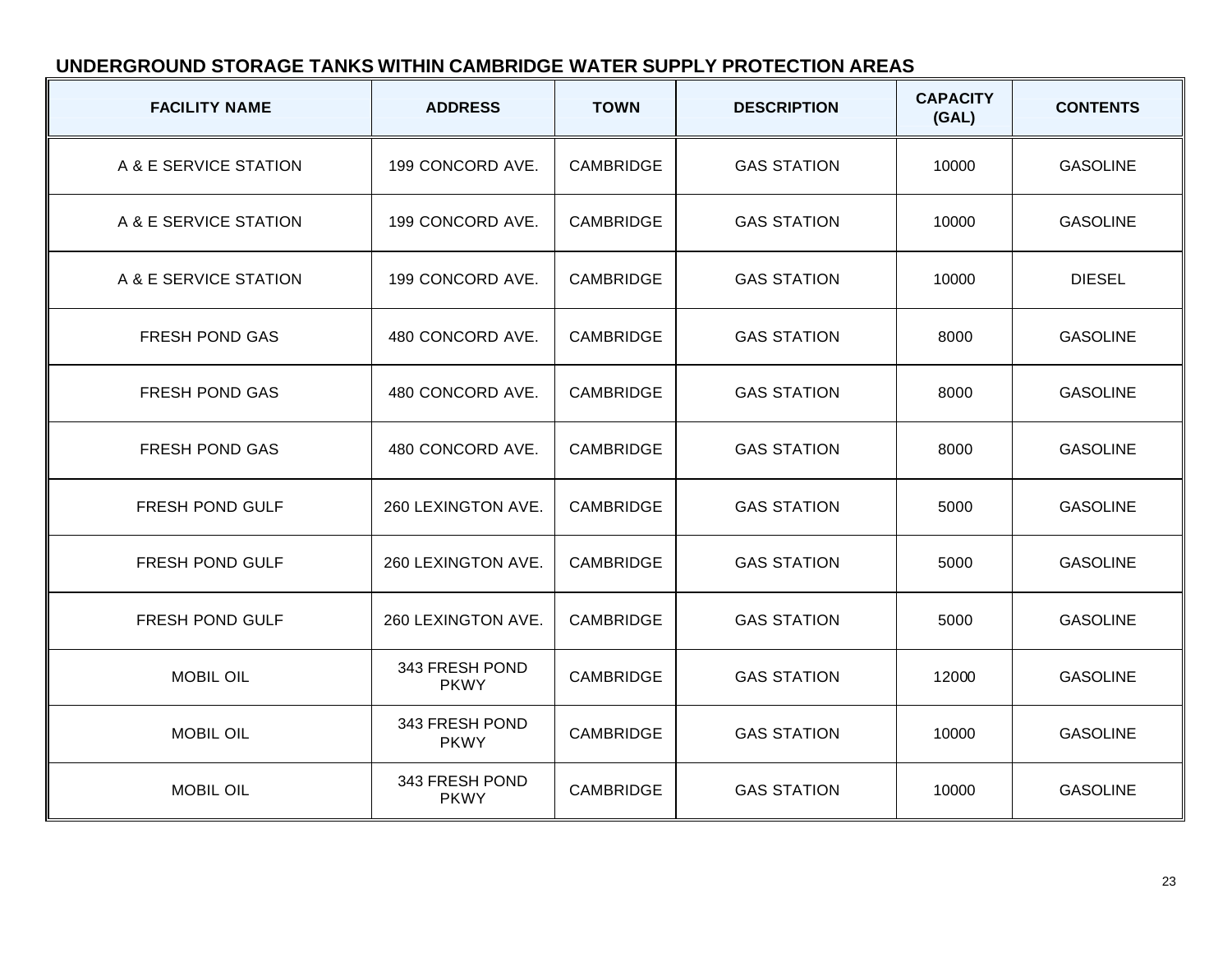## UNDERGROUND STORAGE TANKS WITHIN CAMBRIDGE WATER SUPPLY PROTECTION AREAS

| FACILITY NAME | ADDRESS | TOWN | DESCRIPTION | CAPACITY (GAL) | CONTENTS |
|---|---|---|---|---|---|
| A & E SERVICE STATION | 199 CONCORD AVE. | CAMBRIDGE | GAS STATION | 10000 | GASOLINE |
| A & E SERVICE STATION | 199 CONCORD AVE. | CAMBRIDGE | GAS STATION | 10000 | GASOLINE |
| A & E SERVICE STATION | 199 CONCORD AVE. | CAMBRIDGE | GAS STATION | 10000 | DIESEL |
| FRESH POND GAS | 480 CONCORD AVE. | CAMBRIDGE | GAS STATION | 8000 | GASOLINE |
| FRESH POND GAS | 480 CONCORD AVE. | CAMBRIDGE | GAS STATION | 8000 | GASOLINE |
| FRESH POND GAS | 480 CONCORD AVE. | CAMBRIDGE | GAS STATION | 8000 | GASOLINE |
| FRESH POND GULF | 260 LEXINGTON AVE. | CAMBRIDGE | GAS STATION | 5000 | GASOLINE |
| FRESH POND GULF | 260 LEXINGTON AVE. | CAMBRIDGE | GAS STATION | 5000 | GASOLINE |
| FRESH POND GULF | 260 LEXINGTON AVE. | CAMBRIDGE | GAS STATION | 5000 | GASOLINE |
| MOBIL OIL | 343 FRESH POND PKWY | CAMBRIDGE | GAS STATION | 12000 | GASOLINE |
| MOBIL OIL | 343 FRESH POND PKWY | CAMBRIDGE | GAS STATION | 10000 | GASOLINE |
| MOBIL OIL | 343 FRESH POND PKWY | CAMBRIDGE | GAS STATION | 10000 | GASOLINE |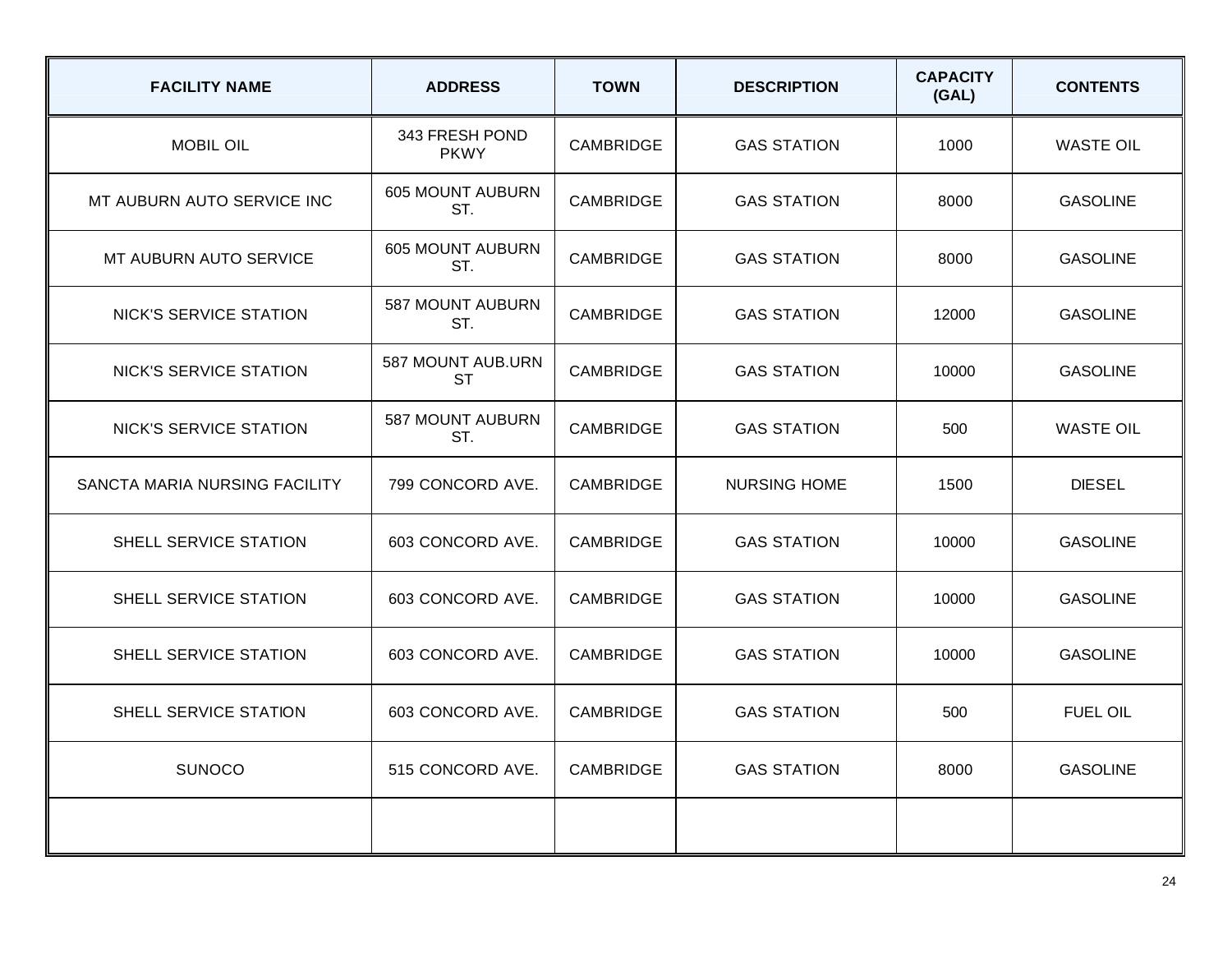| FACILITY NAME | ADDRESS | TOWN | DESCRIPTION | CAPACITY (GAL) | CONTENTS |
|---|---|---|---|---|---|
| MOBIL OIL | 343 FRESH POND PKWY | CAMBRIDGE | GAS STATION | 1000 | WASTE OIL |
| MT AUBURN AUTO SERVICE INC | 605 MOUNT AUBURN ST. | CAMBRIDGE | GAS STATION | 8000 | GASOLINE |
| MT AUBURN AUTO SERVICE | 605 MOUNT AUBURN ST. | CAMBRIDGE | GAS STATION | 8000 | GASOLINE |
| NICK'S SERVICE STATION | 587 MOUNT AUBURN ST. | CAMBRIDGE | GAS STATION | 12000 | GASOLINE |
| NICK'S SERVICE STATION | 587 MOUNT AUB.URN ST | CAMBRIDGE | GAS STATION | 10000 | GASOLINE |
| NICK'S SERVICE STATION | 587 MOUNT AUBURN ST. | CAMBRIDGE | GAS STATION | 500 | WASTE OIL |
| SANCTA MARIA NURSING FACILITY | 799 CONCORD AVE. | CAMBRIDGE | NURSING HOME | 1500 | DIESEL |
| SHELL SERVICE STATION | 603 CONCORD AVE. | CAMBRIDGE | GAS STATION | 10000 | GASOLINE |
| SHELL SERVICE STATION | 603 CONCORD AVE. | CAMBRIDGE | GAS STATION | 10000 | GASOLINE |
| SHELL SERVICE STATION | 603 CONCORD AVE. | CAMBRIDGE | GAS STATION | 10000 | GASOLINE |
| SHELL SERVICE STATION | 603 CONCORD AVE. | CAMBRIDGE | GAS STATION | 500 | FUEL OIL |
| SUNOCO | 515 CONCORD AVE. | CAMBRIDGE | GAS STATION | 8000 | GASOLINE |
| | | | | | |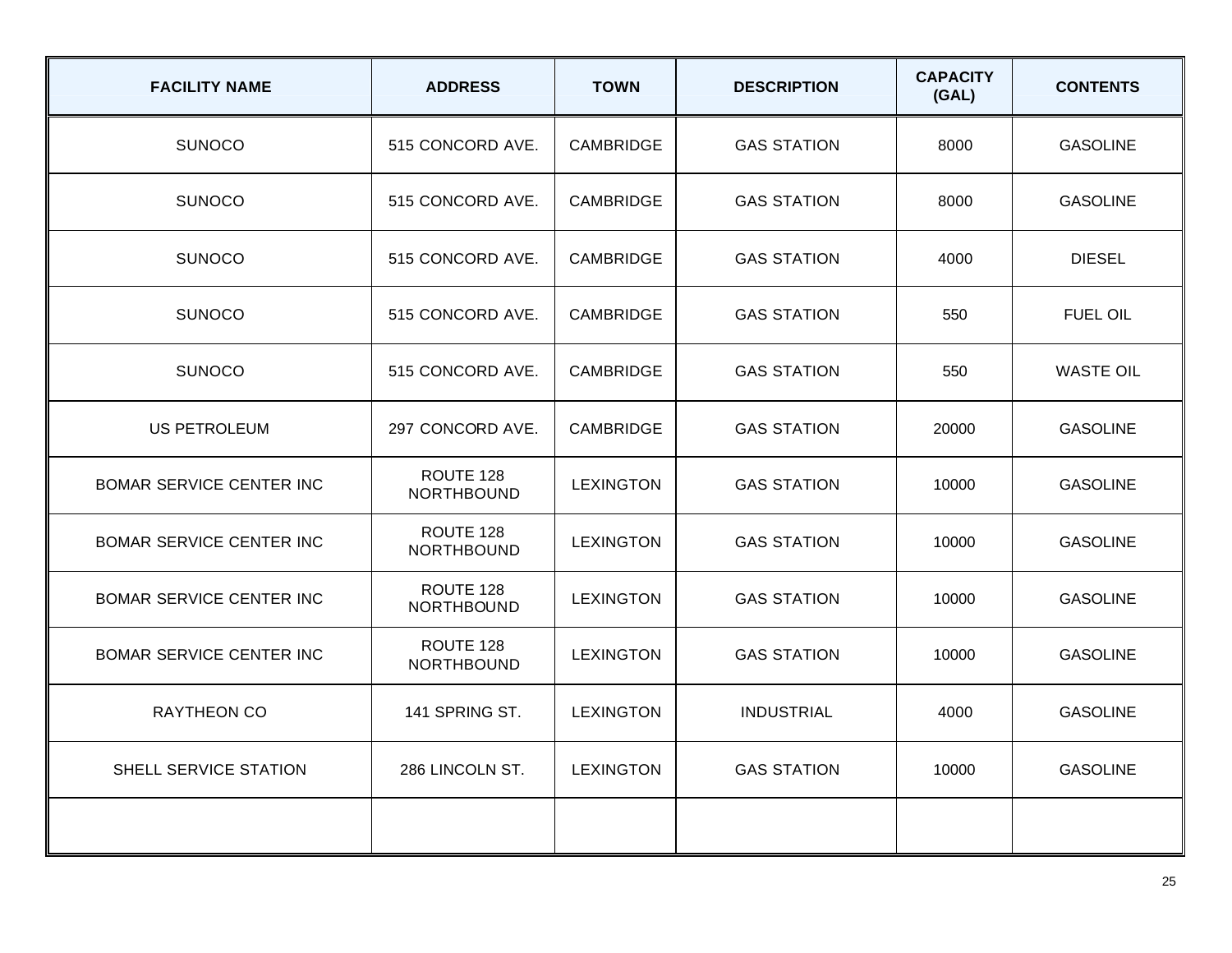| FACILITY NAME | ADDRESS | TOWN | DESCRIPTION | CAPACITY (GAL) | CONTENTS |
|---|---|---|---|---|---|
| SUNOCO | 515 CONCORD AVE. | CAMBRIDGE | GAS STATION | 8000 | GASOLINE |
| SUNOCO | 515 CONCORD AVE. | CAMBRIDGE | GAS STATION | 8000 | GASOLINE |
| SUNOCO | 515 CONCORD AVE. | CAMBRIDGE | GAS STATION | 4000 | DIESEL |
| SUNOCO | 515 CONCORD AVE. | CAMBRIDGE | GAS STATION | 550 | FUEL OIL |
| SUNOCO | 515 CONCORD AVE. | CAMBRIDGE | GAS STATION | 550 | WASTE OIL |
| US PETROLEUM | 297 CONCORD AVE. | CAMBRIDGE | GAS STATION | 20000 | GASOLINE |
| BOMAR SERVICE CENTER INC | ROUTE 128 NORTHBOUND | LEXINGTON | GAS STATION | 10000 | GASOLINE |
| BOMAR SERVICE CENTER INC | ROUTE 128 NORTHBOUND | LEXINGTON | GAS STATION | 10000 | GASOLINE |
| BOMAR SERVICE CENTER INC | ROUTE 128 NORTHBOUND | LEXINGTON | GAS STATION | 10000 | GASOLINE |
| BOMAR SERVICE CENTER INC | ROUTE 128 NORTHBOUND | LEXINGTON | GAS STATION | 10000 | GASOLINE |
| RAYTHEON CO | 141 SPRING ST. | LEXINGTON | INDUSTRIAL | 4000 | GASOLINE |
| SHELL SERVICE STATION | 286 LINCOLN ST. | LEXINGTON | GAS STATION | 10000 | GASOLINE |
| | | | | | |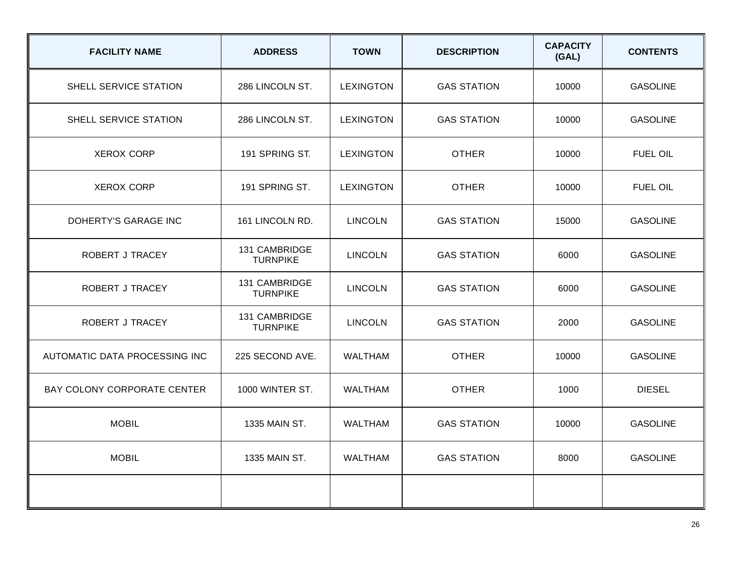| FACILITY NAME | ADDRESS | TOWN | DESCRIPTION | CAPACITY (GAL) | CONTENTS |
|---|---|---|---|---|---|
| SHELL SERVICE STATION | 286 LINCOLN ST. | LEXINGTON | GAS STATION | 10000 | GASOLINE |
| SHELL SERVICE STATION | 286 LINCOLN ST. | LEXINGTON | GAS STATION | 10000 | GASOLINE |
| XEROX CORP | 191 SPRING ST. | LEXINGTON | OTHER | 10000 | FUEL OIL |
| XEROX CORP | 191 SPRING ST. | LEXINGTON | OTHER | 10000 | FUEL OIL |
| DOHERTY'S GARAGE INC | 161 LINCOLN RD. | LINCOLN | GAS STATION | 15000 | GASOLINE |
| ROBERT J TRACEY | 131 CAMBRIDGE TURNPIKE | LINCOLN | GAS STATION | 6000 | GASOLINE |
| ROBERT J TRACEY | 131 CAMBRIDGE TURNPIKE | LINCOLN | GAS STATION | 6000 | GASOLINE |
| ROBERT J TRACEY | 131 CAMBRIDGE TURNPIKE | LINCOLN | GAS STATION | 2000 | GASOLINE |
| AUTOMATIC DATA PROCESSING INC | 225 SECOND AVE. | WALTHAM | OTHER | 10000 | GASOLINE |
| BAY COLONY CORPORATE CENTER | 1000 WINTER ST. | WALTHAM | OTHER | 1000 | DIESEL |
| MOBIL | 1335 MAIN ST. | WALTHAM | GAS STATION | 10000 | GASOLINE |
| MOBIL | 1335 MAIN ST. | WALTHAM | GAS STATION | 8000 | GASOLINE |
| | | | | | |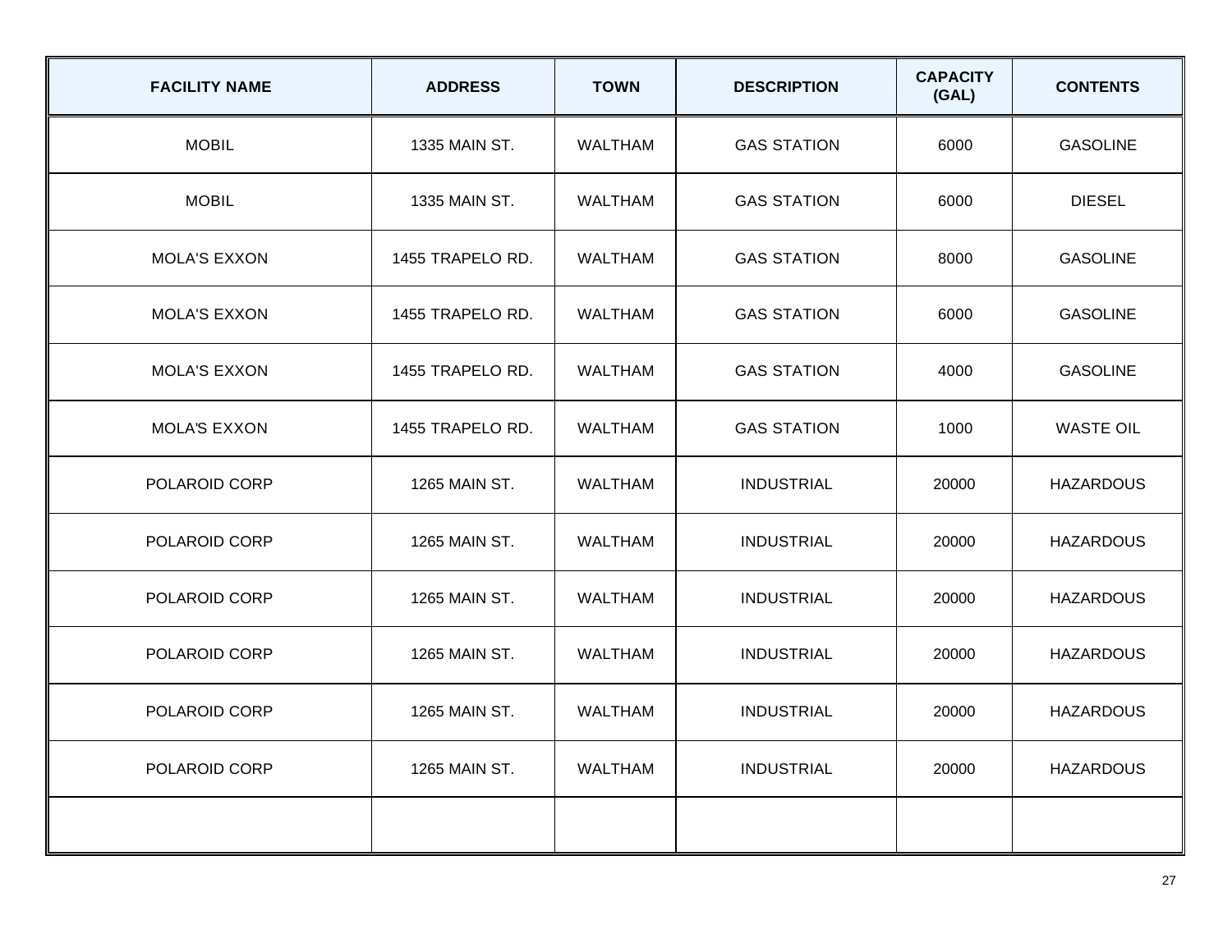| FACILITY NAME | ADDRESS | TOWN | DESCRIPTION | CAPACITY (GAL) | CONTENTS |
|---|---|---|---|---|---|
| MOBIL | 1335 MAIN ST. | WALTHAM | GAS STATION | 6000 | GASOLINE |
| MOBIL | 1335 MAIN ST. | WALTHAM | GAS STATION | 6000 | DIESEL |
| MOLA'S EXXON | 1455 TRAPELO RD. | WALTHAM | GAS STATION | 8000 | GASOLINE |
| MOLA'S EXXON | 1455 TRAPELO RD. | WALTHAM | GAS STATION | 6000 | GASOLINE |
| MOLA'S EXXON | 1455 TRAPELO RD. | WALTHAM | GAS STATION | 4000 | GASOLINE |
| MOLA'S EXXON | 1455 TRAPELO RD. | WALTHAM | GAS STATION | 1000 | WASTE OIL |
| POLAROID CORP | 1265 MAIN ST. | WALTHAM | INDUSTRIAL | 20000 | HAZARDOUS |
| POLAROID CORP | 1265 MAIN ST. | WALTHAM | INDUSTRIAL | 20000 | HAZARDOUS |
| POLAROID CORP | 1265 MAIN ST. | WALTHAM | INDUSTRIAL | 20000 | HAZARDOUS |
| POLAROID CORP | 1265 MAIN ST. | WALTHAM | INDUSTRIAL | 20000 | HAZARDOUS |
| POLAROID CORP | 1265 MAIN ST. | WALTHAM | INDUSTRIAL | 20000 | HAZARDOUS |
| POLAROID CORP | 1265 MAIN ST. | WALTHAM | INDUSTRIAL | 20000 | HAZARDOUS |
| | | | | | |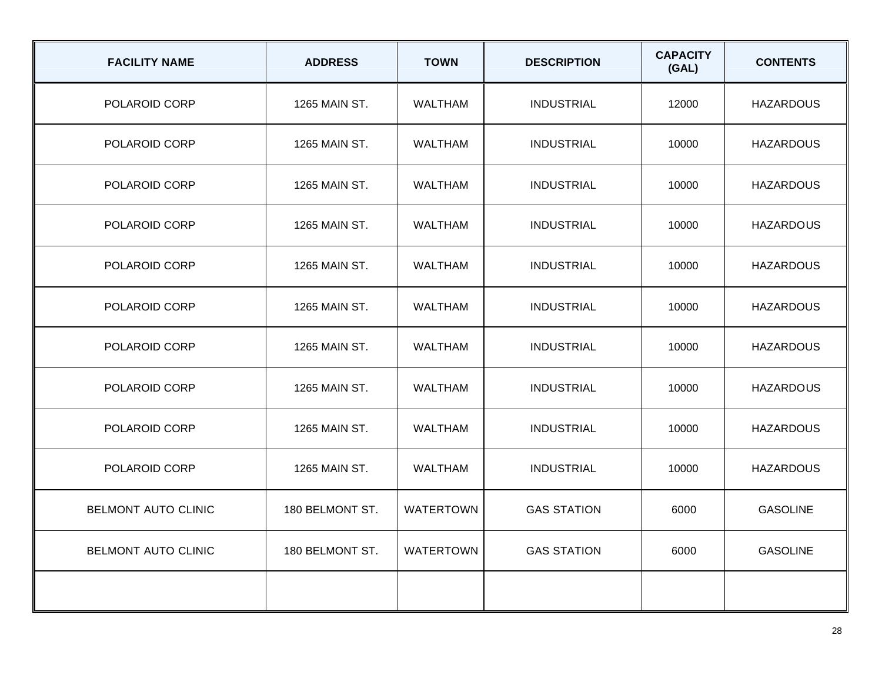| FACILITY NAME | ADDRESS | TOWN | DESCRIPTION | CAPACITY (GAL) | CONTENTS |
|---|---|---|---|---|---|
| POLAROID CORP | 1265 MAIN ST. | WALTHAM | INDUSTRIAL | 12000 | HAZARDOUS |
| POLAROID CORP | 1265 MAIN ST. | WALTHAM | INDUSTRIAL | 10000 | HAZARDOUS |
| POLAROID CORP | 1265 MAIN ST. | WALTHAM | INDUSTRIAL | 10000 | HAZARDOUS |
| POLAROID CORP | 1265 MAIN ST. | WALTHAM | INDUSTRIAL | 10000 | HAZARDOUS |
| POLAROID CORP | 1265 MAIN ST. | WALTHAM | INDUSTRIAL | 10000 | HAZARDOUS |
| POLAROID CORP | 1265 MAIN ST. | WALTHAM | INDUSTRIAL | 10000 | HAZARDOUS |
| POLAROID CORP | 1265 MAIN ST. | WALTHAM | INDUSTRIAL | 10000 | HAZARDOUS |
| POLAROID CORP | 1265 MAIN ST. | WALTHAM | INDUSTRIAL | 10000 | HAZARDOUS |
| POLAROID CORP | 1265 MAIN ST. | WALTHAM | INDUSTRIAL | 10000 | HAZARDOUS |
| POLAROID CORP | 1265 MAIN ST. | WALTHAM | INDUSTRIAL | 10000 | HAZARDOUS |
| BELMONT AUTO CLINIC | 180 BELMONT ST. | WATERTOWN | GAS STATION | 6000 | GASOLINE |
| BELMONT AUTO CLINIC | 180 BELMONT ST. | WATERTOWN | GAS STATION | 6000 | GASOLINE |
| | | | | | |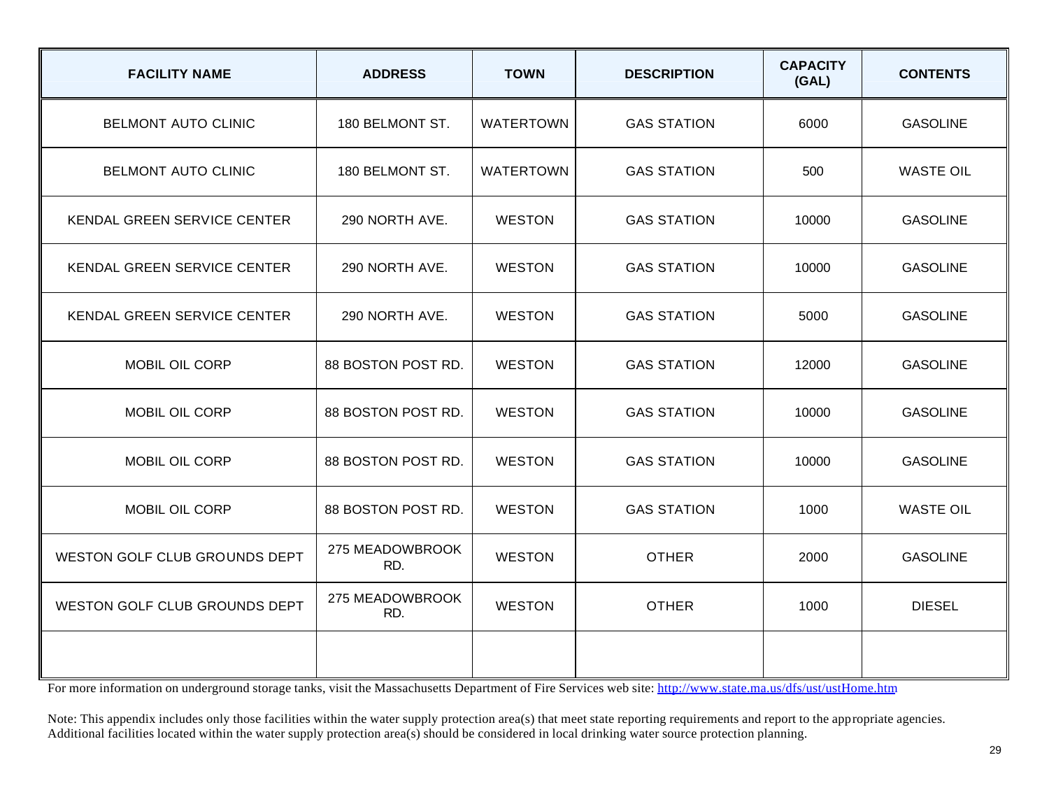| FACILITY NAME | ADDRESS | TOWN | DESCRIPTION | CAPACITY (GAL) | CONTENTS |
| --- | --- | --- | --- | --- | --- |
| BELMONT AUTO CLINIC | 180 BELMONT ST. | WATERTOWN | GAS STATION | 6000 | GASOLINE |
| BELMONT AUTO CLINIC | 180 BELMONT ST. | WATERTOWN | GAS STATION | 500 | WASTE OIL |
| KENDAL GREEN SERVICE CENTER | 290 NORTH AVE. | WESTON | GAS STATION | 10000 | GASOLINE |
| KENDAL GREEN SERVICE CENTER | 290 NORTH AVE. | WESTON | GAS STATION | 10000 | GASOLINE |
| KENDAL GREEN SERVICE CENTER | 290 NORTH AVE. | WESTON | GAS STATION | 5000 | GASOLINE |
| MOBIL OIL CORP | 88 BOSTON POST RD. | WESTON | GAS STATION | 12000 | GASOLINE |
| MOBIL OIL CORP | 88 BOSTON POST RD. | WESTON | GAS STATION | 10000 | GASOLINE |
| MOBIL OIL CORP | 88 BOSTON POST RD. | WESTON | GAS STATION | 10000 | GASOLINE |
| MOBIL OIL CORP | 88 BOSTON POST RD. | WESTON | GAS STATION | 1000 | WASTE OIL |
| WESTON GOLF CLUB GROUNDS DEPT | 275 MEADOWBROOK RD. | WESTON | OTHER | 2000 | GASOLINE |
| WESTON GOLF CLUB GROUNDS DEPT | 275 MEADOWBROOK RD. | WESTON | OTHER | 1000 | DIESEL |
| | | | | | |

For more information on underground storage tanks, visit the Massachusetts Department of Fire Services web site: http://www.state.ma.us/dfs/ust/ustHome.htm

Note: This appendix includes only those facilities within the water supply protection area(s) that meet state reporting requirements and report to the appropriate agencies. Additional facilities located within the water supply protection area(s) should be considered in local drinking water source protection planning.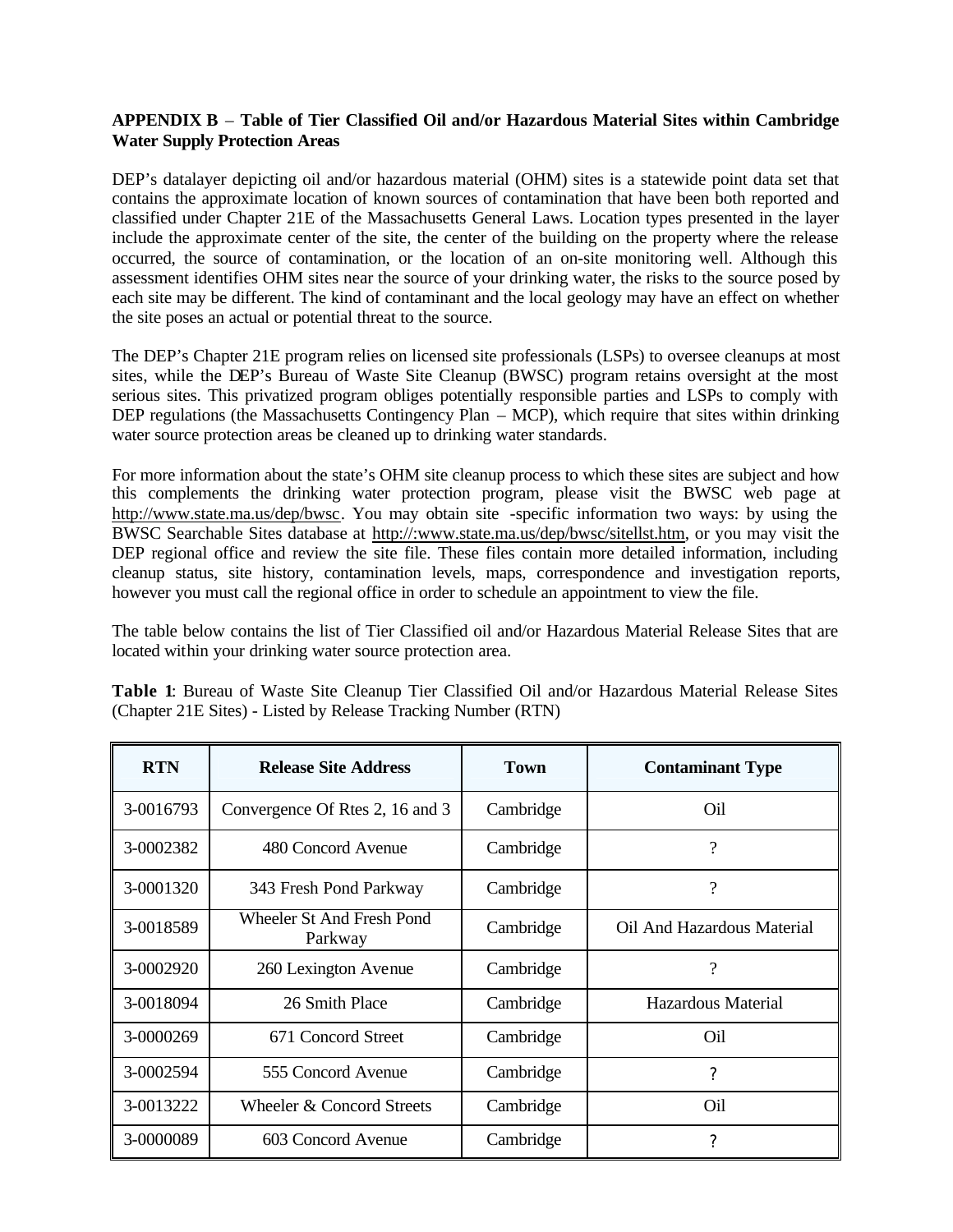**APPENDIX B** – **Table of Tier Classified Oil and/or Hazardous Material Sites within Cambridge Water Supply Protection Areas**

DEP's datalayer depicting oil and/or hazardous material (OHM) sites is a statewide point data set that contains the approximate location of known sources of contamination that have been both reported and classified under Chapter 21E of the Massachusetts General Laws. Location types presented in the layer include the approximate center of the site, the center of the building on the property where the release occurred, the source of contamination, or the location of an on-site monitoring well. Although this assessment identifies OHM sites near the source of your drinking water, the risks to the source posed by each site may be different. The kind of contaminant and the local geology may have an effect on whether the site poses an actual or potential threat to the source.

The DEP's Chapter 21E program relies on licensed site professionals (LSPs) to oversee cleanups at most sites, while the DEP's Bureau of Waste Site Cleanup (BWSC) program retains oversight at the most serious sites. This privatized program obliges potentially responsible parties and LSPs to comply with DEP regulations (the Massachusetts Contingency Plan – MCP), which require that sites within drinking water source protection areas be cleaned up to drinking water standards.

For more information about the state's OHM site cleanup process to which these sites are subject and how this complements the drinking water protection program, please visit the BWSC web page at http://www.state.ma.us/dep/bwsc. You may obtain site -specific information two ways: by using the BWSC Searchable Sites database at http://:www.state.ma.us/dep/bwsc/sitellst.htm, or you may visit the DEP regional office and review the site file. These files contain more detailed information, including cleanup status, site history, contamination levels, maps, correspondence and investigation reports, however you must call the regional office in order to schedule an appointment to view the file.

The table below contains the list of Tier Classified oil and/or Hazardous Material Release Sites that are located within your drinking water source protection area.

**Table 1**: Bureau of Waste Site Cleanup Tier Classified Oil and/or Hazardous Material Release Sites (Chapter 21E Sites) - Listed by Release Tracking Number (RTN)

| RTN | Release Site Address | Town | Contaminant Type |
|---|---|---|---|
| 3-0016793 | Convergence Of Rtes 2, 16 and 3 | Cambridge | Oil |
| 3-0002382 | 480 Concord Avenue | Cambridge | ? |
| 3-0001320 | 343 Fresh Pond Parkway | Cambridge | ? |
| 3-0018589 | Wheeler St And Fresh Pond Parkway | Cambridge | Oil And Hazardous Material |
| 3-0002920 | 260 Lexington Avenue | Cambridge | ? |
| 3-0018094 | 26 Smith Place | Cambridge | Hazardous Material |
| 3-0000269 | 671 Concord Street | Cambridge | Oil |
| 3-0002594 | 555 Concord Avenue | Cambridge | ? |
| 3-0013222 | Wheeler & Concord Streets | Cambridge | Oil |
| 3-0000089 | 603 Concord Avenue | Cambridge | ? |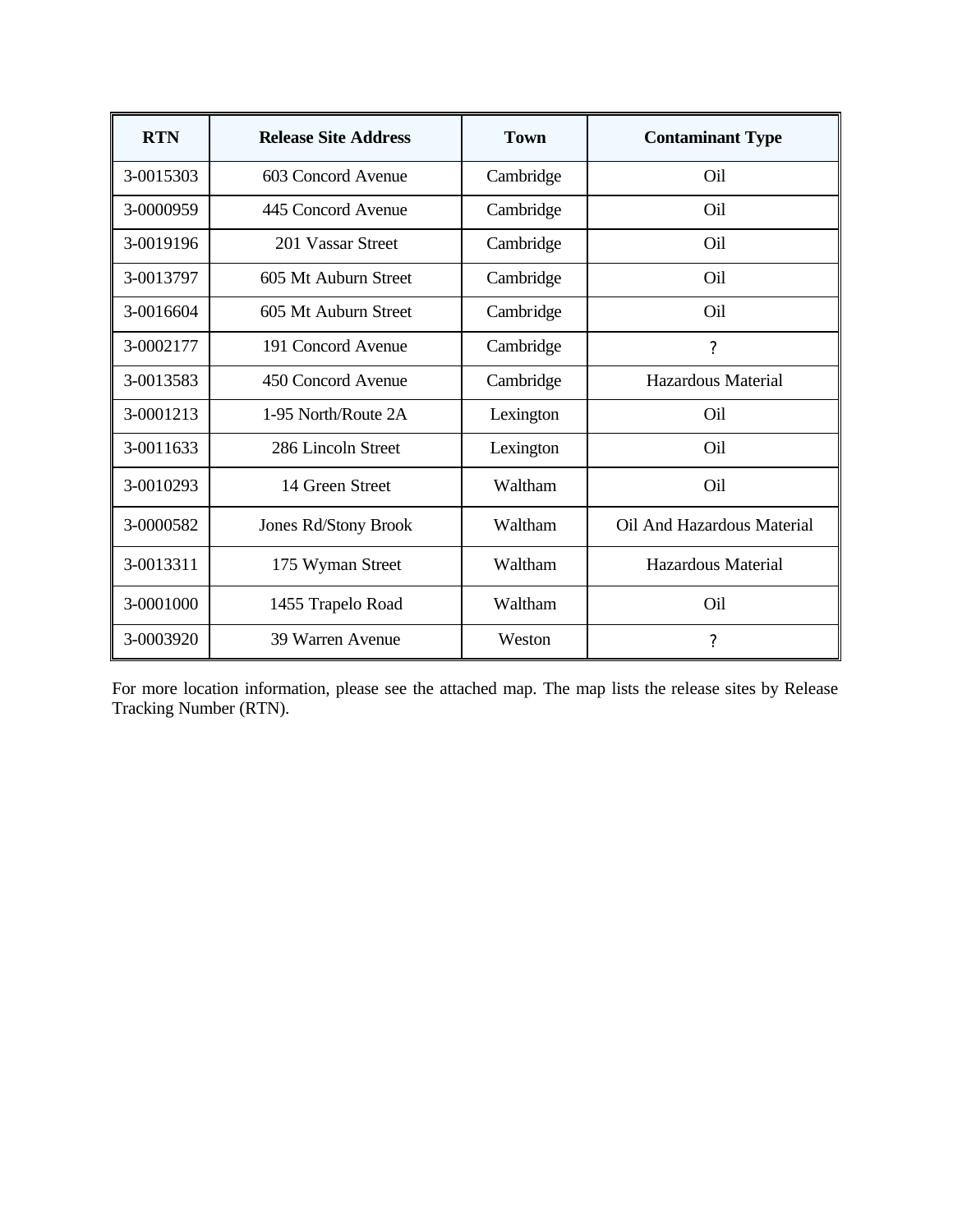| RTN | Release Site Address | Town | Contaminant Type |
|---|---|---|---|
| 3-0015303 | 603 Concord Avenue | Cambridge | Oil |
| 3-0000959 | 445 Concord Avenue | Cambridge | Oil |
| 3-0019196 | 201 Vassar Street | Cambridge | Oil |
| 3-0013797 | 605 Mt Auburn Street | Cambridge | Oil |
| 3-0016604 | 605 Mt Auburn Street | Cambridge | Oil |
| 3-0002177 | 191 Concord Avenue | Cambridge | ? |
| 3-0013583 | 450 Concord Avenue | Cambridge | Hazardous Material |
| 3-0001213 | 1-95 North/Route 2A | Lexington | Oil |
| 3-0011633 | 286 Lincoln Street | Lexington | Oil |
| 3-0010293 | 14 Green Street | Waltham | Oil |
| 3-0000582 | Jones Rd/Stony Brook | Waltham | Oil And Hazardous Material |
| 3-0013311 | 175 Wyman Street | Waltham | Hazardous Material |
| 3-0001000 | 1455 Trapelo Road | Waltham | Oil |
| 3-0003920 | 39 Warren Avenue | Weston | ? |

For more location information, please see the attached map. The map lists the release sites by Release Tracking Number (RTN).